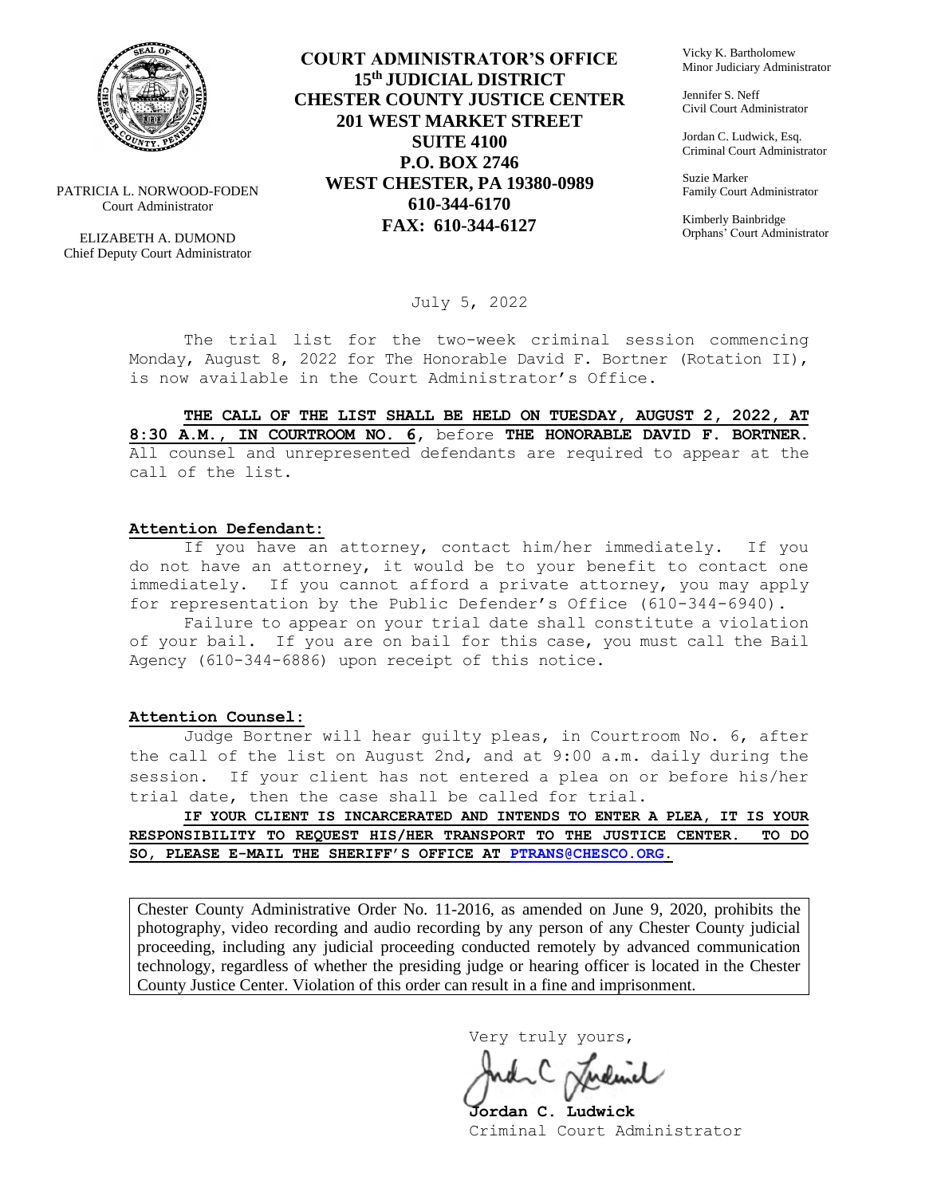PATRICIA L. NORWOOD-FODEN
Court Administrator

ELIZABETH A. DUMOND
Chief Deputy Court Administrator

**COURT ADMINISTRATOR'S OFFICE**
**15th JUDICIAL DISTRICT**
**CHESTER COUNTY JUSTICE CENTER**
**201 WEST MARKET STREET**
**SUITE 4100**
**P.O. BOX 2746**
**WEST CHESTER, PA 19380-0989**
**610-344-6170**
**FAX: 610-344-6127**

Vicky K. Bartholomew
Minor Judiciary Administrator

Jennifer S. Neff
Civil Court Administrator

Jordan C. Ludwick, Esq.
Criminal Court Administrator

Suzie Marker
Family Court Administrator

Kimberly Bainbridge
Orphans' Court Administrator

July 5, 2022

The trial list for the two-week criminal session commencing Monday, August 8, 2022 for The Honorable David F. Bortner (Rotation II), is now available in the Court Administrator's Office.

**THE CALL OF THE LIST SHALL BE HELD ON TUESDAY, AUGUST 2, 2022, AT 8:30 A.M., IN COURTROOM NO. 6**, before **THE HONORABLE DAVID F. BORTNER.** All counsel and unrepresented defendants are required to appear at the call of the list.

**Attention Defendant:**

If you have an attorney, contact him/her immediately. If you do not have an attorney, it would be to your benefit to contact one immediately. If you cannot afford a private attorney, you may apply for representation by the Public Defender's Office (610-344-6940).

Failure to appear on your trial date shall constitute a violation of your bail. If you are on bail for this case, you must call the Bail Agency (610-344-6886) upon receipt of this notice.

**Attention Counsel:**

Judge Bortner will hear guilty pleas, in Courtroom No. 6, after the call of the list on August 2nd, and at 9:00 a.m. daily during the session. If your client has not entered a plea on or before his/her trial date, then the case shall be called for trial.

**IF YOUR CLIENT IS INCARCERATED AND INTENDS TO ENTER A PLEA, IT IS YOUR RESPONSIBILITY TO REQUEST HIS/HER TRANSPORT TO THE JUSTICE CENTER. TO DO SO, PLEASE E-MAIL THE SHERIFF'S OFFICE AT PTRANS@CHESCO.ORG.**

Chester County Administrative Order No. 11-2016, as amended on June 9, 2020, prohibits the photography, video recording and audio recording by any person of any Chester County judicial proceeding, including any judicial proceeding conducted remotely by advanced communication technology, regardless of whether the presiding judge or hearing officer is located in the Chester County Justice Center. Violation of this order can result in a fine and imprisonment.

Very truly yours,

**Jordan C. Ludwick**
Criminal Court Administrator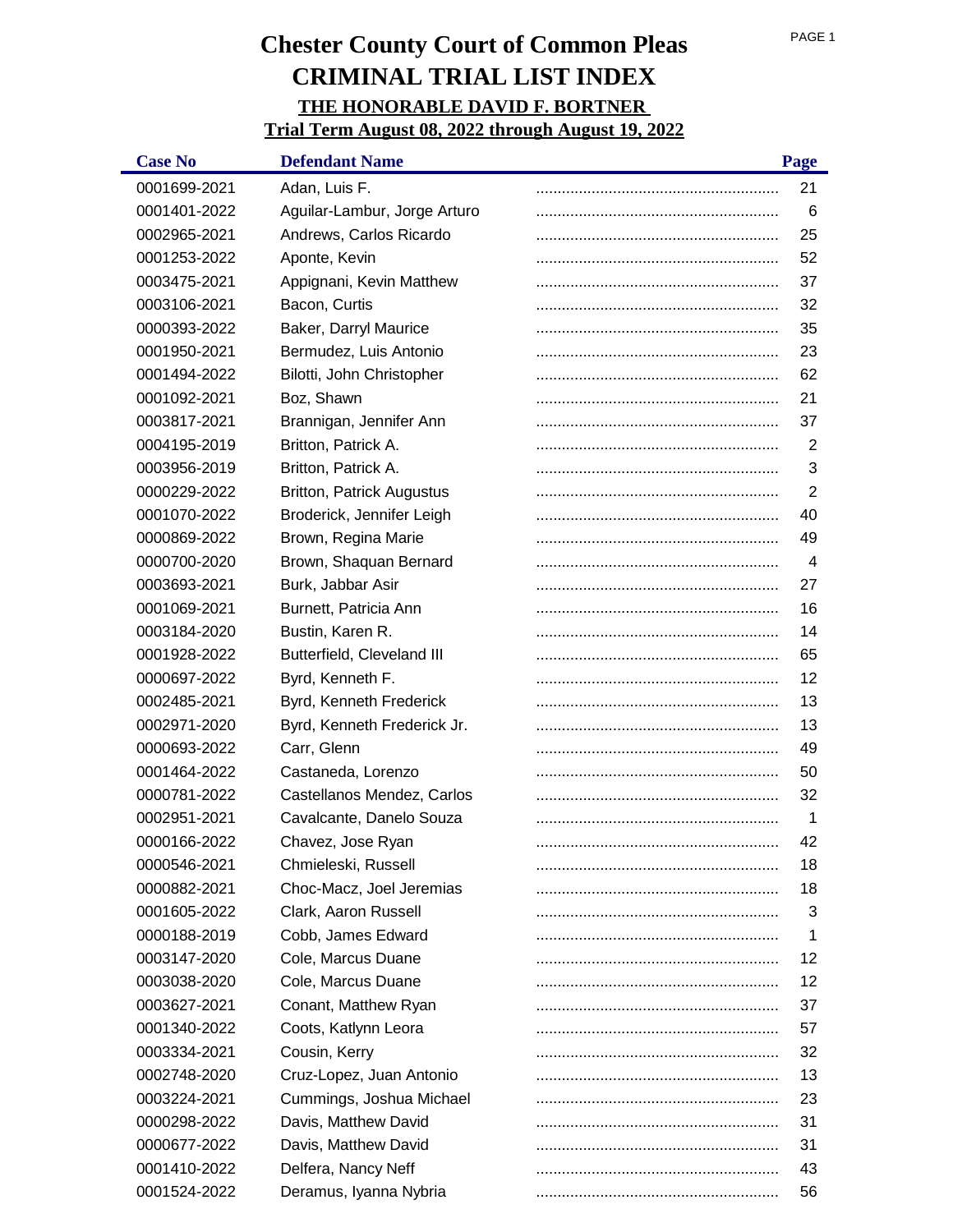# Chester County Court of Common Pleas
# CRIMINAL TRIAL LIST INDEX
## THE HONORABLE DAVID F. BORTNER
## Trial Term August 08, 2022 through August 19, 2022

| Case No | Defendant Name | Page |
|---|---|---|
| 0001699-2021 | Adan, Luis F. | 21 |
| 0001401-2022 | Aguilar-Lambur, Jorge Arturo | 6 |
| 0002965-2021 | Andrews, Carlos Ricardo | 25 |
| 0001253-2022 | Aponte, Kevin | 52 |
| 0003475-2021 | Appignani, Kevin Matthew | 37 |
| 0003106-2021 | Bacon, Curtis | 32 |
| 0000393-2022 | Baker, Darryl Maurice | 35 |
| 0001950-2021 | Bermudez, Luis Antonio | 23 |
| 0001494-2022 | Bilotti, John Christopher | 62 |
| 0001092-2021 | Boz, Shawn | 21 |
| 0003817-2021 | Brannigan, Jennifer Ann | 37 |
| 0004195-2019 | Britton, Patrick A. | 2 |
| 0003956-2019 | Britton, Patrick A. | 3 |
| 0000229-2022 | Britton, Patrick Augustus | 2 |
| 0001070-2022 | Broderick, Jennifer Leigh | 40 |
| 0000869-2022 | Brown, Regina Marie | 49 |
| 0000700-2020 | Brown, Shaquan Bernard | 4 |
| 0003693-2021 | Burk, Jabbar Asir | 27 |
| 0001069-2021 | Burnett, Patricia Ann | 16 |
| 0003184-2020 | Bustin, Karen R. | 14 |
| 0001928-2022 | Butterfield, Cleveland III | 65 |
| 0000697-2022 | Byrd, Kenneth F. | 12 |
| 0002485-2021 | Byrd, Kenneth Frederick | 13 |
| 0002971-2020 | Byrd, Kenneth Frederick Jr. | 13 |
| 0000693-2022 | Carr, Glenn | 49 |
| 0001464-2022 | Castaneda, Lorenzo | 50 |
| 0000781-2022 | Castellanos Mendez, Carlos | 32 |
| 0002951-2021 | Cavalcante, Danelo Souza | 1 |
| 0000166-2022 | Chavez, Jose Ryan | 42 |
| 0000546-2021 | Chmieleski, Russell | 18 |
| 0000882-2021 | Choc-Macz, Joel Jeremias | 18 |
| 0001605-2022 | Clark, Aaron Russell | 3 |
| 0000188-2019 | Cobb, James Edward | 1 |
| 0003147-2020 | Cole, Marcus Duane | 12 |
| 0003038-2020 | Cole, Marcus Duane | 12 |
| 0003627-2021 | Conant, Matthew Ryan | 37 |
| 0001340-2022 | Coots, Katlynn Leora | 57 |
| 0003334-2021 | Cousin, Kerry | 32 |
| 0002748-2020 | Cruz-Lopez, Juan Antonio | 13 |
| 0003224-2021 | Cummings, Joshua Michael | 23 |
| 0000298-2022 | Davis, Matthew David | 31 |
| 0000677-2022 | Davis, Matthew David | 31 |
| 0001410-2022 | Delfera, Nancy Neff | 43 |
| 0001524-2022 | Deramus, Iyanna Nybria | 56 |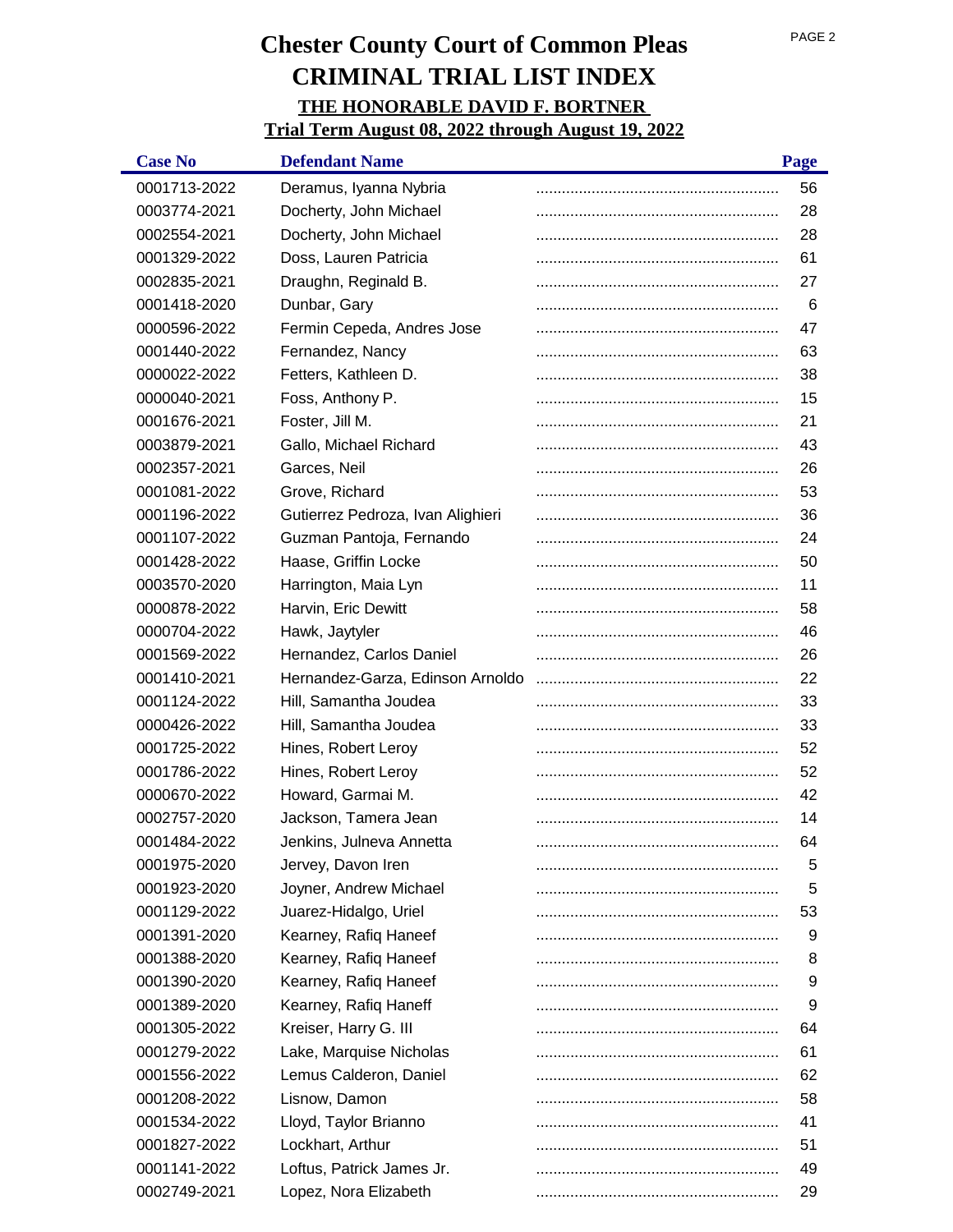# Chester County Court of Common Pleas

## CRIMINAL TRIAL LIST INDEX

### THE HONORABLE DAVID F. BORTNER

### Trial Term August 08, 2022 through August 19, 2022

| Case No | Defendant Name | Page |
|---|---|---|
| 0001713-2022 | Deramus, Iyanna Nybria | 56 |
| 0003774-2021 | Docherty, John Michael | 28 |
| 0002554-2021 | Docherty, John Michael | 28 |
| 0001329-2022 | Doss, Lauren Patricia | 61 |
| 0002835-2021 | Draughn, Reginald B. | 27 |
| 0001418-2020 | Dunbar, Gary | 6 |
| 0000596-2022 | Fermin Cepeda, Andres Jose | 47 |
| 0001440-2022 | Fernandez, Nancy | 63 |
| 0000022-2022 | Fetters, Kathleen D. | 38 |
| 0000040-2021 | Foss, Anthony P. | 15 |
| 0001676-2021 | Foster, Jill M. | 21 |
| 0003879-2021 | Gallo, Michael Richard | 43 |
| 0002357-2021 | Garces, Neil | 26 |
| 0001081-2022 | Grove, Richard | 53 |
| 0001196-2022 | Gutierrez Pedroza, Ivan Alighieri | 36 |
| 0001107-2022 | Guzman Pantoja, Fernando | 24 |
| 0001428-2022 | Haase, Griffin Locke | 50 |
| 0003570-2020 | Harrington, Maia Lyn | 11 |
| 0000878-2022 | Harvin, Eric Dewitt | 58 |
| 0000704-2022 | Hawk, Jaytyler | 46 |
| 0001569-2022 | Hernandez, Carlos Daniel | 26 |
| 0001410-2021 | Hernandez-Garza, Edinson Arnoldo | 22 |
| 0001124-2022 | Hill, Samantha Joudea | 33 |
| 0000426-2022 | Hill, Samantha Joudea | 33 |
| 0001725-2022 | Hines, Robert Leroy | 52 |
| 0001786-2022 | Hines, Robert Leroy | 52 |
| 0000670-2022 | Howard, Garmai M. | 42 |
| 0002757-2020 | Jackson, Tamera Jean | 14 |
| 0001484-2022 | Jenkins, Julneva Annetta | 64 |
| 0001975-2020 | Jervey, Davon Iren | 5 |
| 0001923-2020 | Joyner, Andrew Michael | 5 |
| 0001129-2022 | Juarez-Hidalgo, Uriel | 53 |
| 0001391-2020 | Kearney, Rafiq Haneef | 9 |
| 0001388-2020 | Kearney, Rafiq Haneef | 8 |
| 0001390-2020 | Kearney, Rafiq Haneef | 9 |
| 0001389-2020 | Kearney, Rafiq Haneff | 9 |
| 0001305-2022 | Kreiser, Harry G. III | 64 |
| 0001279-2022 | Lake, Marquise Nicholas | 61 |
| 0001556-2022 | Lemus Calderon, Daniel | 62 |
| 0001208-2022 | Lisnow, Damon | 58 |
| 0001534-2022 | Lloyd, Taylor Brianno | 41 |
| 0001827-2022 | Lockhart, Arthur | 51 |
| 0001141-2022 | Loftus, Patrick James Jr. | 49 |
| 0002749-2021 | Lopez, Nora Elizabeth | 29 |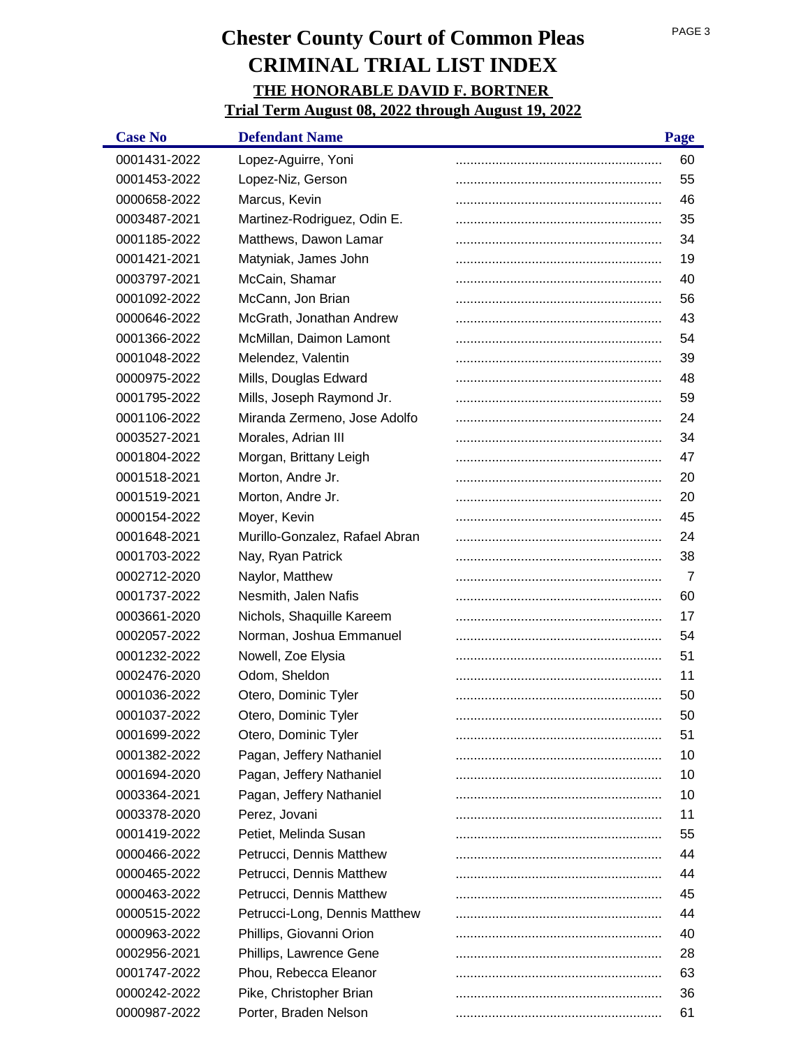# Chester County Court of Common Pleas

# CRIMINAL TRIAL LIST INDEX

## THE HONORABLE DAVID F. BORTNER

## Trial Term August 08, 2022 through August 19, 2022

| Case No | Defendant Name | Page |
|---|---|---|
| 0001431-2022 | Lopez-Aguirre, Yoni | 60 |
| 0001453-2022 | Lopez-Niz, Gerson | 55 |
| 0000658-2022 | Marcus, Kevin | 46 |
| 0003487-2021 | Martinez-Rodriguez, Odin E. | 35 |
| 0001185-2022 | Matthews, Dawon Lamar | 34 |
| 0001421-2021 | Matyniak, James John | 19 |
| 0003797-2021 | McCain, Shamar | 40 |
| 0001092-2022 | McCann, Jon Brian | 56 |
| 0000646-2022 | McGrath, Jonathan Andrew | 43 |
| 0001366-2022 | McMillan, Daimon Lamont | 54 |
| 0001048-2022 | Melendez, Valentin | 39 |
| 0000975-2022 | Mills, Douglas Edward | 48 |
| 0001795-2022 | Mills, Joseph Raymond Jr. | 59 |
| 0001106-2022 | Miranda Zermeno, Jose Adolfo | 24 |
| 0003527-2021 | Morales, Adrian III | 34 |
| 0001804-2022 | Morgan, Brittany Leigh | 47 |
| 0001518-2021 | Morton, Andre Jr. | 20 |
| 0001519-2021 | Morton, Andre Jr. | 20 |
| 0000154-2022 | Moyer, Kevin | 45 |
| 0001648-2021 | Murillo-Gonzalez, Rafael Abran | 24 |
| 0001703-2022 | Nay, Ryan Patrick | 38 |
| 0002712-2020 | Naylor, Matthew | 7 |
| 0001737-2022 | Nesmith, Jalen Nafis | 60 |
| 0003661-2020 | Nichols, Shaquille Kareem | 17 |
| 0002057-2022 | Norman, Joshua Emmanuel | 54 |
| 0001232-2022 | Nowell, Zoe Elysia | 51 |
| 0002476-2020 | Odom, Sheldon | 11 |
| 0001036-2022 | Otero, Dominic Tyler | 50 |
| 0001037-2022 | Otero, Dominic Tyler | 50 |
| 0001699-2022 | Otero, Dominic Tyler | 51 |
| 0001382-2022 | Pagan, Jeffery Nathaniel | 10 |
| 0001694-2020 | Pagan, Jeffery Nathaniel | 10 |
| 0003364-2021 | Pagan, Jeffery Nathaniel | 10 |
| 0003378-2020 | Perez, Jovani | 11 |
| 0001419-2022 | Petiet, Melinda Susan | 55 |
| 0000466-2022 | Petrucci, Dennis Matthew | 44 |
| 0000465-2022 | Petrucci, Dennis Matthew | 44 |
| 0000463-2022 | Petrucci, Dennis Matthew | 45 |
| 0000515-2022 | Petrucci-Long, Dennis Matthew | 44 |
| 0000963-2022 | Phillips, Giovanni Orion | 40 |
| 0002956-2021 | Phillips, Lawrence Gene | 28 |
| 0001747-2022 | Phou, Rebecca Eleanor | 63 |
| 0000242-2022 | Pike, Christopher Brian | 36 |
| 0000987-2022 | Porter, Braden Nelson | 61 |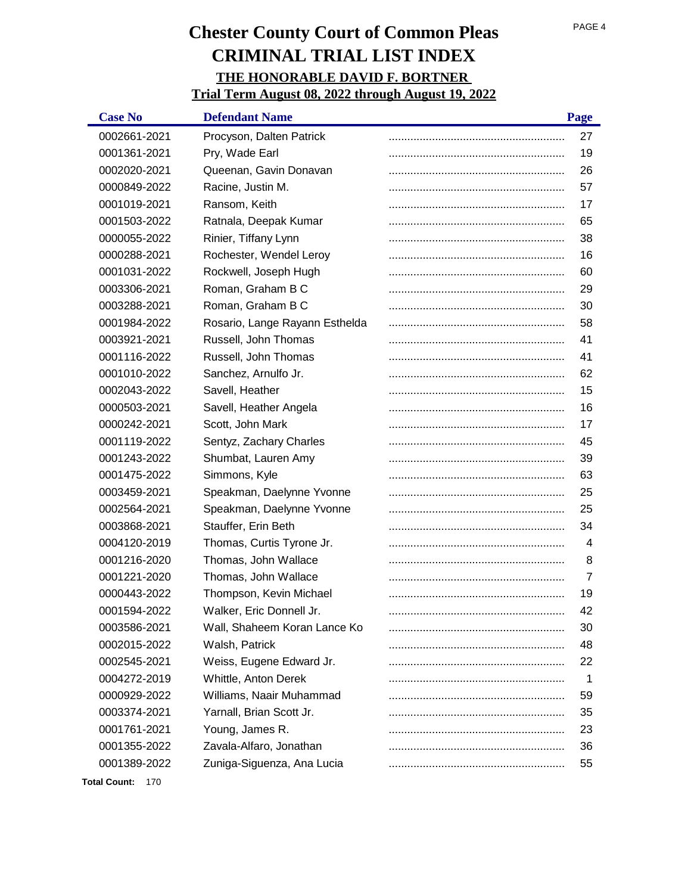# Chester County Court of Common Pleas
# CRIMINAL TRIAL LIST INDEX
## THE HONORABLE DAVID F. BORTNER
## Trial Term August 08, 2022 through August 19, 2022

| Case No | Defendant Name | Page |
|---|---|---|
| 0002661-2021 | Procyson, Dalten Patrick | 27 |
| 0001361-2021 | Pry, Wade Earl | 19 |
| 0002020-2021 | Queenan, Gavin Donavan | 26 |
| 0000849-2022 | Racine, Justin M. | 57 |
| 0001019-2021 | Ransom, Keith | 17 |
| 0001503-2022 | Ratnala, Deepak Kumar | 65 |
| 0000055-2022 | Rinier, Tiffany Lynn | 38 |
| 0000288-2021 | Rochester, Wendel Leroy | 16 |
| 0001031-2022 | Rockwell, Joseph Hugh | 60 |
| 0003306-2021 | Roman, Graham B C | 29 |
| 0003288-2021 | Roman, Graham B C | 30 |
| 0001984-2022 | Rosario, Lange Rayann Esthelda | 58 |
| 0003921-2021 | Russell, John Thomas | 41 |
| 0001116-2022 | Russell, John Thomas | 41 |
| 0001010-2022 | Sanchez, Arnulfo Jr. | 62 |
| 0002043-2022 | Savell, Heather | 15 |
| 0000503-2021 | Savell, Heather Angela | 16 |
| 0000242-2021 | Scott, John Mark | 17 |
| 0001119-2022 | Sentyz, Zachary Charles | 45 |
| 0001243-2022 | Shumbat, Lauren Amy | 39 |
| 0001475-2022 | Simmons, Kyle | 63 |
| 0003459-2021 | Speakman, Daelynne Yvonne | 25 |
| 0002564-2021 | Speakman, Daelynne Yvonne | 25 |
| 0003868-2021 | Stauffer, Erin Beth | 34 |
| 0004120-2019 | Thomas, Curtis Tyrone Jr. | 4 |
| 0001216-2020 | Thomas, John Wallace | 8 |
| 0001221-2020 | Thomas, John Wallace | 7 |
| 0000443-2022 | Thompson, Kevin Michael | 19 |
| 0001594-2022 | Walker, Eric Donnell Jr. | 42 |
| 0003586-2021 | Wall, Shaheem Koran Lance Ko | 30 |
| 0002015-2022 | Walsh, Patrick | 48 |
| 0002545-2021 | Weiss, Eugene Edward Jr. | 22 |
| 0004272-2019 | Whittle, Anton Derek | 1 |
| 0000929-2022 | Williams, Naair Muhammad | 59 |
| 0003374-2021 | Yarnall, Brian Scott Jr. | 35 |
| 0001761-2021 | Young, James R. | 23 |
| 0001355-2022 | Zavala-Alfaro, Jonathan | 36 |
| 0001389-2022 | Zuniga-Siguenza, Ana Lucia | 55 |

**Total Count:** 170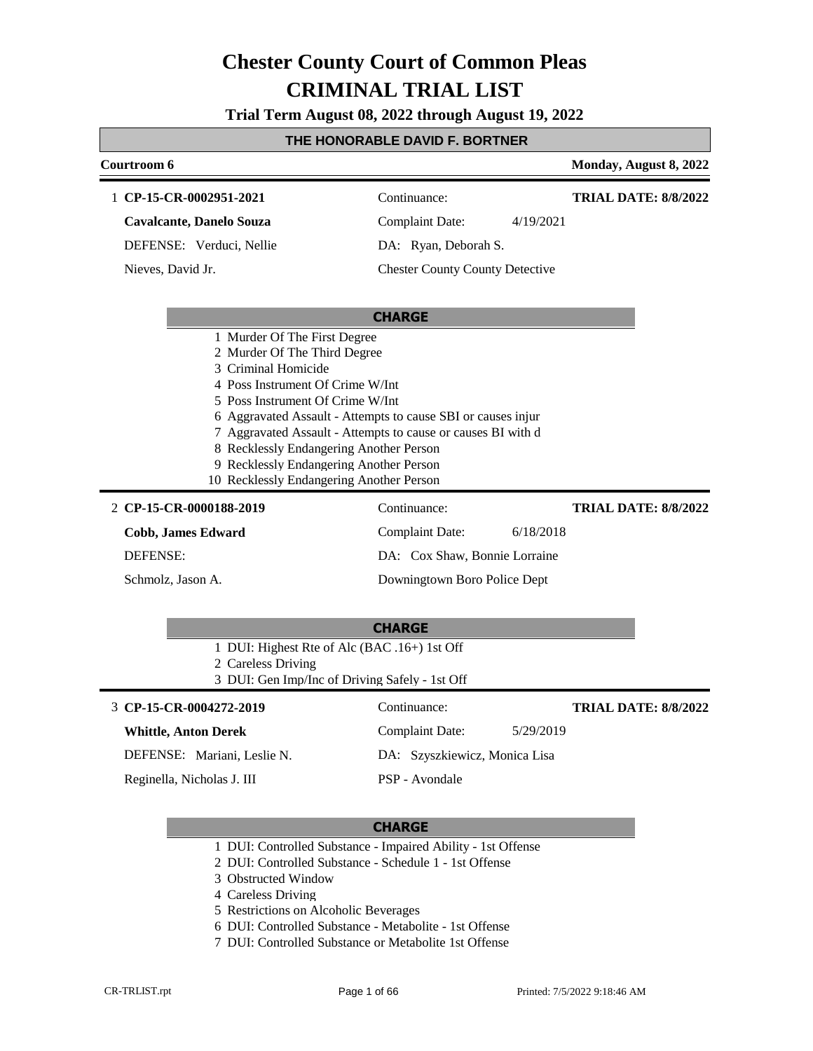# Chester County Court of Common Pleas
# CRIMINAL TRIAL LIST

### Trial Term August 08, 2022 through August 19, 2022

### THE HONORABLE DAVID F. BORTNER

**Courtroom 6** — **Monday, August 8, 2022**

---

1 **CP-15-CR-0002951-2021** — Continuance: — **TRIAL DATE: 8/8/2022**

**Cavalcante, Danelo Souza** — Complaint Date: 4/19/2021

DEFENSE: Verduci, Nellie — DA: Ryan, Deborah S.

Nieves, David Jr. — Chester County County Detective

**CHARGE**

1 Murder Of The First Degree
2 Murder Of The Third Degree
3 Criminal Homicide
4 Poss Instrument Of Crime W/Int
5 Poss Instrument Of Crime W/Int
6 Aggravated Assault - Attempts to cause SBI or causes injur
7 Aggravated Assault - Attempts to cause or causes BI with d
8 Recklessly Endangering Another Person
9 Recklessly Endangering Another Person
10 Recklessly Endangering Another Person

---

2 **CP-15-CR-0000188-2019** — Continuance: — **TRIAL DATE: 8/8/2022**

**Cobb, James Edward** — Complaint Date: 6/18/2018

DEFENSE: — DA: Cox Shaw, Bonnie Lorraine

Schmolz, Jason A. — Downingtown Boro Police Dept

**CHARGE**

1 DUI: Highest Rte of Alc (BAC .16+) 1st Off
2 Careless Driving
3 DUI: Gen Imp/Inc of Driving Safely - 1st Off

---

3 **CP-15-CR-0004272-2019** — Continuance: — **TRIAL DATE: 8/8/2022**

**Whittle, Anton Derek** — Complaint Date: 5/29/2019

DEFENSE: Mariani, Leslie N. — DA: Szyszkiewicz, Monica Lisa

Reginella, Nicholas J. III — PSP - Avondale

**CHARGE**

1 DUI: Controlled Substance - Impaired Ability - 1st Offense
2 DUI: Controlled Substance - Schedule 1 - 1st Offense
3 Obstructed Window
4 Careless Driving
5 Restrictions on Alcoholic Beverages
6 DUI: Controlled Substance - Metabolite - 1st Offense
7 DUI: Controlled Substance or Metabolite 1st Offense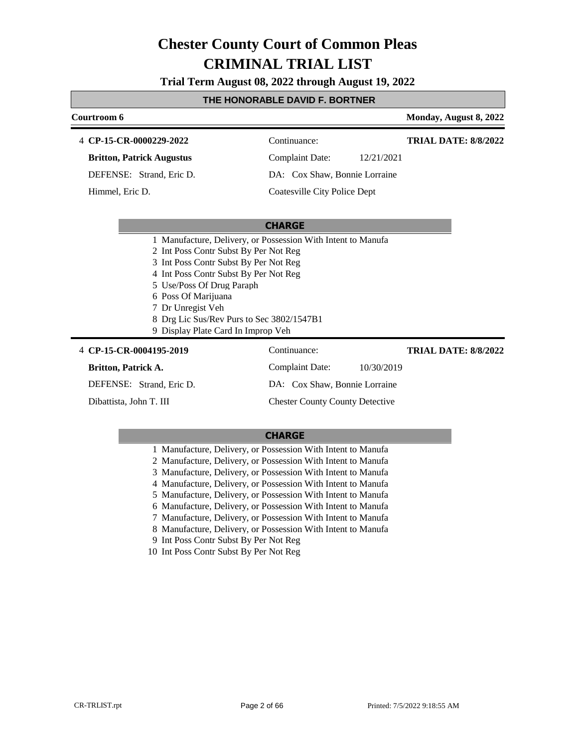# Chester County Court of Common Pleas
# CRIMINAL TRIAL LIST

**Trial Term August 08, 2022 through August 19, 2022**

**THE HONORABLE DAVID F. BORTNER**

**Courtroom 6** — **Monday, August 8, 2022**

4 **CP-15-CR-0000229-2022** — Continuance: — **TRIAL DATE: 8/8/2022**

**Britton, Patrick Augustus** — Complaint Date: 12/21/2021

DEFENSE: Strand, Eric D. — DA: Cox Shaw, Bonnie Lorraine

Himmel, Eric D. — Coatesville City Police Dept

**CHARGE**

1 Manufacture, Delivery, or Possession With Intent to Manufa
2 Int Poss Contr Subst By Per Not Reg
3 Int Poss Contr Subst By Per Not Reg
4 Int Poss Contr Subst By Per Not Reg
5 Use/Poss Of Drug Paraph
6 Poss Of Marijuana
7 Dr Unregist Veh
8 Drg Lic Sus/Rev Purs to Sec 3802/1547B1
9 Display Plate Card In Improp Veh

4 **CP-15-CR-0004195-2019** — Continuance: — **TRIAL DATE: 8/8/2022**

**Britton, Patrick A.** — Complaint Date: 10/30/2019

DEFENSE: Strand, Eric D. — DA: Cox Shaw, Bonnie Lorraine

Dibattista, John T. III — Chester County County Detective

**CHARGE**

1 Manufacture, Delivery, or Possession With Intent to Manufa
2 Manufacture, Delivery, or Possession With Intent to Manufa
3 Manufacture, Delivery, or Possession With Intent to Manufa
4 Manufacture, Delivery, or Possession With Intent to Manufa
5 Manufacture, Delivery, or Possession With Intent to Manufa
6 Manufacture, Delivery, or Possession With Intent to Manufa
7 Manufacture, Delivery, or Possession With Intent to Manufa
8 Manufacture, Delivery, or Possession With Intent to Manufa
9 Int Poss Contr Subst By Per Not Reg
10 Int Poss Contr Subst By Per Not Reg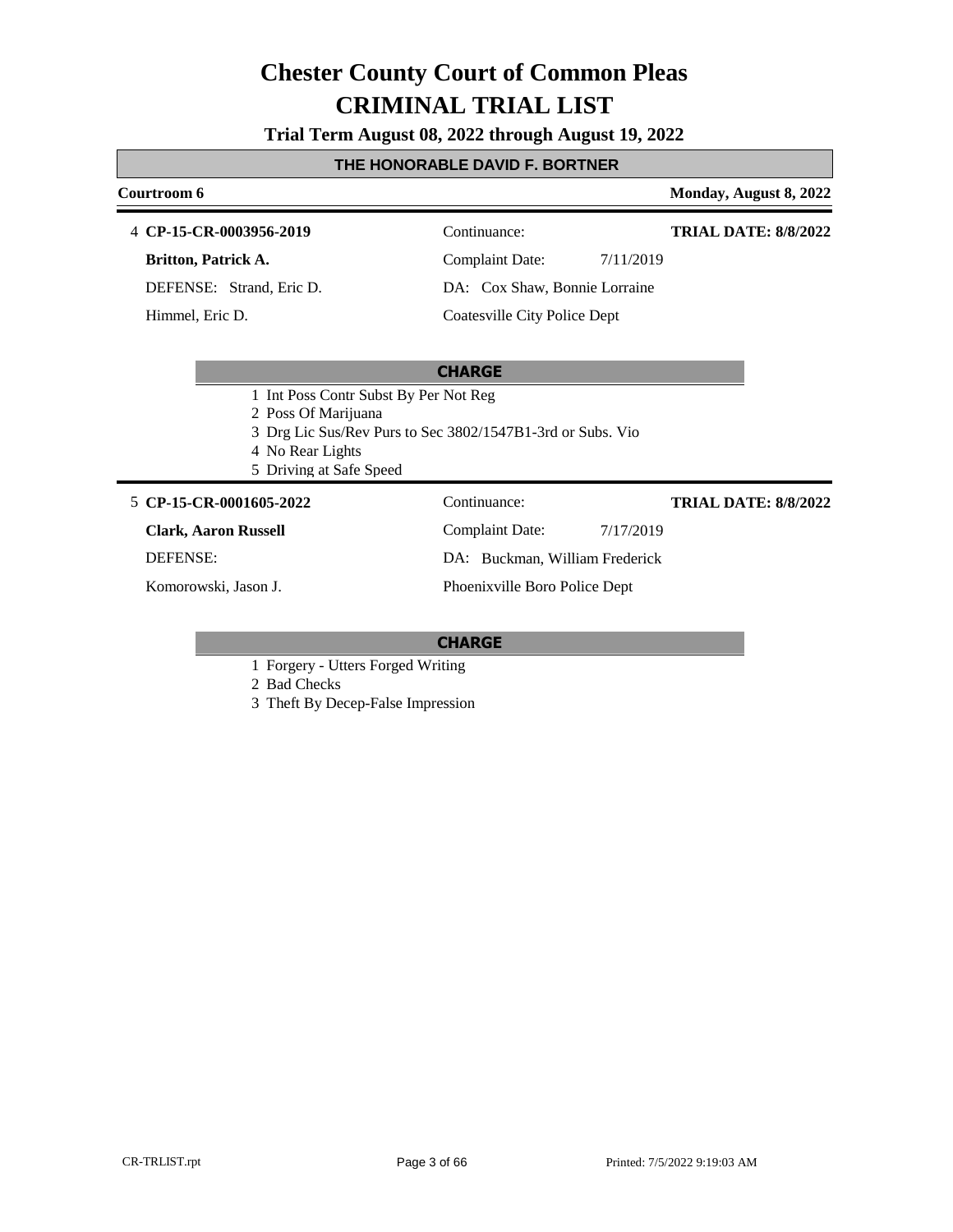# Chester County Court of Common Pleas
# CRIMINAL TRIAL LIST

**Trial Term August 08, 2022 through August 19, 2022**

## THE HONORABLE DAVID F. BORTNER

**Courtroom 6** — **Monday, August 8, 2022**

---

4 **CP-15-CR-0003956-2019**

**Britton, Patrick A.**

DEFENSE: Strand, Eric D.

Himmel, Eric D.

Continuance:

Complaint Date: 7/11/2019

DA: Cox Shaw, Bonnie Lorraine

Coatesville City Police Dept

**TRIAL DATE: 8/8/2022**

**CHARGE**

1 Int Poss Contr Subst By Per Not Reg
2 Poss Of Marijuana
3 Drg Lic Sus/Rev Purs to Sec 3802/1547B1-3rd or Subs. Vio
4 No Rear Lights
5 Driving at Safe Speed

---

5 **CP-15-CR-0001605-2022**

**Clark, Aaron Russell**

DEFENSE:

Komorowski, Jason J.

Continuance:

Complaint Date: 7/17/2019

DA: Buckman, William Frederick

Phoenixville Boro Police Dept

**TRIAL DATE: 8/8/2022**

**CHARGE**

1 Forgery - Utters Forged Writing
2 Bad Checks
3 Theft By Decep-False Impression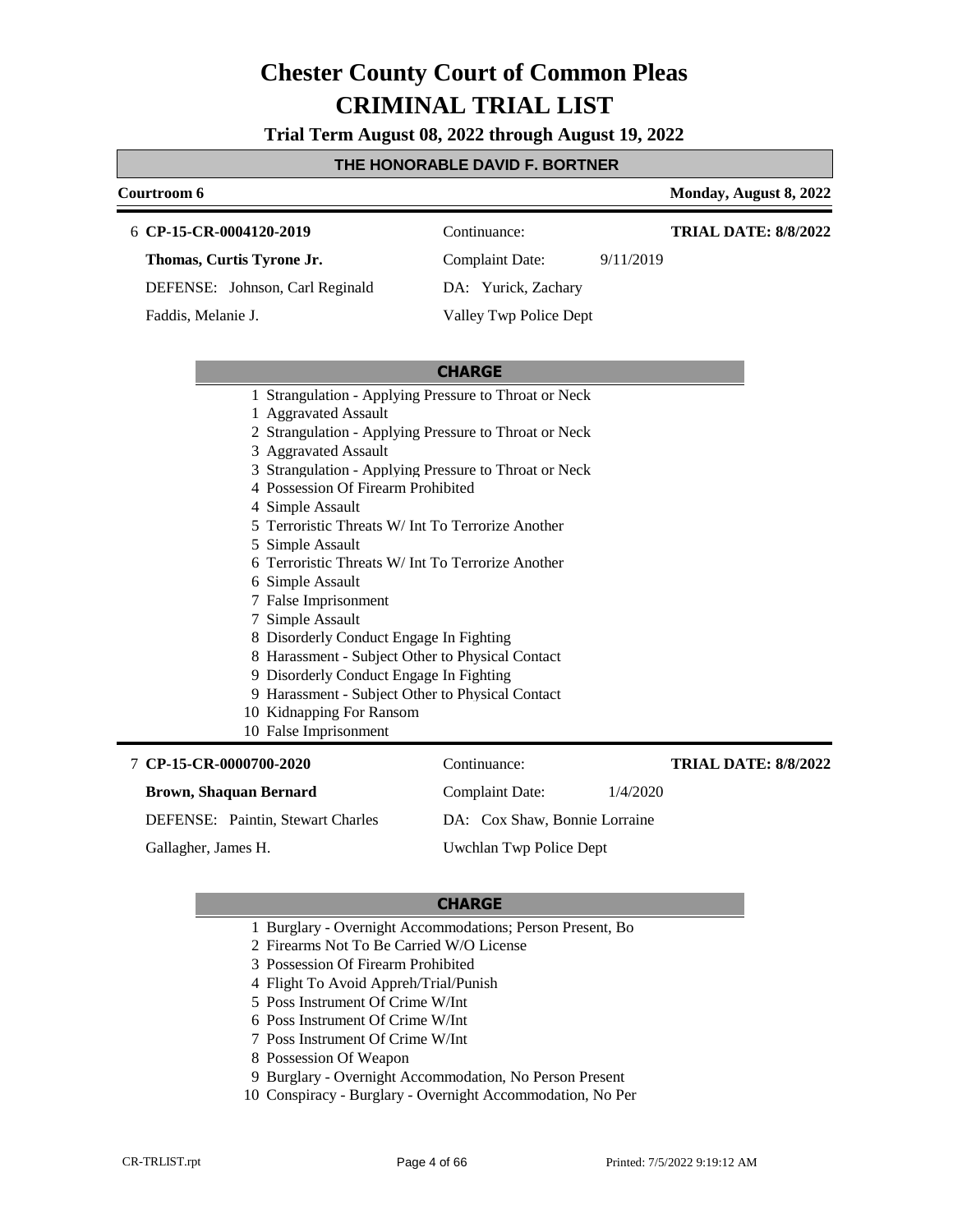# Chester County Court of Common Pleas
# CRIMINAL TRIAL LIST

**Trial Term August 08, 2022 through August 19, 2022**

**THE HONORABLE DAVID F. BORTNER**

**Courtroom 6** — **Monday, August 8, 2022**

---

6 **CP-15-CR-0004120-2019** — Continuance: — **TRIAL DATE: 8/8/2022**

**Thomas, Curtis Tyrone Jr.** — Complaint Date: 9/11/2019

DEFENSE: Johnson, Carl Reginald — DA: Yurick, Zachary

Faddis, Melanie J. — Valley Twp Police Dept

**CHARGE**

1 Strangulation - Applying Pressure to Throat or Neck
1 Aggravated Assault
2 Strangulation - Applying Pressure to Throat or Neck
3 Aggravated Assault
3 Strangulation - Applying Pressure to Throat or Neck
4 Possession Of Firearm Prohibited
4 Simple Assault
5 Terroristic Threats W/ Int To Terrorize Another
5 Simple Assault
6 Terroristic Threats W/ Int To Terrorize Another
6 Simple Assault
7 False Imprisonment
7 Simple Assault
8 Disorderly Conduct Engage In Fighting
8 Harassment - Subject Other to Physical Contact
9 Disorderly Conduct Engage In Fighting
9 Harassment - Subject Other to Physical Contact
10 Kidnapping For Ransom
10 False Imprisonment

---

7 **CP-15-CR-0000700-2020** — Continuance: — **TRIAL DATE: 8/8/2022**

**Brown, Shaquan Bernard** — Complaint Date: 1/4/2020

DEFENSE: Paintin, Stewart Charles — DA: Cox Shaw, Bonnie Lorraine

Gallagher, James H. — Uwchlan Twp Police Dept

**CHARGE**

1 Burglary - Overnight Accommodations; Person Present, Bo
2 Firearms Not To Be Carried W/O License
3 Possession Of Firearm Prohibited
4 Flight To Avoid Appreh/Trial/Punish
5 Poss Instrument Of Crime W/Int
6 Poss Instrument Of Crime W/Int
7 Poss Instrument Of Crime W/Int
8 Possession Of Weapon
9 Burglary - Overnight Accommodation, No Person Present
10 Conspiracy - Burglary - Overnight Accommodation, No Per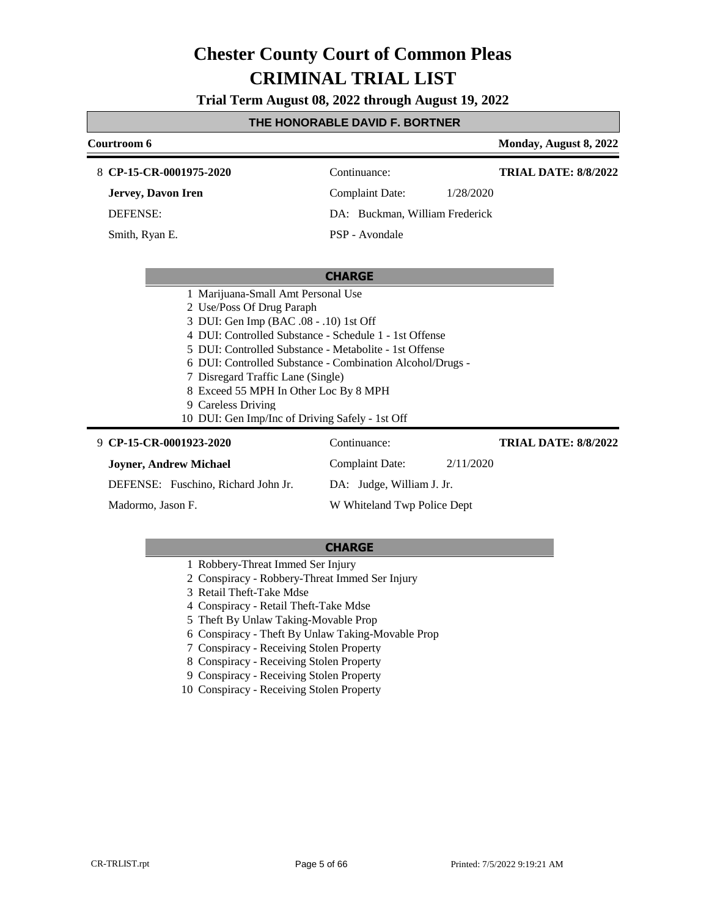# Chester County Court of Common Pleas

# CRIMINAL TRIAL LIST

### Trial Term August 08, 2022 through August 19, 2022

### THE HONORABLE DAVID F. BORTNER

**Courtroom 6** — **Monday, August 8, 2022**

---

8 **CP-15-CR-0001975-2020**

**Jervey, Davon Iren**

DEFENSE:

Smith, Ryan E.

Continuance:

Complaint Date: 1/28/2020

DA: Buckman, William Frederick

PSP - Avondale

**TRIAL DATE: 8/8/2022**

**CHARGE**

1 Marijuana-Small Amt Personal Use
2 Use/Poss Of Drug Paraph
3 DUI: Gen Imp (BAC .08 - .10) 1st Off
4 DUI: Controlled Substance - Schedule 1 - 1st Offense
5 DUI: Controlled Substance - Metabolite - 1st Offense
6 DUI: Controlled Substance - Combination Alcohol/Drugs -
7 Disregard Traffic Lane (Single)
8 Exceed 55 MPH In Other Loc By 8 MPH
9 Careless Driving
10 DUI: Gen Imp/Inc of Driving Safely - 1st Off

---

9 **CP-15-CR-0001923-2020**

**Joyner, Andrew Michael**

DEFENSE: Fuschino, Richard John Jr.

Madormo, Jason F.

Continuance:

Complaint Date: 2/11/2020

DA: Judge, William J. Jr.

W Whiteland Twp Police Dept

**TRIAL DATE: 8/8/2022**

**CHARGE**

1 Robbery-Threat Immed Ser Injury
2 Conspiracy - Robbery-Threat Immed Ser Injury
3 Retail Theft-Take Mdse
4 Conspiracy - Retail Theft-Take Mdse
5 Theft By Unlaw Taking-Movable Prop
6 Conspiracy - Theft By Unlaw Taking-Movable Prop
7 Conspiracy - Receiving Stolen Property
8 Conspiracy - Receiving Stolen Property
9 Conspiracy - Receiving Stolen Property
10 Conspiracy - Receiving Stolen Property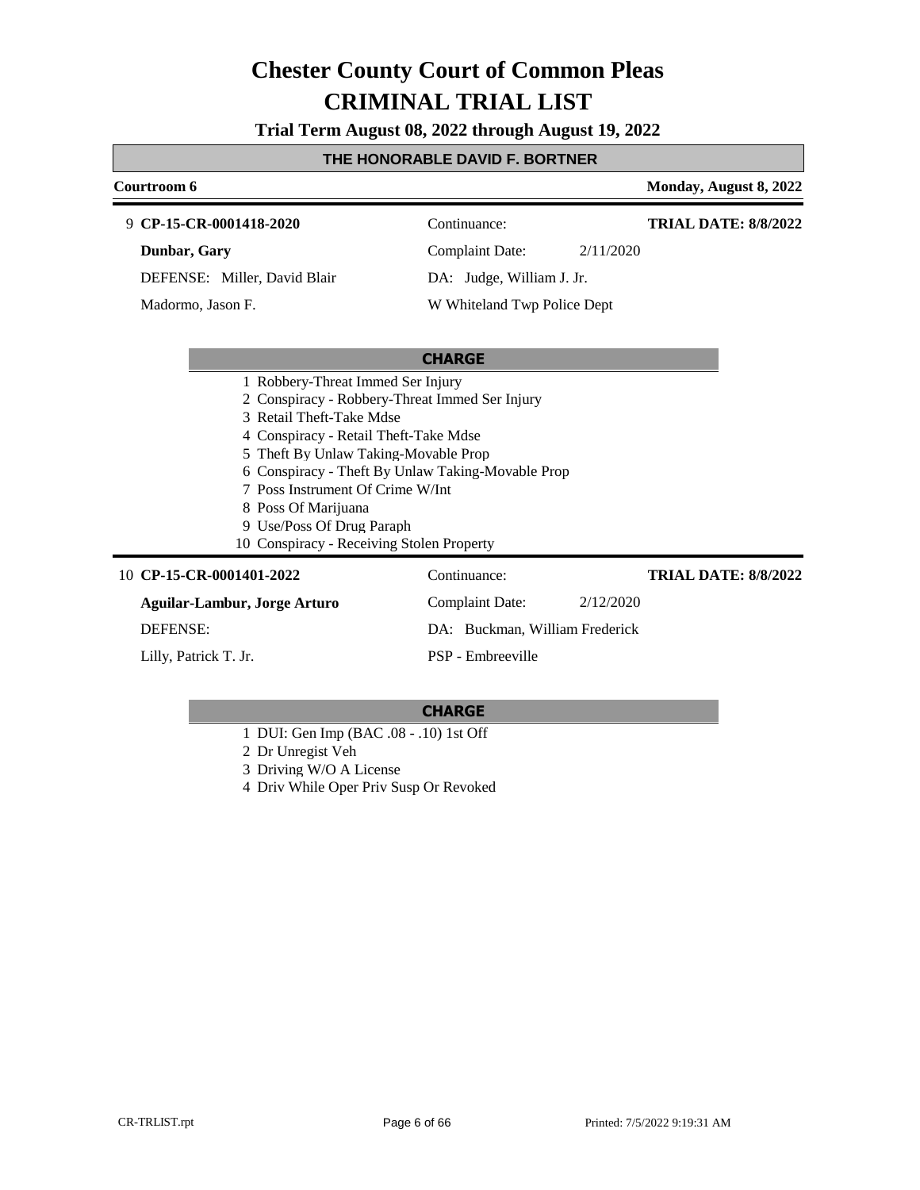# Chester County Court of Common Pleas
# CRIMINAL TRIAL LIST

**Trial Term August 08, 2022 through August 19, 2022**

**THE HONORABLE DAVID F. BORTNER**

**Courtroom 6** | **Monday, August 8, 2022**

---

9 **CP-15-CR-0001418-2020** | Continuance: | **TRIAL DATE: 8/8/2022**

**Dunbar, Gary** | Complaint Date: 2/11/2020

DEFENSE: Miller, David Blair | DA: Judge, William J. Jr.

Madormo, Jason F. | W Whiteland Twp Police Dept

**CHARGE**

1 Robbery-Threat Immed Ser Injury
2 Conspiracy - Robbery-Threat Immed Ser Injury
3 Retail Theft-Take Mdse
4 Conspiracy - Retail Theft-Take Mdse
5 Theft By Unlaw Taking-Movable Prop
6 Conspiracy - Theft By Unlaw Taking-Movable Prop
7 Poss Instrument Of Crime W/Int
8 Poss Of Marijuana
9 Use/Poss Of Drug Paraph
10 Conspiracy - Receiving Stolen Property

---

10 **CP-15-CR-0001401-2022** | Continuance: | **TRIAL DATE: 8/8/2022**

**Aguilar-Lambur, Jorge Arturo** | Complaint Date: 2/12/2020

DEFENSE: | DA: Buckman, William Frederick

Lilly, Patrick T. Jr. | PSP - Embreeville

**CHARGE**

1 DUI: Gen Imp (BAC .08 - .10) 1st Off
2 Dr Unregist Veh
3 Driving W/O A License
4 Driv While Oper Priv Susp Or Revoked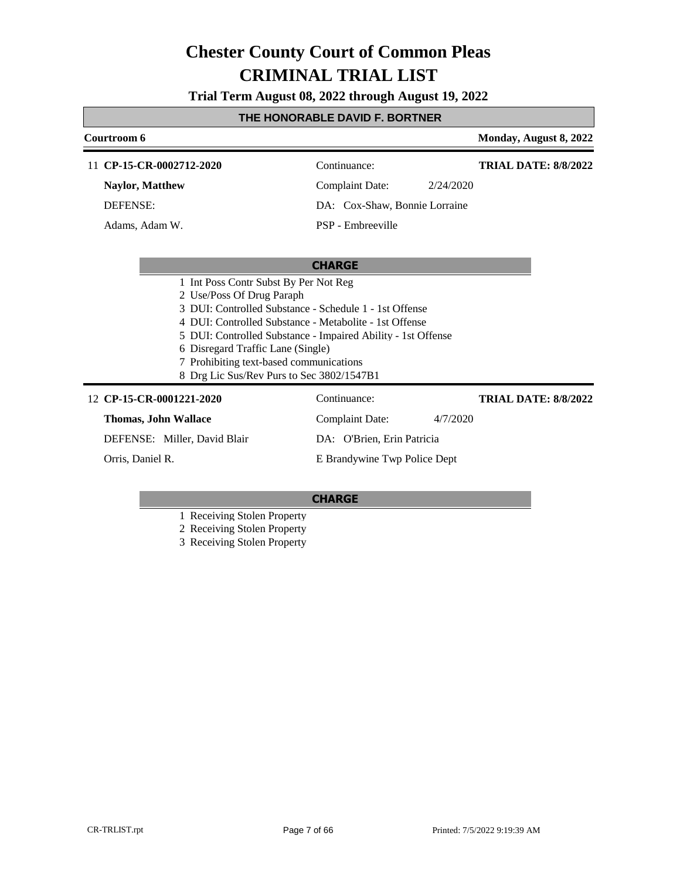# Chester County Court of Common Pleas

# CRIMINAL TRIAL LIST

**Trial Term August 08, 2022 through August 19, 2022**

## THE HONORABLE DAVID F. BORTNER

**Courtroom 6** — **Monday, August 8, 2022**

11 **CP-15-CR-0002712-2020** — Continuance: — **TRIAL DATE: 8/8/2022**

**Naylor, Matthew** — Complaint Date: 2/24/2020

DEFENSE: — DA: Cox-Shaw, Bonnie Lorraine

Adams, Adam W. — PSP - Embreeville

**CHARGE**

1 Int Poss Contr Subst By Per Not Reg
2 Use/Poss Of Drug Paraph
3 DUI: Controlled Substance - Schedule 1 - 1st Offense
4 DUI: Controlled Substance - Metabolite - 1st Offense
5 DUI: Controlled Substance - Impaired Ability - 1st Offense
6 Disregard Traffic Lane (Single)
7 Prohibiting text-based communications
8 Drg Lic Sus/Rev Purs to Sec 3802/1547B1

12 **CP-15-CR-0001221-2020** — Continuance: — **TRIAL DATE: 8/8/2022**

**Thomas, John Wallace** — Complaint Date: 4/7/2020

DEFENSE: Miller, David Blair — DA: O'Brien, Erin Patricia

Orris, Daniel R. — E Brandywine Twp Police Dept

**CHARGE**

1 Receiving Stolen Property
2 Receiving Stolen Property
3 Receiving Stolen Property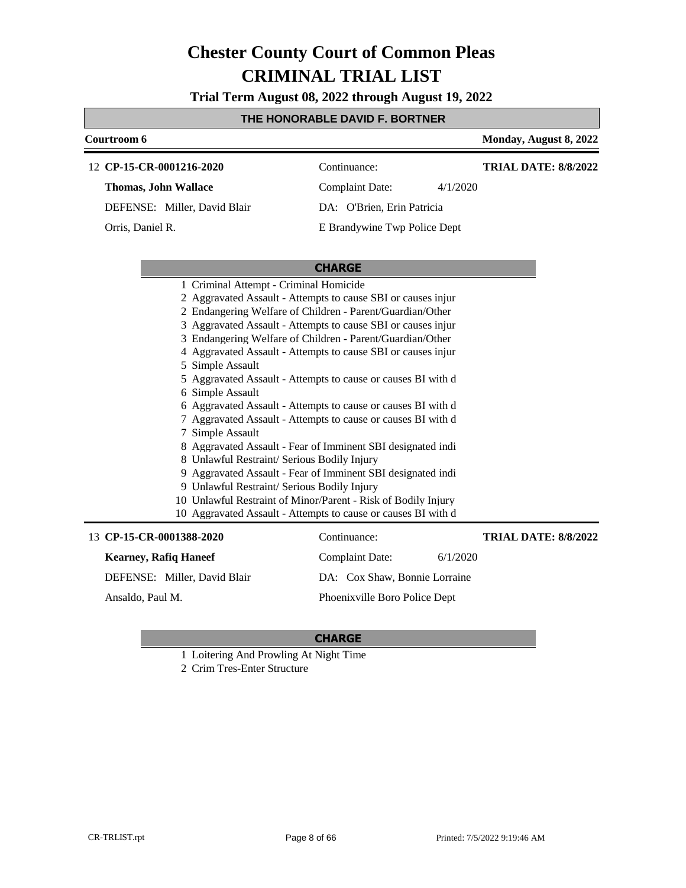# Chester County Court of Common Pleas
# CRIMINAL TRIAL LIST

**Trial Term August 08, 2022 through August 19, 2022**

**THE HONORABLE DAVID F. BORTNER**

**Courtroom 6** | **Monday, August 8, 2022**

---

12 **CP-15-CR-0001216-2020** | Continuance: | **TRIAL DATE: 8/8/2022**

**Thomas, John Wallace** | Complaint Date: 4/1/2020

DEFENSE: Miller, David Blair | DA: O'Brien, Erin Patricia

Orris, Daniel R. | E Brandywine Twp Police Dept

**CHARGE**

1 Criminal Attempt - Criminal Homicide
2 Aggravated Assault - Attempts to cause SBI or causes injur
2 Endangering Welfare of Children - Parent/Guardian/Other
3 Aggravated Assault - Attempts to cause SBI or causes injur
3 Endangering Welfare of Children - Parent/Guardian/Other
4 Aggravated Assault - Attempts to cause SBI or causes injur
5 Simple Assault
5 Aggravated Assault - Attempts to cause or causes BI with d
6 Simple Assault
6 Aggravated Assault - Attempts to cause or causes BI with d
7 Aggravated Assault - Attempts to cause or causes BI with d
7 Simple Assault
8 Aggravated Assault - Fear of Imminent SBI designated indi
8 Unlawful Restraint/ Serious Bodily Injury
9 Aggravated Assault - Fear of Imminent SBI designated indi
9 Unlawful Restraint/ Serious Bodily Injury
10 Unlawful Restraint of Minor/Parent - Risk of Bodily Injury
10 Aggravated Assault - Attempts to cause or causes BI with d

---

13 **CP-15-CR-0001388-2020** | Continuance: | **TRIAL DATE: 8/8/2022**

**Kearney, Rafiq Haneef** | Complaint Date: 6/1/2020

DEFENSE: Miller, David Blair | DA: Cox Shaw, Bonnie Lorraine

Ansaldo, Paul M. | Phoenixville Boro Police Dept

**CHARGE**

1 Loitering And Prowling At Night Time
2 Crim Tres-Enter Structure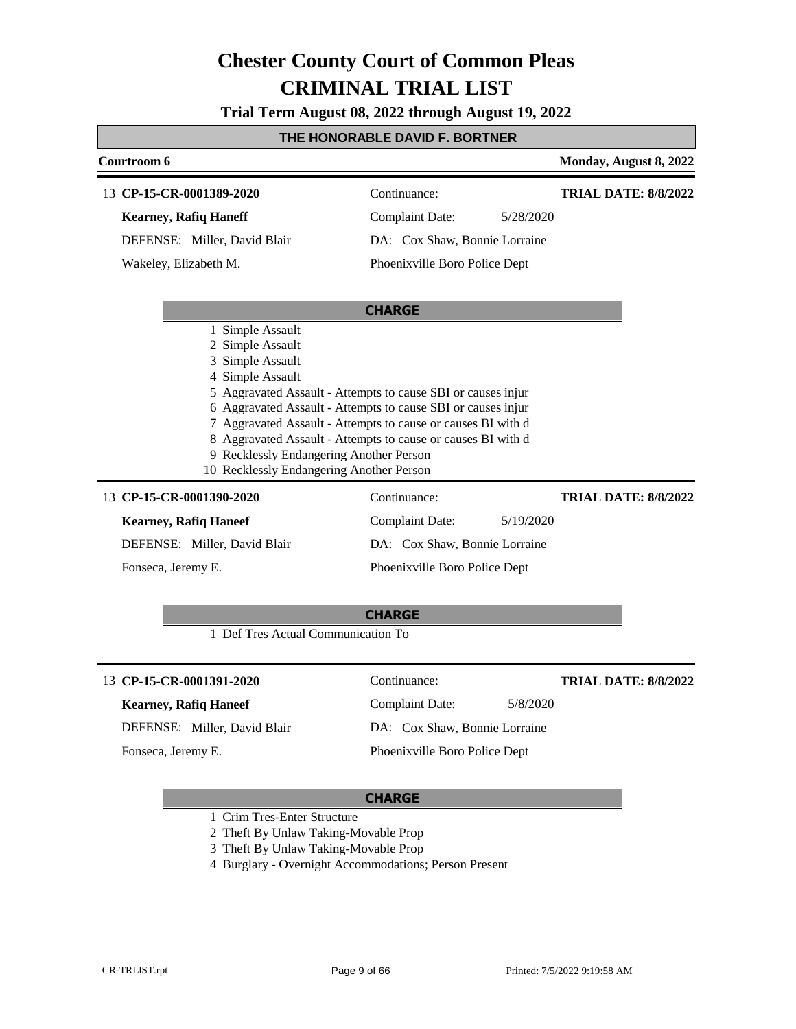# Chester County Court of Common Pleas
# CRIMINAL TRIAL LIST

**Trial Term August 08, 2022 through August 19, 2022**

## THE HONORABLE DAVID F. BORTNER

**Courtroom 6** — **Monday, August 8, 2022**

---

13 **CP-15-CR-0001389-2020** — Continuance: — **TRIAL DATE: 8/8/2022**

**Kearney, Rafiq Haneef** — Complaint Date: 5/28/2020

DEFENSE: Miller, David Blair — DA: Cox Shaw, Bonnie Lorraine

Wakeley, Elizabeth M. — Phoenixville Boro Police Dept

**CHARGE**

1 Simple Assault
2 Simple Assault
3 Simple Assault
4 Simple Assault
5 Aggravated Assault - Attempts to cause SBI or causes injur
6 Aggravated Assault - Attempts to cause SBI or causes injur
7 Aggravated Assault - Attempts to cause or causes BI with d
8 Aggravated Assault - Attempts to cause or causes BI with d
9 Recklessly Endangering Another Person
10 Recklessly Endangering Another Person

---

13 **CP-15-CR-0001390-2020** — Continuance: — **TRIAL DATE: 8/8/2022**

**Kearney, Rafiq Haneef** — Complaint Date: 5/19/2020

DEFENSE: Miller, David Blair — DA: Cox Shaw, Bonnie Lorraine

Fonseca, Jeremy E. — Phoenixville Boro Police Dept

**CHARGE**

1 Def Tres Actual Communication To

---

13 **CP-15-CR-0001391-2020** — Continuance: — **TRIAL DATE: 8/8/2022**

**Kearney, Rafiq Haneef** — Complaint Date: 5/8/2020

DEFENSE: Miller, David Blair — DA: Cox Shaw, Bonnie Lorraine

Fonseca, Jeremy E. — Phoenixville Boro Police Dept

**CHARGE**

1 Crim Tres-Enter Structure
2 Theft By Unlaw Taking-Movable Prop
3 Theft By Unlaw Taking-Movable Prop
4 Burglary - Overnight Accommodations; Person Present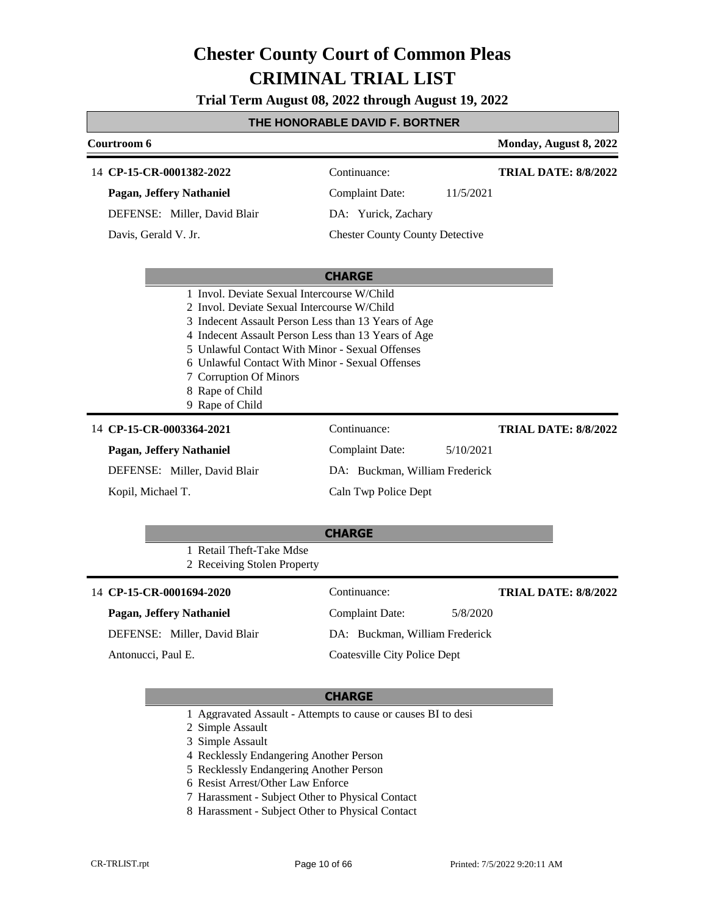# Chester County Court of Common Pleas
# CRIMINAL TRIAL LIST

**Trial Term August 08, 2022 through August 19, 2022**

**THE HONORABLE DAVID F. BORTNER**

**Courtroom 6** | **Monday, August 8, 2022**

---

14 **CP-15-CR-0001382-2022**

**Pagan, Jeffery Nathaniel**

DEFENSE: Miller, David Blair

Davis, Gerald V. Jr.

Continuance:

Complaint Date: 11/5/2021

DA: Yurick, Zachary

Chester County County Detective

**TRIAL DATE: 8/8/2022**

**CHARGE**

1 Invol. Deviate Sexual Intercourse W/Child
2 Invol. Deviate Sexual Intercourse W/Child
3 Indecent Assault Person Less than 13 Years of Age
4 Indecent Assault Person Less than 13 Years of Age
5 Unlawful Contact With Minor - Sexual Offenses
6 Unlawful Contact With Minor - Sexual Offenses
7 Corruption Of Minors
8 Rape of Child
9 Rape of Child

---

14 **CP-15-CR-0003364-2021**

**Pagan, Jeffery Nathaniel**

DEFENSE: Miller, David Blair

Kopil, Michael T.

Continuance:

Complaint Date: 5/10/2021

DA: Buckman, William Frederick

Caln Twp Police Dept

**TRIAL DATE: 8/8/2022**

**CHARGE**

1 Retail Theft-Take Mdse
2 Receiving Stolen Property

---

14 **CP-15-CR-0001694-2020**

**Pagan, Jeffery Nathaniel**

DEFENSE: Miller, David Blair

Antonucci, Paul E.

Continuance:

Complaint Date: 5/8/2020

DA: Buckman, William Frederick

Coatesville City Police Dept

**TRIAL DATE: 8/8/2022**

**CHARGE**

1 Aggravated Assault - Attempts to cause or causes BI to desi
2 Simple Assault
3 Simple Assault
4 Recklessly Endangering Another Person
5 Recklessly Endangering Another Person
6 Resist Arrest/Other Law Enforce
7 Harassment - Subject Other to Physical Contact
8 Harassment - Subject Other to Physical Contact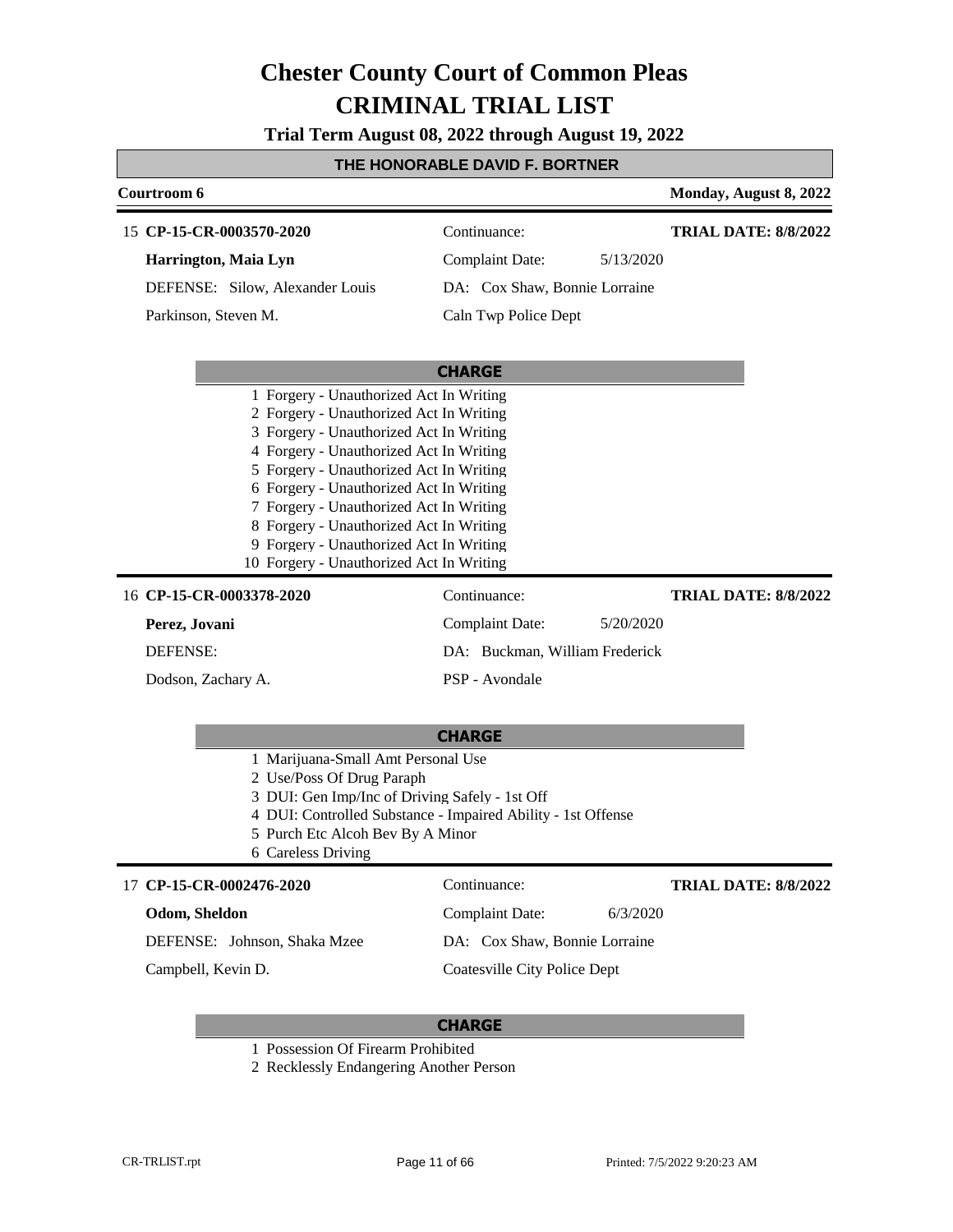# Chester County Court of Common Pleas
# CRIMINAL TRIAL LIST

**Trial Term August 08, 2022 through August 19, 2022**

**THE HONORABLE DAVID F. BORTNER**

**Courtroom 6** — **Monday, August 8, 2022**

---

15 **CP-15-CR-0003570-2020** | Continuance: | **TRIAL DATE: 8/8/2022**

**Harrington, Maia Lyn** | Complaint Date: 5/13/2020

DEFENSE: Silow, Alexander Louis | DA: Cox Shaw, Bonnie Lorraine

Parkinson, Steven M. | Caln Twp Police Dept

**CHARGE**

1 Forgery - Unauthorized Act In Writing
2 Forgery - Unauthorized Act In Writing
3 Forgery - Unauthorized Act In Writing
4 Forgery - Unauthorized Act In Writing
5 Forgery - Unauthorized Act In Writing
6 Forgery - Unauthorized Act In Writing
7 Forgery - Unauthorized Act In Writing
8 Forgery - Unauthorized Act In Writing
9 Forgery - Unauthorized Act In Writing
10 Forgery - Unauthorized Act In Writing

---

16 **CP-15-CR-0003378-2020** | Continuance: | **TRIAL DATE: 8/8/2022**

**Perez, Jovani** | Complaint Date: 5/20/2020

DEFENSE: | DA: Buckman, William Frederick

Dodson, Zachary A. | PSP - Avondale

**CHARGE**

1 Marijuana-Small Amt Personal Use
2 Use/Poss Of Drug Paraph
3 DUI: Gen Imp/Inc of Driving Safely - 1st Off
4 DUI: Controlled Substance - Impaired Ability - 1st Offense
5 Purch Etc Alcoh Bev By A Minor
6 Careless Driving

---

17 **CP-15-CR-0002476-2020** | Continuance: | **TRIAL DATE: 8/8/2022**

**Odom, Sheldon** | Complaint Date: 6/3/2020

DEFENSE: Johnson, Shaka Mzee | DA: Cox Shaw, Bonnie Lorraine

Campbell, Kevin D. | Coatesville City Police Dept

**CHARGE**

1 Possession Of Firearm Prohibited
2 Recklessly Endangering Another Person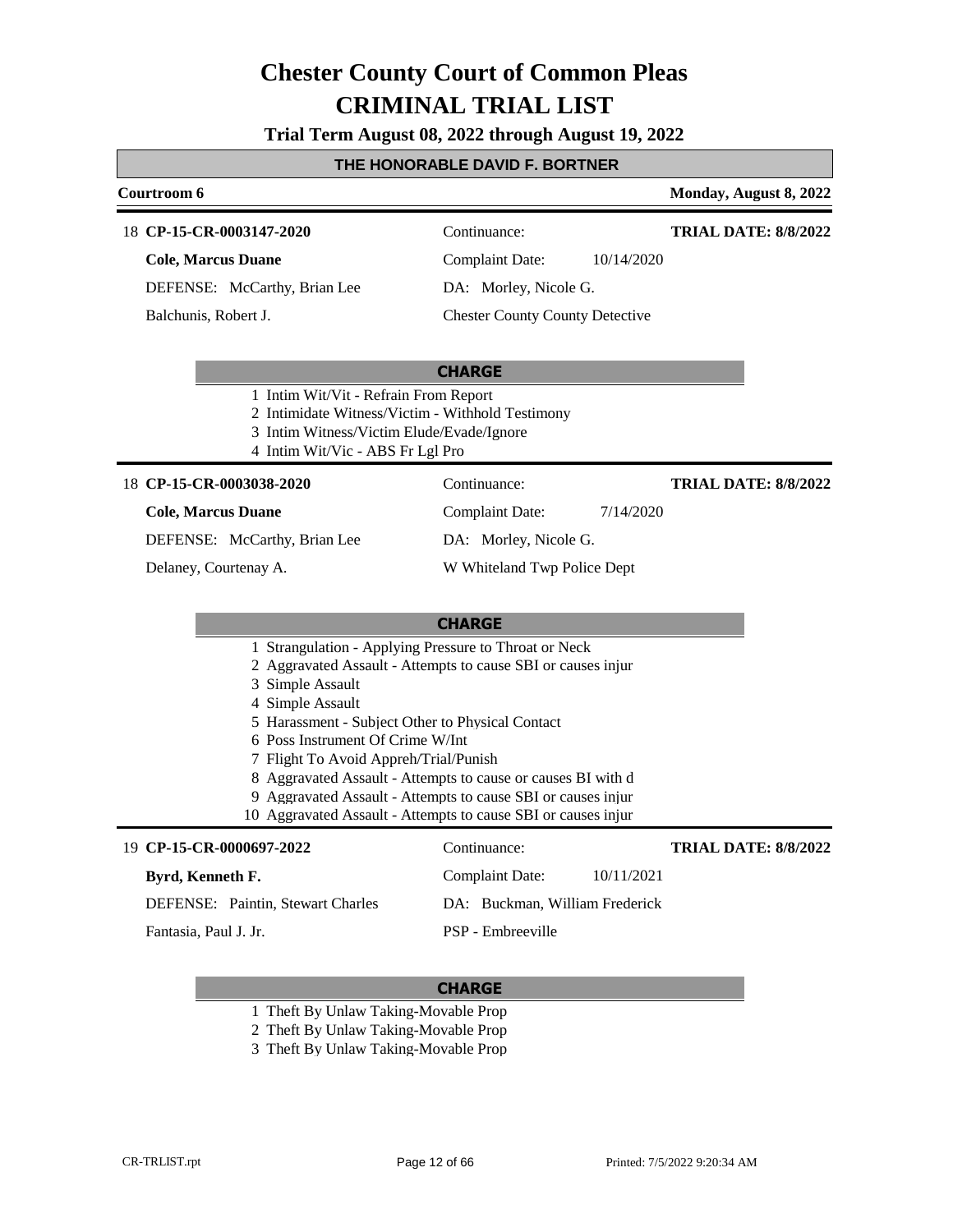# Chester County Court of Common Pleas
# CRIMINAL TRIAL LIST

**Trial Term August 08, 2022 through August 19, 2022**

**THE HONORABLE DAVID F. BORTNER**

**Courtroom 6** | **Monday, August 8, 2022**

---

18 **CP-15-CR-0003147-2020**

**Cole, Marcus Duane**

DEFENSE: McCarthy, Brian Lee

Balchunis, Robert J.

Continuance:

Complaint Date: 10/14/2020

DA: Morley, Nicole G.

Chester County County Detective

**TRIAL DATE: 8/8/2022**

**CHARGE**

1 Intim Wit/Vit - Refrain From Report
2 Intimidate Witness/Victim - Withhold Testimony
3 Intim Witness/Victim Elude/Evade/Ignore
4 Intim Wit/Vic - ABS Fr Lgl Pro

---

18 **CP-15-CR-0003038-2020**

**Cole, Marcus Duane**

DEFENSE: McCarthy, Brian Lee

Delaney, Courtenay A.

Continuance:

Complaint Date: 7/14/2020

DA: Morley, Nicole G.

W Whiteland Twp Police Dept

**TRIAL DATE: 8/8/2022**

**CHARGE**

1 Strangulation - Applying Pressure to Throat or Neck
2 Aggravated Assault - Attempts to cause SBI or causes injur
3 Simple Assault
4 Simple Assault
5 Harassment - Subject Other to Physical Contact
6 Poss Instrument Of Crime W/Int
7 Flight To Avoid Appreh/Trial/Punish
8 Aggravated Assault - Attempts to cause or causes BI with d
9 Aggravated Assault - Attempts to cause SBI or causes injur
10 Aggravated Assault - Attempts to cause SBI or causes injur

---

19 **CP-15-CR-0000697-2022**

**Byrd, Kenneth F.**

DEFENSE: Paintin, Stewart Charles

Fantasia, Paul J. Jr.

Continuance:

Complaint Date: 10/11/2021

DA: Buckman, William Frederick

PSP - Embreeville

**TRIAL DATE: 8/8/2022**

**CHARGE**

1 Theft By Unlaw Taking-Movable Prop
2 Theft By Unlaw Taking-Movable Prop
3 Theft By Unlaw Taking-Movable Prop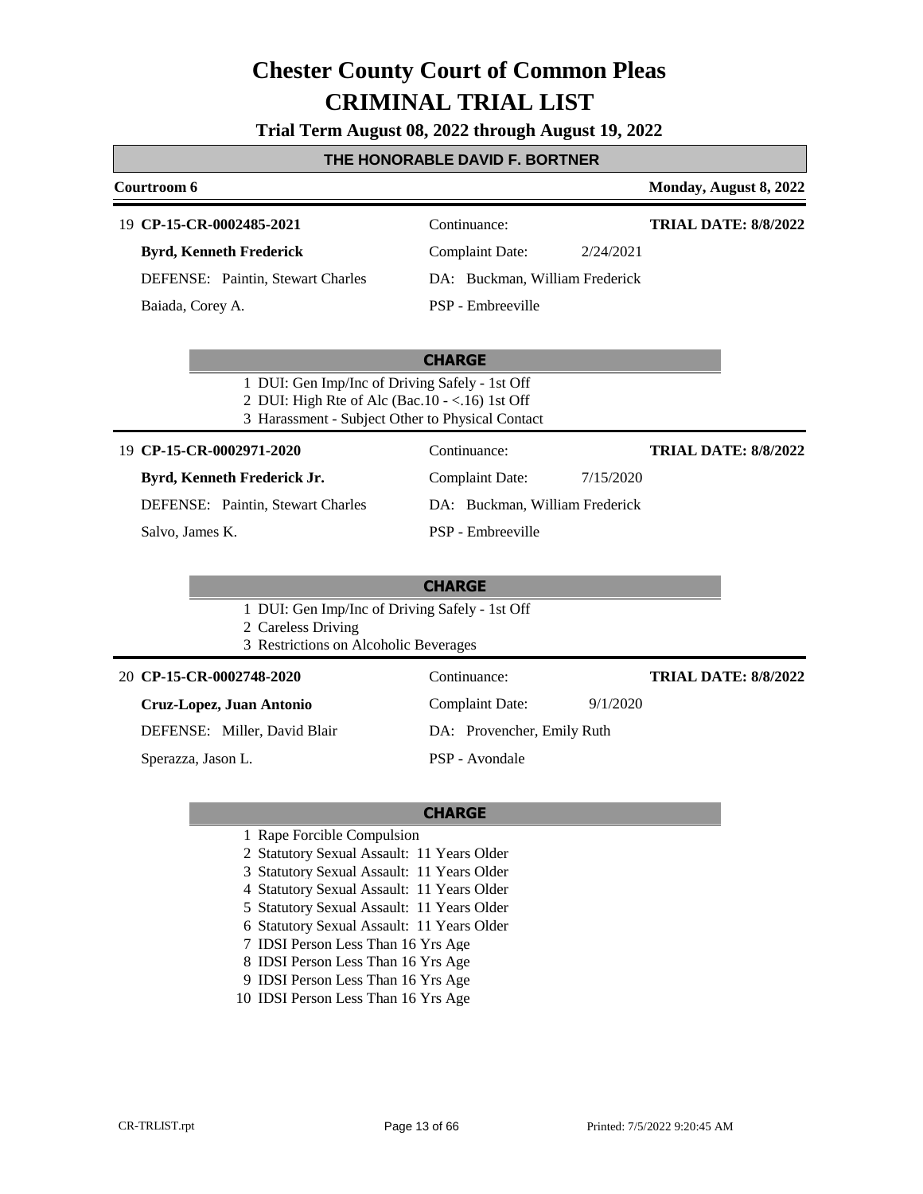# Chester County Court of Common Pleas
# CRIMINAL TRIAL LIST

**Trial Term August 08, 2022 through August 19, 2022**

## THE HONORABLE DAVID F. BORTNER

**Courtroom 6** — **Monday, August 8, 2022**

---

19 **CP-15-CR-0002485-2021** — Continuance: — **TRIAL DATE: 8/8/2022**

**Byrd, Kenneth Frederick** — Complaint Date: 2/24/2021

DEFENSE: Paintin, Stewart Charles — DA: Buckman, William Frederick

Baiada, Corey A. — PSP - Embreeville

**CHARGE**

1 DUI: Gen Imp/Inc of Driving Safely - 1st Off
2 DUI: High Rte of Alc (Bac.10 - <.16) 1st Off
3 Harassment - Subject Other to Physical Contact

---

19 **CP-15-CR-0002971-2020** — Continuance: — **TRIAL DATE: 8/8/2022**

**Byrd, Kenneth Frederick Jr.** — Complaint Date: 7/15/2020

DEFENSE: Paintin, Stewart Charles — DA: Buckman, William Frederick

Salvo, James K. — PSP - Embreeville

**CHARGE**

1 DUI: Gen Imp/Inc of Driving Safely - 1st Off
2 Careless Driving
3 Restrictions on Alcoholic Beverages

---

20 **CP-15-CR-0002748-2020** — Continuance: — **TRIAL DATE: 8/8/2022**

**Cruz-Lopez, Juan Antonio** — Complaint Date: 9/1/2020

DEFENSE: Miller, David Blair — DA: Provencher, Emily Ruth

Sperazza, Jason L. — PSP - Avondale

**CHARGE**

1 Rape Forcible Compulsion
2 Statutory Sexual Assault: 11 Years Older
3 Statutory Sexual Assault: 11 Years Older
4 Statutory Sexual Assault: 11 Years Older
5 Statutory Sexual Assault: 11 Years Older
6 Statutory Sexual Assault: 11 Years Older
7 IDSI Person Less Than 16 Yrs Age
8 IDSI Person Less Than 16 Yrs Age
9 IDSI Person Less Than 16 Yrs Age
10 IDSI Person Less Than 16 Yrs Age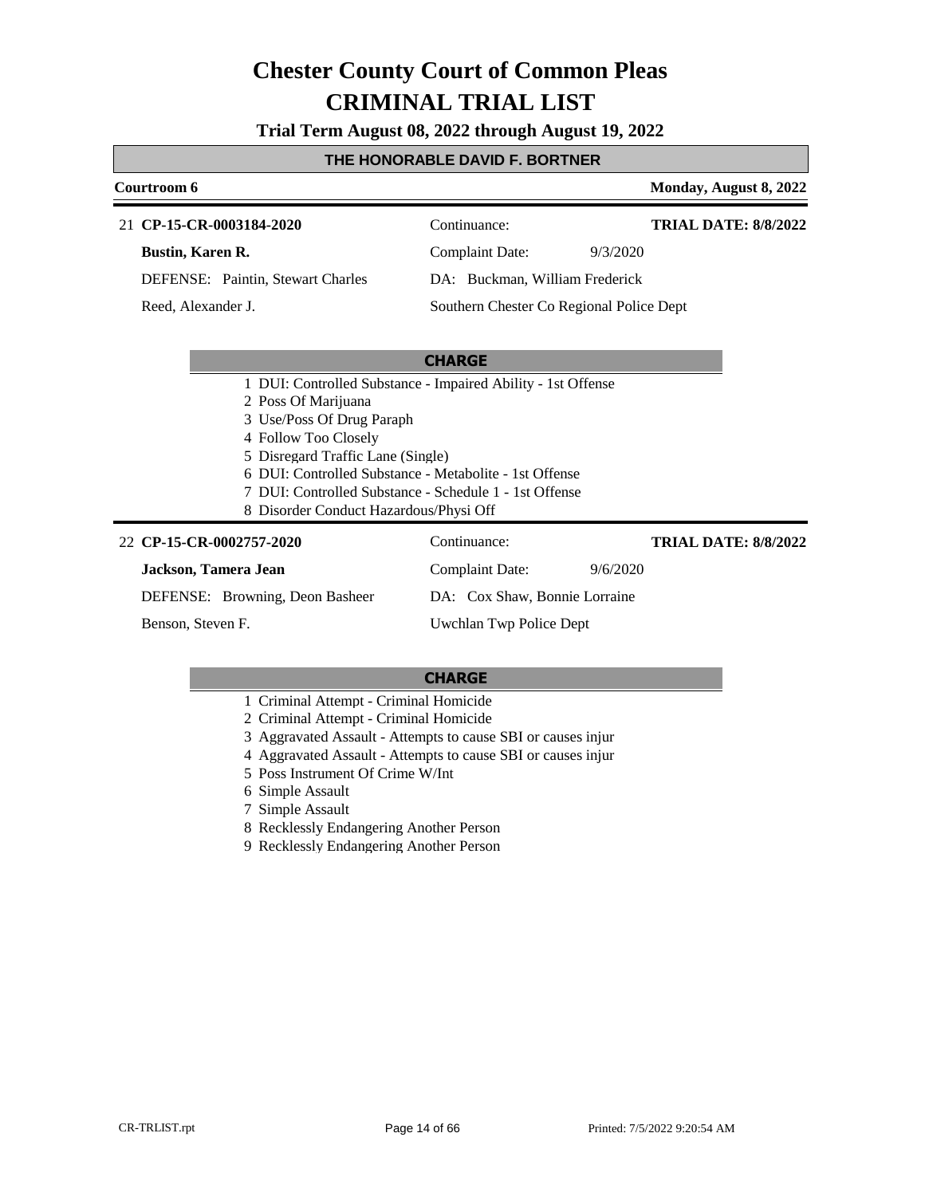# Chester County Court of Common Pleas
# CRIMINAL TRIAL LIST

**Trial Term August 08, 2022 through August 19, 2022**

**THE HONORABLE DAVID F. BORTNER**

**Courtroom 6** — **Monday, August 8, 2022**

---

21 **CP-15-CR-0003184-2020**

| | |
|---|---|
| **Bustin, Karen R.** | Continuance: — **TRIAL DATE: 8/8/2022** |
| DEFENSE: Paintin, Stewart Charles | Complaint Date: 9/3/2020 |
| Reed, Alexander J. | DA: Buckman, William Frederick |
| | Southern Chester Co Regional Police Dept |

**CHARGE**

1. DUI: Controlled Substance - Impaired Ability - 1st Offense
2. Poss Of Marijuana
3. Use/Poss Of Drug Paraph
4. Follow Too Closely
5. Disregard Traffic Lane (Single)
6. DUI: Controlled Substance - Metabolite - 1st Offense
7. DUI: Controlled Substance - Schedule 1 - 1st Offense
8. Disorder Conduct Hazardous/Physi Off

---

22 **CP-15-CR-0002757-2020**

| | |
|---|---|
| **Jackson, Tamera Jean** | Continuance: — **TRIAL DATE: 8/8/2022** |
| DEFENSE: Browning, Deon Basheer | Complaint Date: 9/6/2020 |
| Benson, Steven F. | DA: Cox Shaw, Bonnie Lorraine |
| | Uwchlan Twp Police Dept |

**CHARGE**

1. Criminal Attempt - Criminal Homicide
2. Criminal Attempt - Criminal Homicide
3. Aggravated Assault - Attempts to cause SBI or causes injur
4. Aggravated Assault - Attempts to cause SBI or causes injur
5. Poss Instrument Of Crime W/Int
6. Simple Assault
7. Simple Assault
8. Recklessly Endangering Another Person
9. Recklessly Endangering Another Person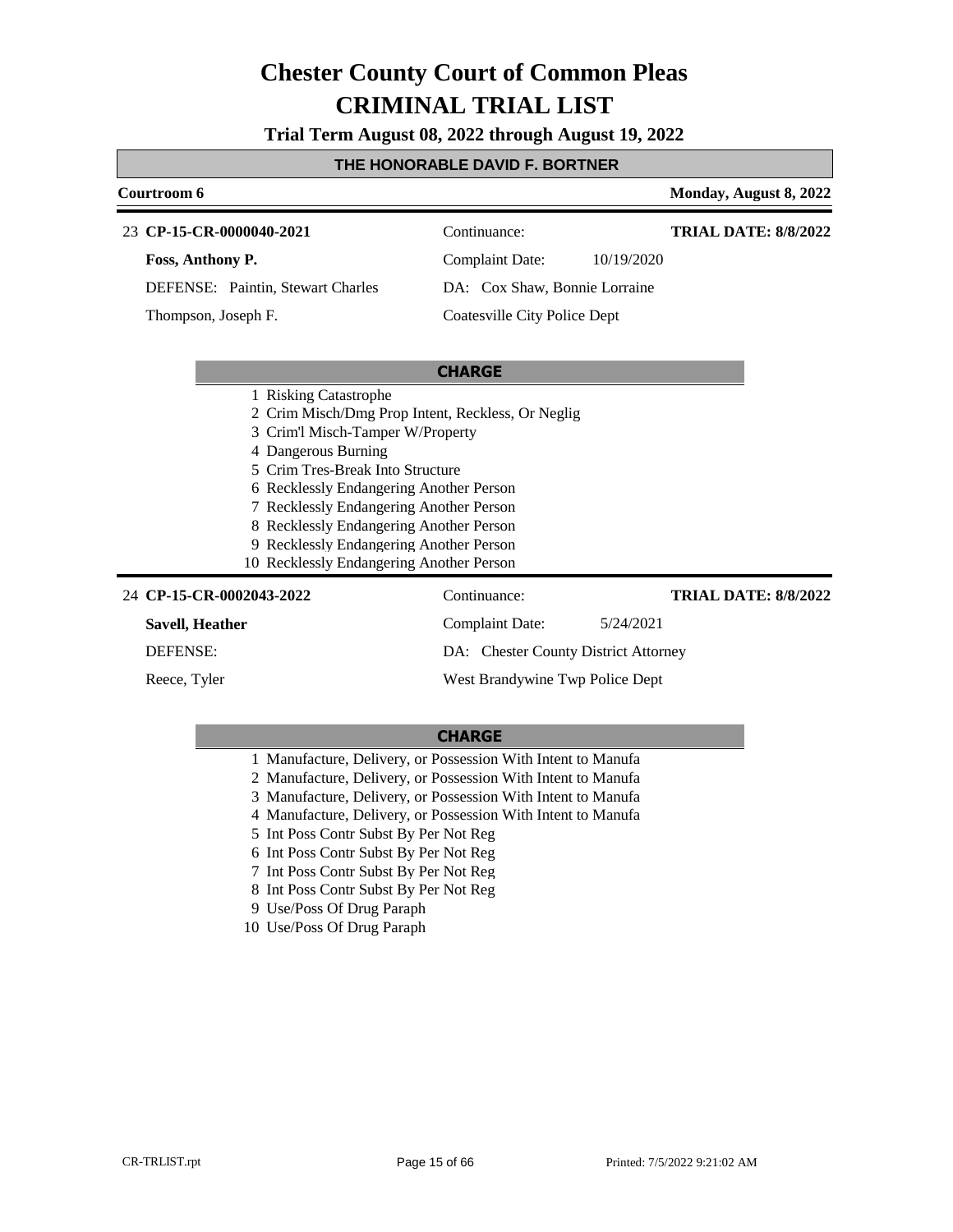# Chester County Court of Common Pleas
# CRIMINAL TRIAL LIST

**Trial Term August 08, 2022 through August 19, 2022**

## THE HONORABLE DAVID F. BORTNER

**Courtroom 6** — **Monday, August 8, 2022**

---

23 **CP-15-CR-0000040-2021** | Continuance: | **TRIAL DATE: 8/8/2022**

**Foss, Anthony P.** | Complaint Date: 10/19/2020

DEFENSE: Paintin, Stewart Charles | DA: Cox Shaw, Bonnie Lorraine

Thompson, Joseph F. | Coatesville City Police Dept

**CHARGE**

1 Risking Catastrophe
2 Crim Misch/Dmg Prop Intent, Reckless, Or Neglig
3 Crim'l Misch-Tamper W/Property
4 Dangerous Burning
5 Crim Tres-Break Into Structure
6 Recklessly Endangering Another Person
7 Recklessly Endangering Another Person
8 Recklessly Endangering Another Person
9 Recklessly Endangering Another Person
10 Recklessly Endangering Another Person

---

24 **CP-15-CR-0002043-2022** | Continuance: | **TRIAL DATE: 8/8/2022**

**Savell, Heather** | Complaint Date: 5/24/2021

DEFENSE: | DA: Chester County District Attorney

Reece, Tyler | West Brandywine Twp Police Dept

**CHARGE**

1 Manufacture, Delivery, or Possession With Intent to Manufa
2 Manufacture, Delivery, or Possession With Intent to Manufa
3 Manufacture, Delivery, or Possession With Intent to Manufa
4 Manufacture, Delivery, or Possession With Intent to Manufa
5 Int Poss Contr Subst By Per Not Reg
6 Int Poss Contr Subst By Per Not Reg
7 Int Poss Contr Subst By Per Not Reg
8 Int Poss Contr Subst By Per Not Reg
9 Use/Poss Of Drug Paraph
10 Use/Poss Of Drug Paraph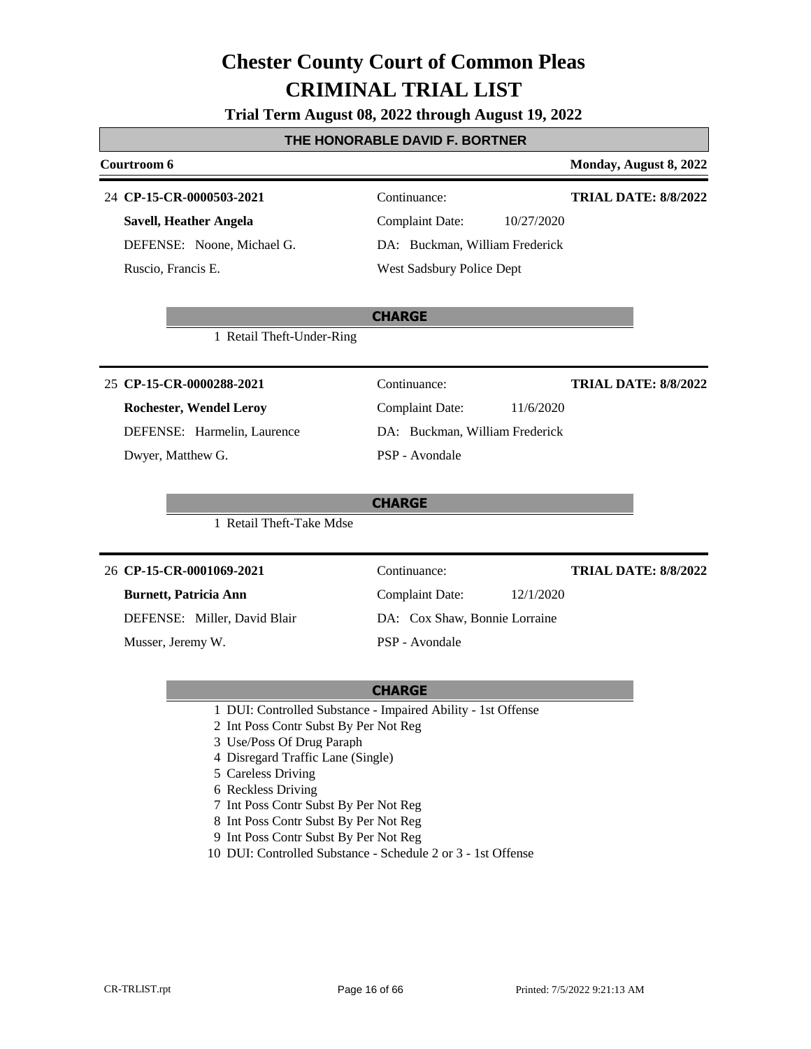# Chester County Court of Common Pleas
# CRIMINAL TRIAL LIST

**Trial Term August 08, 2022 through August 19, 2022**

## THE HONORABLE DAVID F. BORTNER

**Courtroom 6** — **Monday, August 8, 2022**

---

24 **CP-15-CR-0000503-2021** — Continuance: — **TRIAL DATE: 8/8/2022**

**Savell, Heather Angela** — Complaint Date: 10/27/2020

DEFENSE: Noone, Michael G. — DA: Buckman, William Frederick

Ruscio, Francis E. — West Sadsbury Police Dept

**CHARGE**

1 Retail Theft-Under-Ring

---

25 **CP-15-CR-0000288-2021** — Continuance: — **TRIAL DATE: 8/8/2022**

**Rochester, Wendel Leroy** — Complaint Date: 11/6/2020

DEFENSE: Harmelin, Laurence — DA: Buckman, William Frederick

Dwyer, Matthew G. — PSP - Avondale

**CHARGE**

1 Retail Theft-Take Mdse

---

26 **CP-15-CR-0001069-2021** — Continuance: — **TRIAL DATE: 8/8/2022**

**Burnett, Patricia Ann** — Complaint Date: 12/1/2020

DEFENSE: Miller, David Blair — DA: Cox Shaw, Bonnie Lorraine

Musser, Jeremy W. — PSP - Avondale

**CHARGE**

1 DUI: Controlled Substance - Impaired Ability - 1st Offense
2 Int Poss Contr Subst By Per Not Reg
3 Use/Poss Of Drug Paraph
4 Disregard Traffic Lane (Single)
5 Careless Driving
6 Reckless Driving
7 Int Poss Contr Subst By Per Not Reg
8 Int Poss Contr Subst By Per Not Reg
9 Int Poss Contr Subst By Per Not Reg
10 DUI: Controlled Substance - Schedule 2 or 3 - 1st Offense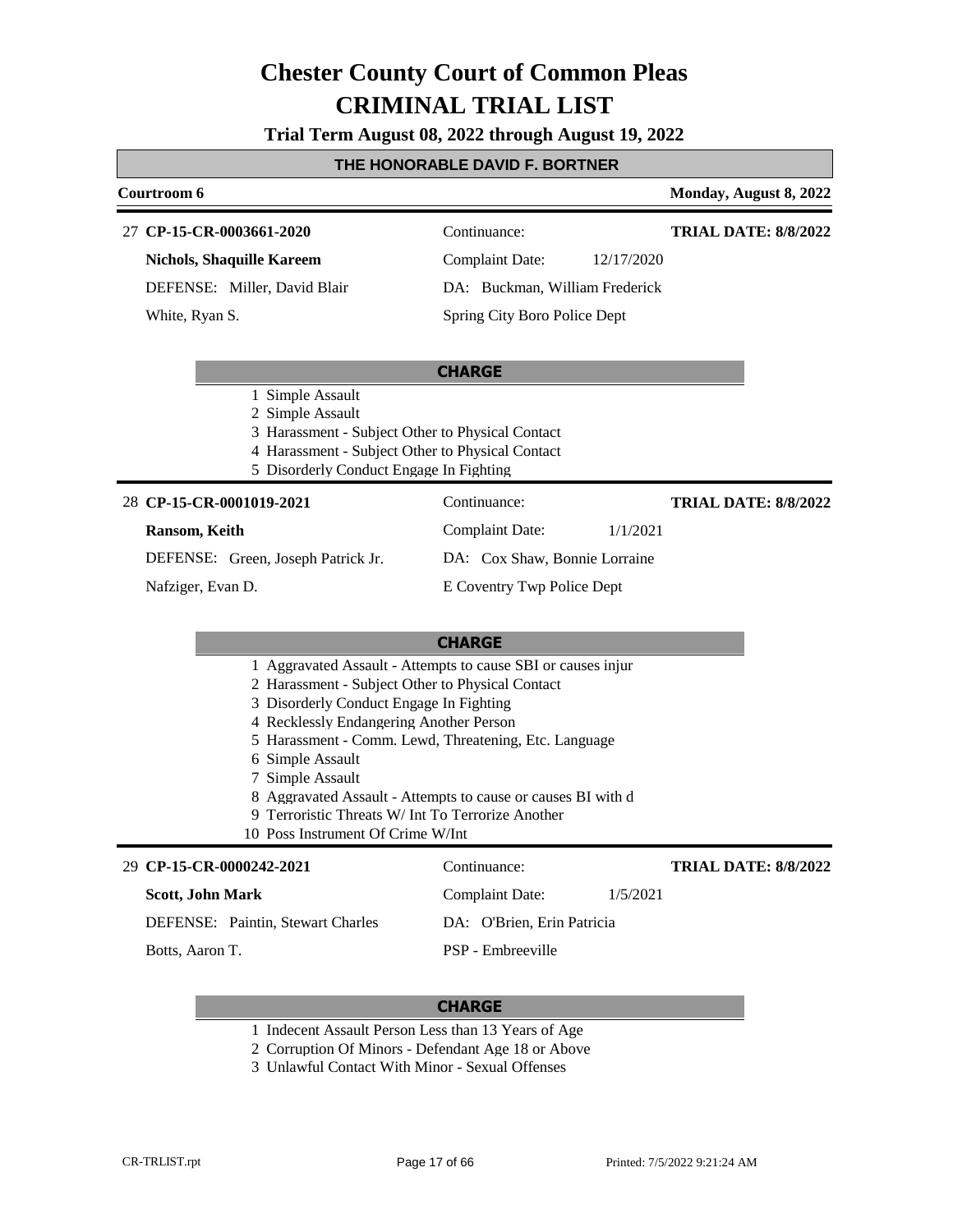# Chester County Court of Common Pleas
# CRIMINAL TRIAL LIST

**Trial Term August 08, 2022 through August 19, 2022**

**THE HONORABLE DAVID F. BORTNER**

**Courtroom 6** — **Monday, August 8, 2022**

---

27 **CP-15-CR-0003661-2020** — Continuance: — **TRIAL DATE: 8/8/2022**

**Nichols, Shaquille Kareem** — Complaint Date: 12/17/2020

DEFENSE: Miller, David Blair — DA: Buckman, William Frederick

White, Ryan S. — Spring City Boro Police Dept

**CHARGE**

1 Simple Assault
2 Simple Assault
3 Harassment - Subject Other to Physical Contact
4 Harassment - Subject Other to Physical Contact
5 Disorderly Conduct Engage In Fighting

---

28 **CP-15-CR-0001019-2021** — Continuance: — **TRIAL DATE: 8/8/2022**

**Ransom, Keith** — Complaint Date: 1/1/2021

DEFENSE: Green, Joseph Patrick Jr. — DA: Cox Shaw, Bonnie Lorraine

Nafziger, Evan D. — E Coventry Twp Police Dept

**CHARGE**

1 Aggravated Assault - Attempts to cause SBI or causes injur
2 Harassment - Subject Other to Physical Contact
3 Disorderly Conduct Engage In Fighting
4 Recklessly Endangering Another Person
5 Harassment - Comm. Lewd, Threatening, Etc. Language
6 Simple Assault
7 Simple Assault
8 Aggravated Assault - Attempts to cause or causes BI with d
9 Terroristic Threats W/ Int To Terrorize Another
10 Poss Instrument Of Crime W/Int

---

29 **CP-15-CR-0000242-2021** — Continuance: — **TRIAL DATE: 8/8/2022**

**Scott, John Mark** — Complaint Date: 1/5/2021

DEFENSE: Paintin, Stewart Charles — DA: O'Brien, Erin Patricia

Botts, Aaron T. — PSP - Embreeville

**CHARGE**

1 Indecent Assault Person Less than 13 Years of Age
2 Corruption Of Minors - Defendant Age 18 or Above
3 Unlawful Contact With Minor - Sexual Offenses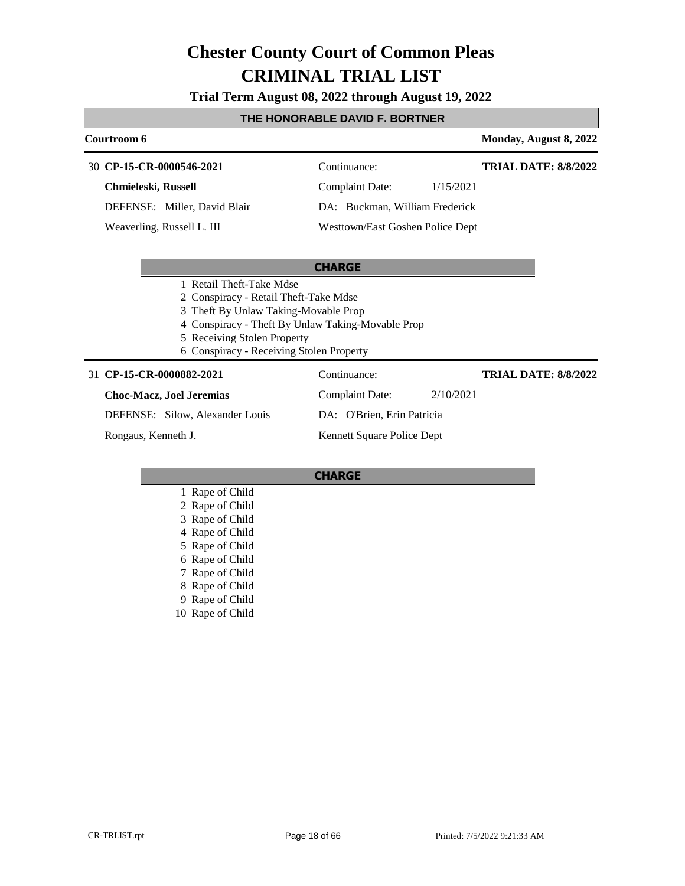# Chester County Court of Common Pleas
# CRIMINAL TRIAL LIST

**Trial Term August 08, 2022 through August 19, 2022**

## THE HONORABLE DAVID F. BORTNER

**Courtroom 6** — **Monday, August 8, 2022**

---

30 **CP-15-CR-0000546-2021** — Continuance: — **TRIAL DATE: 8/8/2022**

**Chmieleski, Russell** — Complaint Date: 1/15/2021

DEFENSE: Miller, David Blair — DA: Buckman, William Frederick

Weaverling, Russell L. III — Westtown/East Goshen Police Dept

**CHARGE**

1 Retail Theft-Take Mdse
2 Conspiracy - Retail Theft-Take Mdse
3 Theft By Unlaw Taking-Movable Prop
4 Conspiracy - Theft By Unlaw Taking-Movable Prop
5 Receiving Stolen Property
6 Conspiracy - Receiving Stolen Property

---

31 **CP-15-CR-0000882-2021** — Continuance: — **TRIAL DATE: 8/8/2022**

**Choc-Macz, Joel Jeremias** — Complaint Date: 2/10/2021

DEFENSE: Silow, Alexander Louis — DA: O'Brien, Erin Patricia

Rongaus, Kenneth J. — Kennett Square Police Dept

**CHARGE**

1 Rape of Child
2 Rape of Child
3 Rape of Child
4 Rape of Child
5 Rape of Child
6 Rape of Child
7 Rape of Child
8 Rape of Child
9 Rape of Child
10 Rape of Child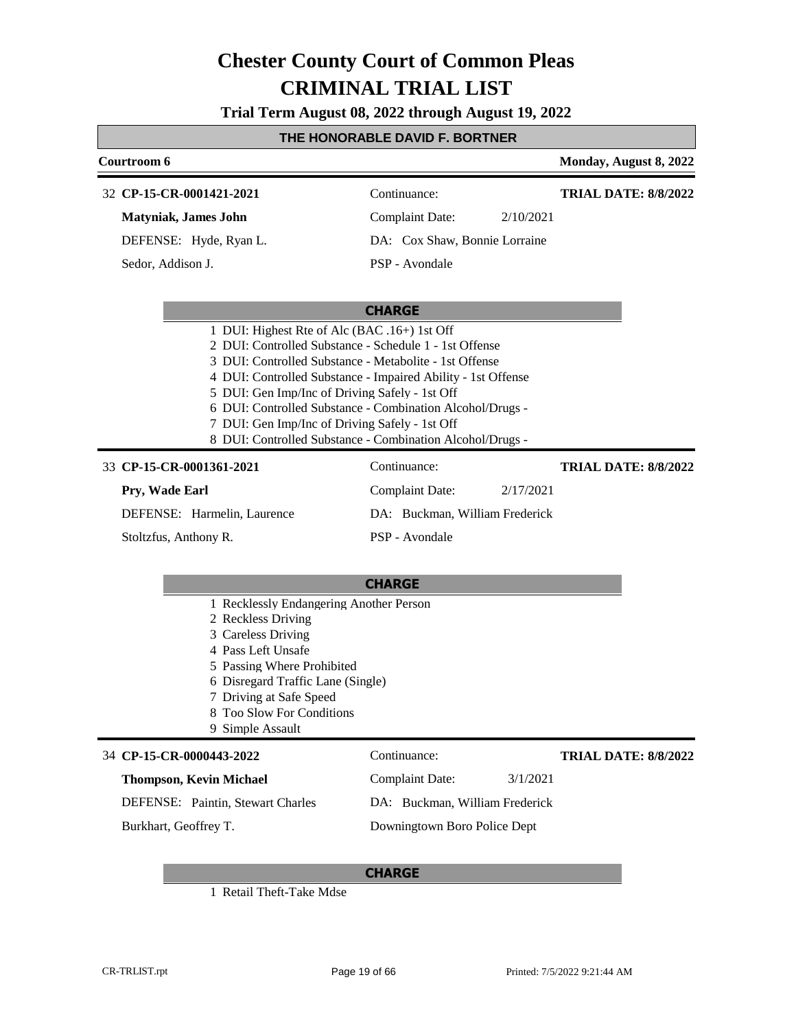# Chester County Court of Common Pleas
# CRIMINAL TRIAL LIST

**Trial Term August 08, 2022 through August 19, 2022**

## THE HONORABLE DAVID F. BORTNER

**Courtroom 6** — **Monday, August 8, 2022**

---

32 **CP-15-CR-0001421-2021** | Continuance: | **TRIAL DATE: 8/8/2022**

**Matyniak, James John** | Complaint Date: 2/10/2021

DEFENSE: Hyde, Ryan L. | DA: Cox Shaw, Bonnie Lorraine

Sedor, Addison J. | PSP - Avondale

**CHARGE**

1 DUI: Highest Rte of Alc (BAC .16+) 1st Off
2 DUI: Controlled Substance - Schedule 1 - 1st Offense
3 DUI: Controlled Substance - Metabolite - 1st Offense
4 DUI: Controlled Substance - Impaired Ability - 1st Offense
5 DUI: Gen Imp/Inc of Driving Safely - 1st Off
6 DUI: Controlled Substance - Combination Alcohol/Drugs -
7 DUI: Gen Imp/Inc of Driving Safely - 1st Off
8 DUI: Controlled Substance - Combination Alcohol/Drugs -

---

33 **CP-15-CR-0001361-2021** | Continuance: | **TRIAL DATE: 8/8/2022**

**Pry, Wade Earl** | Complaint Date: 2/17/2021

DEFENSE: Harmelin, Laurence | DA: Buckman, William Frederick

Stoltzfus, Anthony R. | PSP - Avondale

**CHARGE**

1 Recklessly Endangering Another Person
2 Reckless Driving
3 Careless Driving
4 Pass Left Unsafe
5 Passing Where Prohibited
6 Disregard Traffic Lane (Single)
7 Driving at Safe Speed
8 Too Slow For Conditions
9 Simple Assault

---

34 **CP-15-CR-0000443-2022** | Continuance: | **TRIAL DATE: 8/8/2022**

**Thompson, Kevin Michael** | Complaint Date: 3/1/2021

DEFENSE: Paintin, Stewart Charles | DA: Buckman, William Frederick

Burkhart, Geoffrey T. | Downingtown Boro Police Dept

**CHARGE**

1 Retail Theft-Take Mdse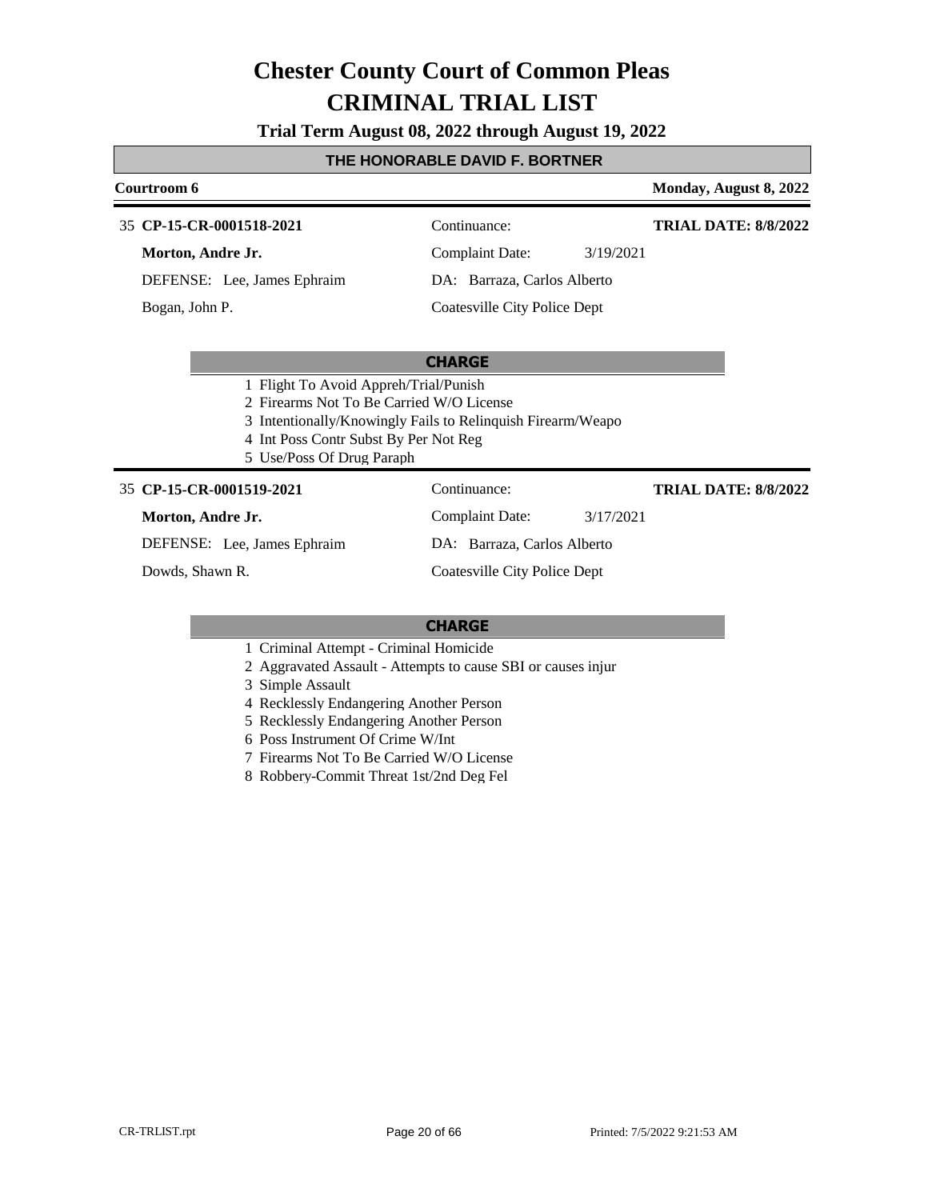# Chester County Court of Common Pleas
# CRIMINAL TRIAL LIST

**Trial Term August 08, 2022 through August 19, 2022**

## THE HONORABLE DAVID F. BORTNER

**Courtroom 6** — **Monday, August 8, 2022**

---

35 **CP-15-CR-0001518-2021**

**Morton, Andre Jr.**

DEFENSE: Lee, James Ephraim

Bogan, John P.

Continuance:

Complaint Date: 3/19/2021

DA: Barraza, Carlos Alberto

Coatesville City Police Dept

**TRIAL DATE: 8/8/2022**

**CHARGE**

1 Flight To Avoid Appreh/Trial/Punish
2 Firearms Not To Be Carried W/O License
3 Intentionally/Knowingly Fails to Relinquish Firearm/Weapo
4 Int Poss Contr Subst By Per Not Reg
5 Use/Poss Of Drug Paraph

---

35 **CP-15-CR-0001519-2021**

**Morton, Andre Jr.**

DEFENSE: Lee, James Ephraim

Dowds, Shawn R.

Continuance:

Complaint Date: 3/17/2021

DA: Barraza, Carlos Alberto

Coatesville City Police Dept

**TRIAL DATE: 8/8/2022**

**CHARGE**

1 Criminal Attempt - Criminal Homicide
2 Aggravated Assault - Attempts to cause SBI or causes injur
3 Simple Assault
4 Recklessly Endangering Another Person
5 Recklessly Endangering Another Person
6 Poss Instrument Of Crime W/Int
7 Firearms Not To Be Carried W/O License
8 Robbery-Commit Threat 1st/2nd Deg Fel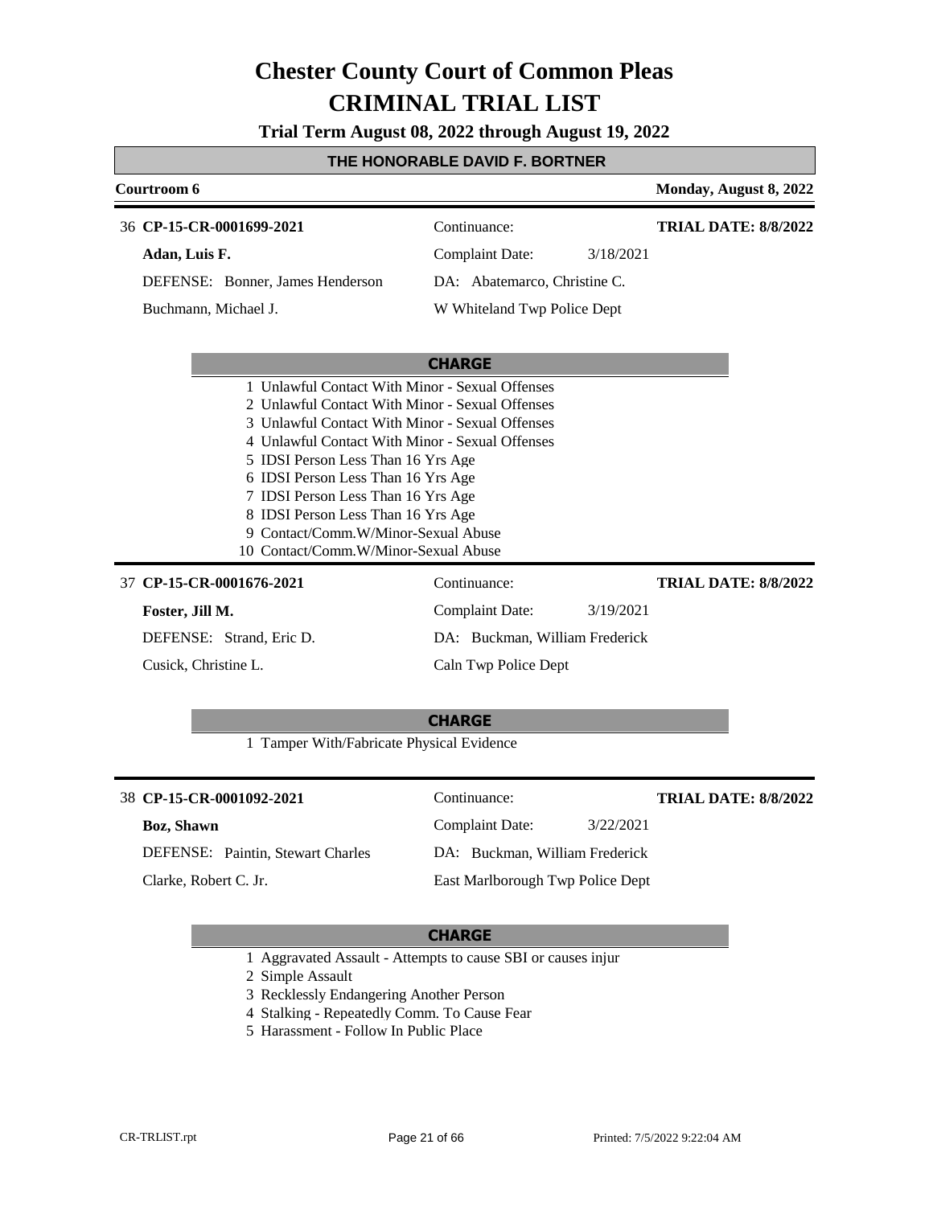# Chester County Court of Common Pleas
# CRIMINAL TRIAL LIST

**Trial Term August 08, 2022 through August 19, 2022**

## THE HONORABLE DAVID F. BORTNER

**Courtroom 6** — **Monday, August 8, 2022**

---

36 **CP-15-CR-0001699-2021** | Continuance: | **TRIAL DATE: 8/8/2022**

**Adan, Luis F.** | Complaint Date: 3/18/2021

DEFENSE: Bonner, James Henderson | DA: Abatemarco, Christine C.

Buchmann, Michael J. | W Whiteland Twp Police Dept

**CHARGE**

1 Unlawful Contact With Minor - Sexual Offenses
2 Unlawful Contact With Minor - Sexual Offenses
3 Unlawful Contact With Minor - Sexual Offenses
4 Unlawful Contact With Minor - Sexual Offenses
5 IDSI Person Less Than 16 Yrs Age
6 IDSI Person Less Than 16 Yrs Age
7 IDSI Person Less Than 16 Yrs Age
8 IDSI Person Less Than 16 Yrs Age
9 Contact/Comm.W/Minor-Sexual Abuse
10 Contact/Comm.W/Minor-Sexual Abuse

---

37 **CP-15-CR-0001676-2021** | Continuance: | **TRIAL DATE: 8/8/2022**

**Foster, Jill M.** | Complaint Date: 3/19/2021

DEFENSE: Strand, Eric D. | DA: Buckman, William Frederick

Cusick, Christine L. | Caln Twp Police Dept

**CHARGE**

1 Tamper With/Fabricate Physical Evidence

---

38 **CP-15-CR-0001092-2021** | Continuance: | **TRIAL DATE: 8/8/2022**

**Boz, Shawn** | Complaint Date: 3/22/2021

DEFENSE: Paintin, Stewart Charles | DA: Buckman, William Frederick

Clarke, Robert C. Jr. | East Marlborough Twp Police Dept

**CHARGE**

1 Aggravated Assault - Attempts to cause SBI or causes injur
2 Simple Assault
3 Recklessly Endangering Another Person
4 Stalking - Repeatedly Comm. To Cause Fear
5 Harassment - Follow In Public Place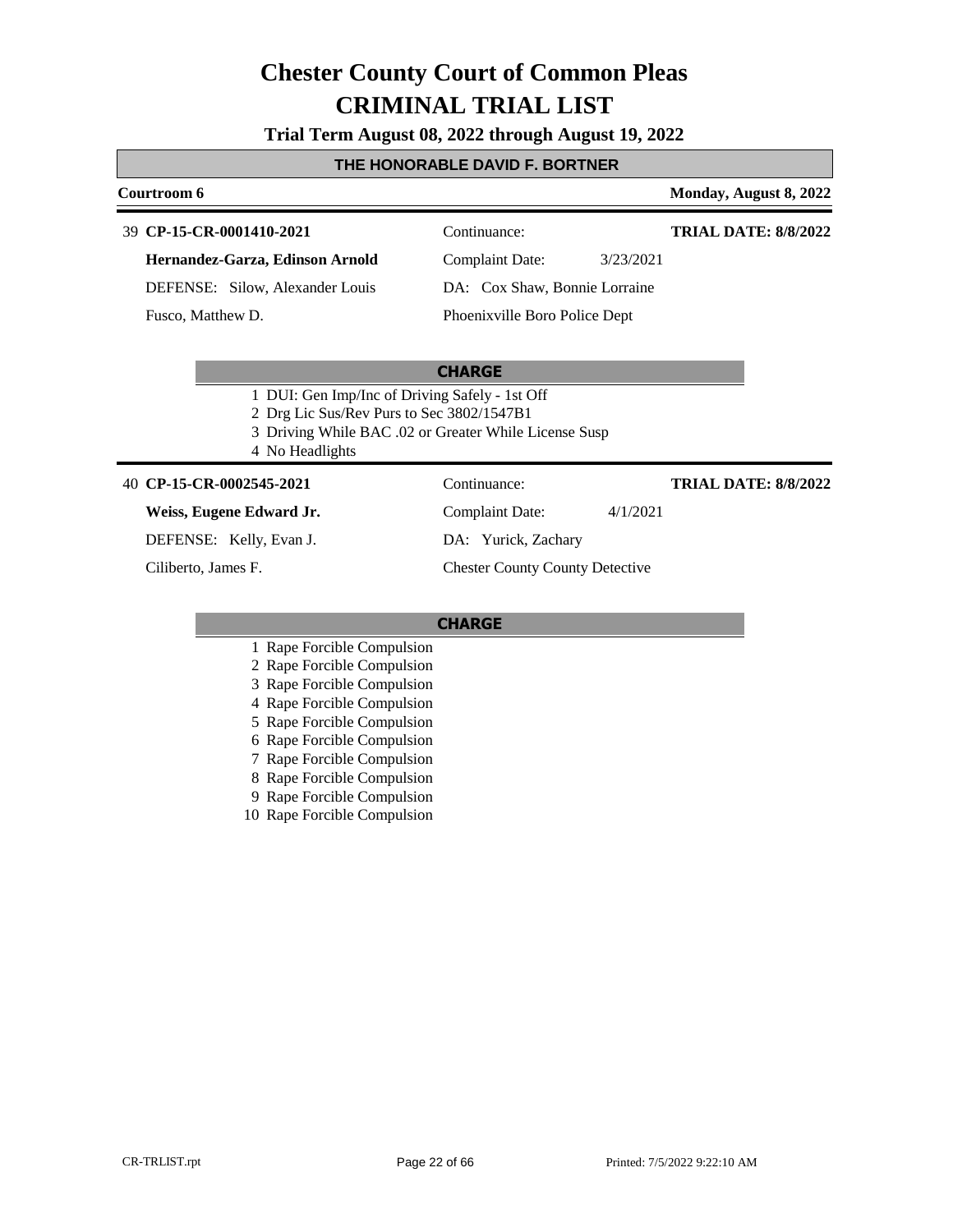# Chester County Court of Common Pleas
# CRIMINAL TRIAL LIST

**Trial Term August 08, 2022 through August 19, 2022**

**THE HONORABLE DAVID F. BORTNER**

**Courtroom 6** — **Monday, August 8, 2022**

---

39 **CP-15-CR-0001410-2021**

**Hernandez-Garza, Edinson Arnold**

DEFENSE: Silow, Alexander Louis

Fusco, Matthew D.

Continuance:

Complaint Date: 3/23/2021

DA: Cox Shaw, Bonnie Lorraine

Phoenixville Boro Police Dept

**TRIAL DATE: 8/8/2022**

**CHARGE**

1 DUI: Gen Imp/Inc of Driving Safely - 1st Off
2 Drg Lic Sus/Rev Purs to Sec 3802/1547B1
3 Driving While BAC .02 or Greater While License Susp
4 No Headlights

---

40 **CP-15-CR-0002545-2021**

**Weiss, Eugene Edward Jr.**

DEFENSE: Kelly, Evan J.

Ciliberto, James F.

Continuance:

Complaint Date: 4/1/2021

DA: Yurick, Zachary

Chester County County Detective

**TRIAL DATE: 8/8/2022**

**CHARGE**

1 Rape Forcible Compulsion
2 Rape Forcible Compulsion
3 Rape Forcible Compulsion
4 Rape Forcible Compulsion
5 Rape Forcible Compulsion
6 Rape Forcible Compulsion
7 Rape Forcible Compulsion
8 Rape Forcible Compulsion
9 Rape Forcible Compulsion
10 Rape Forcible Compulsion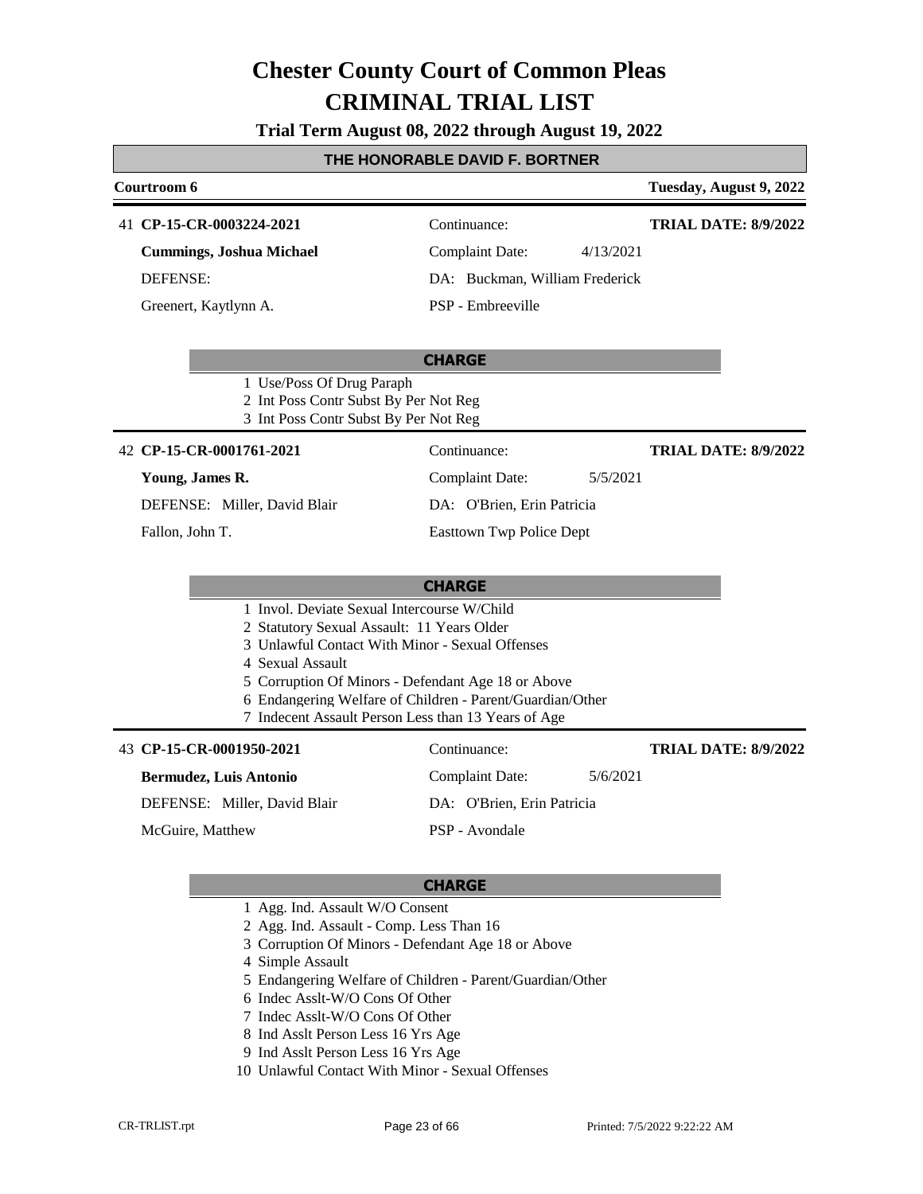# Chester County Court of Common Pleas

# CRIMINAL TRIAL LIST

**Trial Term August 08, 2022 through August 19, 2022**

## THE HONORABLE DAVID F. BORTNER

**Courtroom 6** — **Tuesday, August 9, 2022**

---

41 **CP-15-CR-0003224-2021**

**Cummings, Joshua Michael**

DEFENSE:

Greenert, Kaytlynn A.

Continuance:

Complaint Date: 4/13/2021

DA: Buckman, William Frederick

PSP - Embreeville

**TRIAL DATE: 8/9/2022**

**CHARGE**

1. Use/Poss Of Drug Paraph
2. Int Poss Contr Subst By Per Not Reg
3. Int Poss Contr Subst By Per Not Reg

---

42 **CP-15-CR-0001761-2021**

**Young, James R.**

DEFENSE: Miller, David Blair

Fallon, John T.

Continuance:

Complaint Date: 5/5/2021

DA: O'Brien, Erin Patricia

Easttown Twp Police Dept

**TRIAL DATE: 8/9/2022**

**CHARGE**

1. Invol. Deviate Sexual Intercourse W/Child
2. Statutory Sexual Assault: 11 Years Older
3. Unlawful Contact With Minor - Sexual Offenses
4. Sexual Assault
5. Corruption Of Minors - Defendant Age 18 or Above
6. Endangering Welfare of Children - Parent/Guardian/Other
7. Indecent Assault Person Less than 13 Years of Age

---

43 **CP-15-CR-0001950-2021**

**Bermudez, Luis Antonio**

DEFENSE: Miller, David Blair

McGuire, Matthew

Continuance:

Complaint Date: 5/6/2021

DA: O'Brien, Erin Patricia

PSP - Avondale

**TRIAL DATE: 8/9/2022**

**CHARGE**

1. Agg. Ind. Assault W/O Consent
2. Agg. Ind. Assault - Comp. Less Than 16
3. Corruption Of Minors - Defendant Age 18 or Above
4. Simple Assault
5. Endangering Welfare of Children - Parent/Guardian/Other
6. Indec Asslt-W/O Cons Of Other
7. Indec Asslt-W/O Cons Of Other
8. Ind Asslt Person Less 16 Yrs Age
9. Ind Asslt Person Less 16 Yrs Age
10. Unlawful Contact With Minor - Sexual Offenses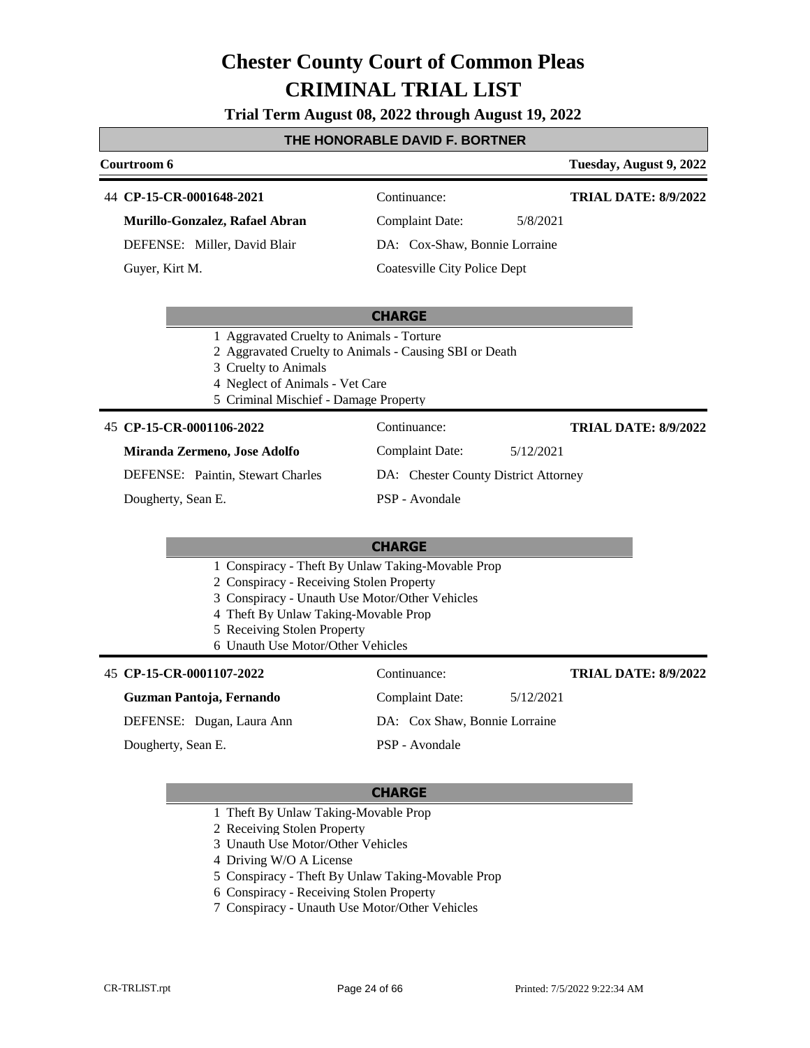# Chester County Court of Common Pleas
# CRIMINAL TRIAL LIST

**Trial Term August 08, 2022 through August 19, 2022**

## THE HONORABLE DAVID F. BORTNER

**Courtroom 6** — **Tuesday, August 9, 2022**

---

44 **CP-15-CR-0001648-2021** — Continuance: — **TRIAL DATE: 8/9/2022**

**Murillo-Gonzalez, Rafael Abran** — Complaint Date: 5/8/2021

DEFENSE: Miller, David Blair — DA: Cox-Shaw, Bonnie Lorraine

Guyer, Kirt M. — Coatesville City Police Dept

**CHARGE**

1. Aggravated Cruelty to Animals - Torture
2. Aggravated Cruelty to Animals - Causing SBI or Death
3. Cruelty to Animals
4. Neglect of Animals - Vet Care
5. Criminal Mischief - Damage Property

---

45 **CP-15-CR-0001106-2022** — Continuance: — **TRIAL DATE: 8/9/2022**

**Miranda Zermeno, Jose Adolfo** — Complaint Date: 5/12/2021

DEFENSE: Paintin, Stewart Charles — DA: Chester County District Attorney

Dougherty, Sean E. — PSP - Avondale

**CHARGE**

1. Conspiracy - Theft By Unlaw Taking-Movable Prop
2. Conspiracy - Receiving Stolen Property
3. Conspiracy - Unauth Use Motor/Other Vehicles
4. Theft By Unlaw Taking-Movable Prop
5. Receiving Stolen Property
6. Unauth Use Motor/Other Vehicles

---

45 **CP-15-CR-0001107-2022** — Continuance: — **TRIAL DATE: 8/9/2022**

**Guzman Pantoja, Fernando** — Complaint Date: 5/12/2021

DEFENSE: Dugan, Laura Ann — DA: Cox Shaw, Bonnie Lorraine

Dougherty, Sean E. — PSP - Avondale

**CHARGE**

1. Theft By Unlaw Taking-Movable Prop
2. Receiving Stolen Property
3. Unauth Use Motor/Other Vehicles
4. Driving W/O A License
5. Conspiracy - Theft By Unlaw Taking-Movable Prop
6. Conspiracy - Receiving Stolen Property
7. Conspiracy - Unauth Use Motor/Other Vehicles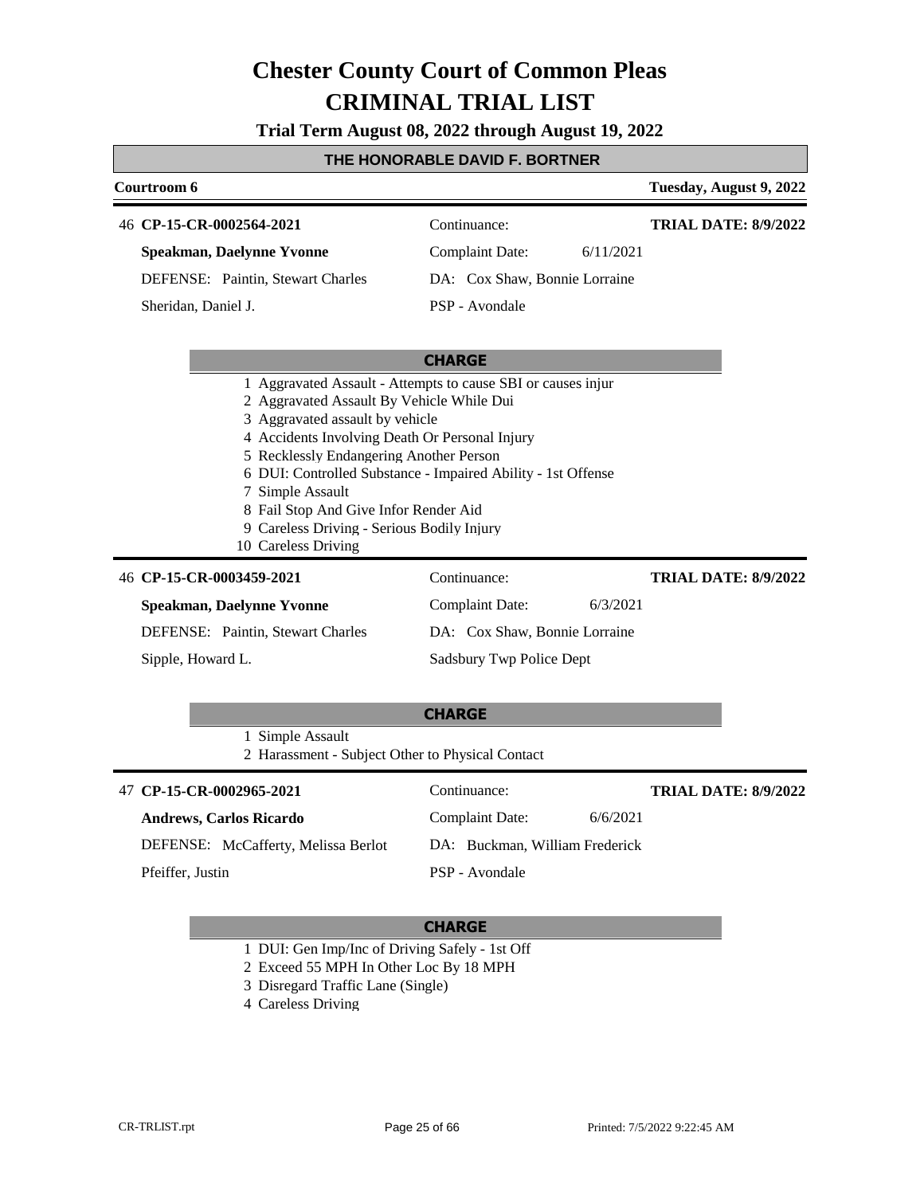# Chester County Court of Common Pleas
# CRIMINAL TRIAL LIST

**Trial Term August 08, 2022 through August 19, 2022**

## THE HONORABLE DAVID F. BORTNER

**Courtroom 6** — **Tuesday, August 9, 2022**

---

46 **CP-15-CR-0002564-2021**
**Speakman, Daelynne Yvonne**
DEFENSE: Paintin, Stewart Charles
Sheridan, Daniel J.

Continuance:
Complaint Date: 6/11/2021
DA: Cox Shaw, Bonnie Lorraine
PSP - Avondale

**TRIAL DATE: 8/9/2022**

**CHARGE**

1. Aggravated Assault - Attempts to cause SBI or causes injur
2. Aggravated Assault By Vehicle While Dui
3. Aggravated assault by vehicle
4. Accidents Involving Death Or Personal Injury
5. Recklessly Endangering Another Person
6. DUI: Controlled Substance - Impaired Ability - 1st Offense
7. Simple Assault
8. Fail Stop And Give Infor Render Aid
9. Careless Driving - Serious Bodily Injury
10. Careless Driving

---

46 **CP-15-CR-0003459-2021**
**Speakman, Daelynne Yvonne**
DEFENSE: Paintin, Stewart Charles
Sipple, Howard L.

Continuance:
Complaint Date: 6/3/2021
DA: Cox Shaw, Bonnie Lorraine
Sadsbury Twp Police Dept

**TRIAL DATE: 8/9/2022**

**CHARGE**

1. Simple Assault
2. Harassment - Subject Other to Physical Contact

---

47 **CP-15-CR-0002965-2021**
**Andrews, Carlos Ricardo**
DEFENSE: McCafferty, Melissa Berlot
Pfeiffer, Justin

Continuance:
Complaint Date: 6/6/2021
DA: Buckman, William Frederick
PSP - Avondale

**TRIAL DATE: 8/9/2022**

**CHARGE**

1. DUI: Gen Imp/Inc of Driving Safely - 1st Off
2. Exceed 55 MPH In Other Loc By 18 MPH
3. Disregard Traffic Lane (Single)
4. Careless Driving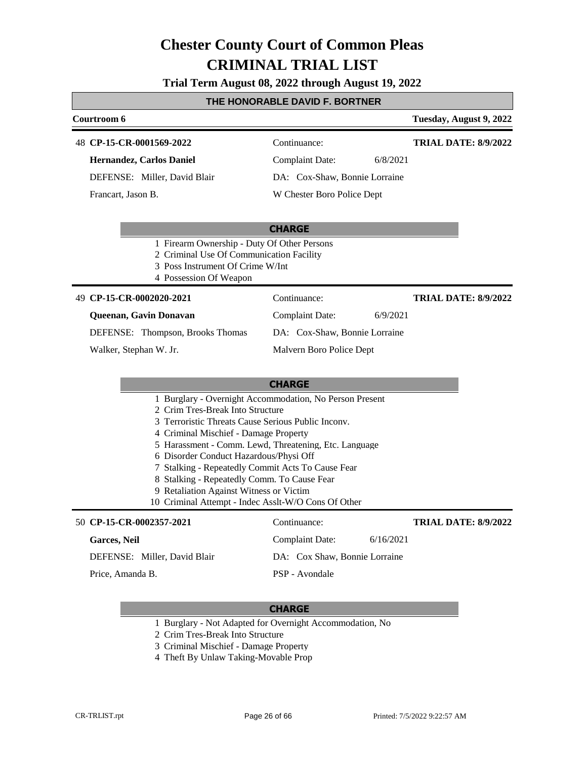# Chester County Court of Common Pleas
# CRIMINAL TRIAL LIST

**Trial Term August 08, 2022 through August 19, 2022**

**THE HONORABLE DAVID F. BORTNER**

**Courtroom 6** — **Tuesday, August 9, 2022**

---

48 **CP-15-CR-0001569-2022**
Continuance:
**TRIAL DATE: 8/9/2022**

**Hernandez, Carlos Daniel**
Complaint Date: 6/8/2021

DEFENSE: Miller, David Blair
DA: Cox-Shaw, Bonnie Lorraine

Francart, Jason B.
W Chester Boro Police Dept

**CHARGE**

1 Firearm Ownership - Duty Of Other Persons
2 Criminal Use Of Communication Facility
3 Poss Instrument Of Crime W/Int
4 Possession Of Weapon

---

49 **CP-15-CR-0002020-2021**
Continuance:
**TRIAL DATE: 8/9/2022**

**Queenan, Gavin Donavan**
Complaint Date: 6/9/2021

DEFENSE: Thompson, Brooks Thomas
DA: Cox-Shaw, Bonnie Lorraine

Walker, Stephan W. Jr.
Malvern Boro Police Dept

**CHARGE**

1 Burglary - Overnight Accommodation, No Person Present
2 Crim Tres-Break Into Structure
3 Terroristic Threats Cause Serious Public Inconv.
4 Criminal Mischief - Damage Property
5 Harassment - Comm. Lewd, Threatening, Etc. Language
6 Disorder Conduct Hazardous/Physi Off
7 Stalking - Repeatedly Commit Acts To Cause Fear
8 Stalking - Repeatedly Comm. To Cause Fear
9 Retaliation Against Witness or Victim
10 Criminal Attempt - Indec Asslt-W/O Cons Of Other

---

50 **CP-15-CR-0002357-2021**
Continuance:
**TRIAL DATE: 8/9/2022**

**Garces, Neil**
Complaint Date: 6/16/2021

DEFENSE: Miller, David Blair
DA: Cox Shaw, Bonnie Lorraine

Price, Amanda B.
PSP - Avondale

**CHARGE**

1 Burglary - Not Adapted for Overnight Accommodation, No
2 Crim Tres-Break Into Structure
3 Criminal Mischief - Damage Property
4 Theft By Unlaw Taking-Movable Prop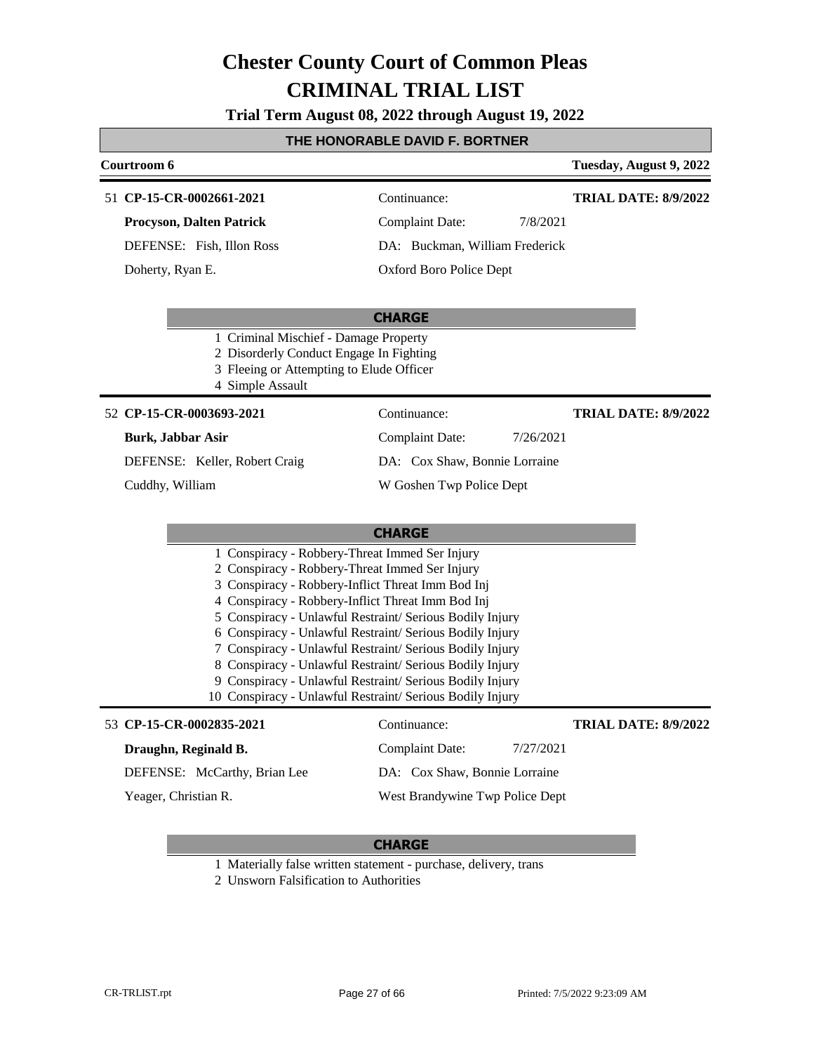# Chester County Court of Common Pleas
# CRIMINAL TRIAL LIST

**Trial Term August 08, 2022 through August 19, 2022**

## THE HONORABLE DAVID F. BORTNER

**Courtroom 6** — **Tuesday, August 9, 2022**

---

51 **CP-15-CR-0002661-2021**
Continuance:
**TRIAL DATE: 8/9/2022**

**Procyson, Dalten Patrick**
Complaint Date: 7/8/2021

DEFENSE: Fish, Illon Ross
DA: Buckman, William Frederick

Doherty, Ryan E.
Oxford Boro Police Dept

**CHARGE**

1 Criminal Mischief - Damage Property
2 Disorderly Conduct Engage In Fighting
3 Fleeing or Attempting to Elude Officer
4 Simple Assault

---

52 **CP-15-CR-0003693-2021**
Continuance:
**TRIAL DATE: 8/9/2022**

**Burk, Jabbar Asir**
Complaint Date: 7/26/2021

DEFENSE: Keller, Robert Craig
DA: Cox Shaw, Bonnie Lorraine

Cuddhy, William
W Goshen Twp Police Dept

**CHARGE**

1 Conspiracy - Robbery-Threat Immed Ser Injury
2 Conspiracy - Robbery-Threat Immed Ser Injury
3 Conspiracy - Robbery-Inflict Threat Imm Bod Inj
4 Conspiracy - Robbery-Inflict Threat Imm Bod Inj
5 Conspiracy - Unlawful Restraint/ Serious Bodily Injury
6 Conspiracy - Unlawful Restraint/ Serious Bodily Injury
7 Conspiracy - Unlawful Restraint/ Serious Bodily Injury
8 Conspiracy - Unlawful Restraint/ Serious Bodily Injury
9 Conspiracy - Unlawful Restraint/ Serious Bodily Injury
10 Conspiracy - Unlawful Restraint/ Serious Bodily Injury

---

53 **CP-15-CR-0002835-2021**
Continuance:
**TRIAL DATE: 8/9/2022**

**Draughn, Reginald B.**
Complaint Date: 7/27/2021

DEFENSE: McCarthy, Brian Lee
DA: Cox Shaw, Bonnie Lorraine

Yeager, Christian R.
West Brandywine Twp Police Dept

**CHARGE**

1 Materially false written statement - purchase, delivery, trans
2 Unsworn Falsification to Authorities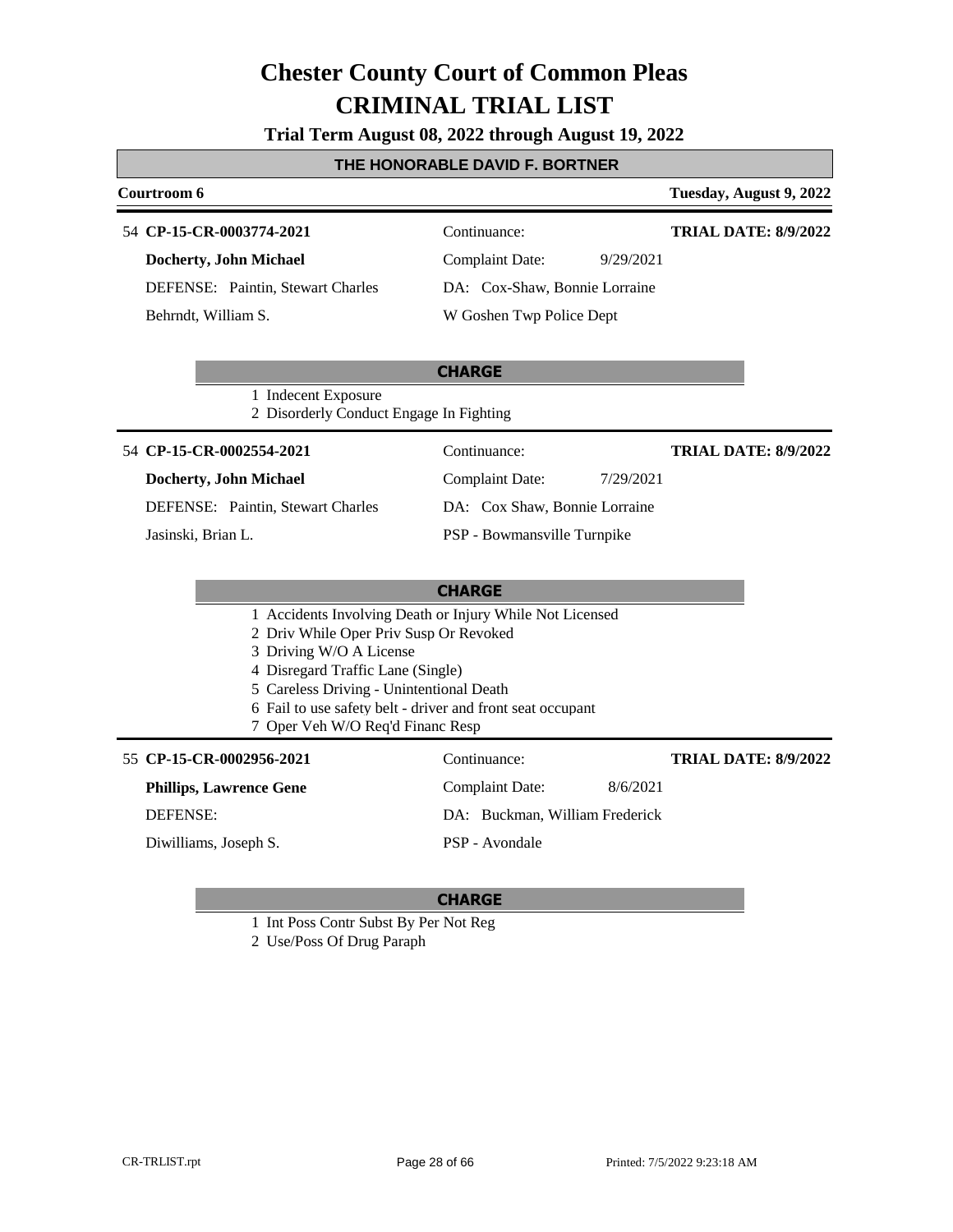# Chester County Court of Common Pleas
# CRIMINAL TRIAL LIST

**Trial Term August 08, 2022 through August 19, 2022**

## THE HONORABLE DAVID F. BORTNER

**Courtroom 6** — **Tuesday, August 9, 2022**

---

54 **CP-15-CR-0003774-2021** | Continuance: | **TRIAL DATE: 8/9/2022**

**Docherty, John Michael** | Complaint Date: 9/29/2021

DEFENSE: Paintin, Stewart Charles | DA: Cox-Shaw, Bonnie Lorraine

Behrndt, William S. | W Goshen Twp Police Dept

**CHARGE**

1 Indecent Exposure
2 Disorderly Conduct Engage In Fighting

---

54 **CP-15-CR-0002554-2021** | Continuance: | **TRIAL DATE: 8/9/2022**

**Docherty, John Michael** | Complaint Date: 7/29/2021

DEFENSE: Paintin, Stewart Charles | DA: Cox Shaw, Bonnie Lorraine

Jasinski, Brian L. | PSP - Bowmansville Turnpike

**CHARGE**

1 Accidents Involving Death or Injury While Not Licensed
2 Driv While Oper Priv Susp Or Revoked
3 Driving W/O A License
4 Disregard Traffic Lane (Single)
5 Careless Driving - Unintentional Death
6 Fail to use safety belt - driver and front seat occupant
7 Oper Veh W/O Req'd Financ Resp

---

55 **CP-15-CR-0002956-2021** | Continuance: | **TRIAL DATE: 8/9/2022**

**Phillips, Lawrence Gene** | Complaint Date: 8/6/2021

DEFENSE: | DA: Buckman, William Frederick

Diwilliams, Joseph S. | PSP - Avondale

**CHARGE**

1 Int Poss Contr Subst By Per Not Reg
2 Use/Poss Of Drug Paraph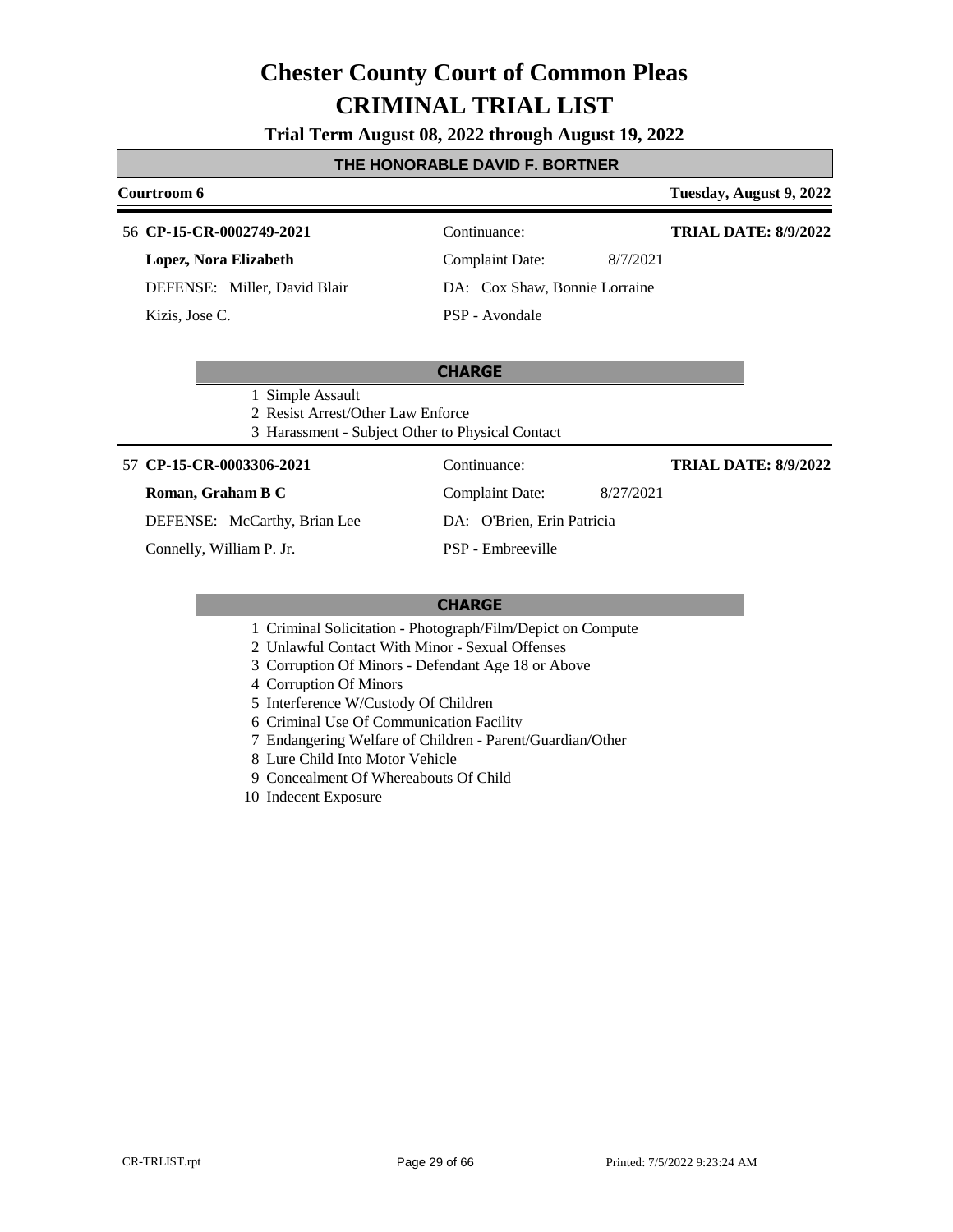# Chester County Court of Common Pleas
# CRIMINAL TRIAL LIST

**Trial Term August 08, 2022 through August 19, 2022**

## THE HONORABLE DAVID F. BORTNER

**Courtroom 6** — **Tuesday, August 9, 2022**

---

56 **CP-15-CR-0002749-2021** — Continuance: — **TRIAL DATE: 8/9/2022**

**Lopez, Nora Elizabeth** — Complaint Date: 8/7/2021

DEFENSE: Miller, David Blair — DA: Cox Shaw, Bonnie Lorraine

Kizis, Jose C. — PSP - Avondale

**CHARGE**

1 Simple Assault
2 Resist Arrest/Other Law Enforce
3 Harassment - Subject Other to Physical Contact

---

57 **CP-15-CR-0003306-2021** — Continuance: — **TRIAL DATE: 8/9/2022**

**Roman, Graham B C** — Complaint Date: 8/27/2021

DEFENSE: McCarthy, Brian Lee — DA: O'Brien, Erin Patricia

Connelly, William P. Jr. — PSP - Embreeville

**CHARGE**

1 Criminal Solicitation - Photograph/Film/Depict on Compute
2 Unlawful Contact With Minor - Sexual Offenses
3 Corruption Of Minors - Defendant Age 18 or Above
4 Corruption Of Minors
5 Interference W/Custody Of Children
6 Criminal Use Of Communication Facility
7 Endangering Welfare of Children - Parent/Guardian/Other
8 Lure Child Into Motor Vehicle
9 Concealment Of Whereabouts Of Child
10 Indecent Exposure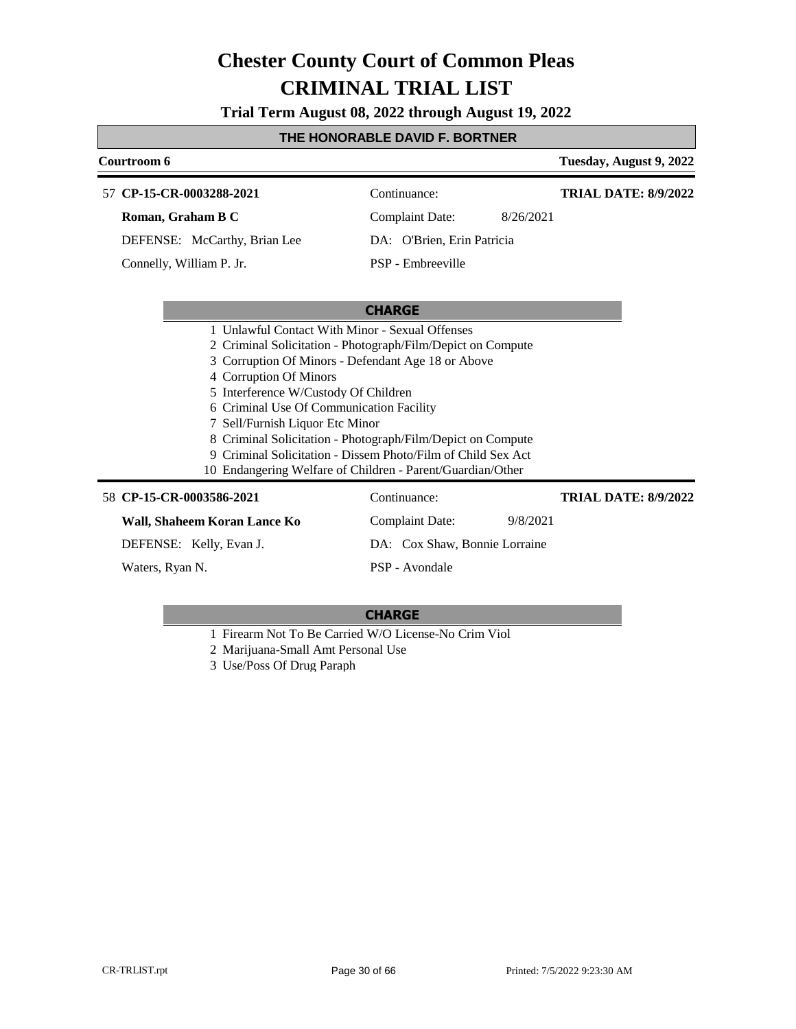# Chester County Court of Common Pleas
# CRIMINAL TRIAL LIST

**Trial Term August 08, 2022 through August 19, 2022**

**THE HONORABLE DAVID F. BORTNER**

**Courtroom 6** — **Tuesday, August 9, 2022**

57 **CP-15-CR-0003288-2021** — Continuance: — **TRIAL DATE: 8/9/2022**

**Roman, Graham B C** — Complaint Date: 8/26/2021

DEFENSE: McCarthy, Brian Lee — DA: O'Brien, Erin Patricia

Connelly, William P. Jr. — PSP - Embreeville

**CHARGE**

1. Unlawful Contact With Minor - Sexual Offenses
2. Criminal Solicitation - Photograph/Film/Depict on Compute
3. Corruption Of Minors - Defendant Age 18 or Above
4. Corruption Of Minors
5. Interference W/Custody Of Children
6. Criminal Use Of Communication Facility
7. Sell/Furnish Liquor Etc Minor
8. Criminal Solicitation - Photograph/Film/Depict on Compute
9. Criminal Solicitation - Dissem Photo/Film of Child Sex Act
10. Endangering Welfare of Children - Parent/Guardian/Other

58 **CP-15-CR-0003586-2021** — Continuance: — **TRIAL DATE: 8/9/2022**

**Wall, Shaheem Koran Lance Ko** — Complaint Date: 9/8/2021

DEFENSE: Kelly, Evan J. — DA: Cox Shaw, Bonnie Lorraine

Waters, Ryan N. — PSP - Avondale

**CHARGE**

1. Firearm Not To Be Carried W/O License-No Crim Viol
2. Marijuana-Small Amt Personal Use
3. Use/Poss Of Drug Paraph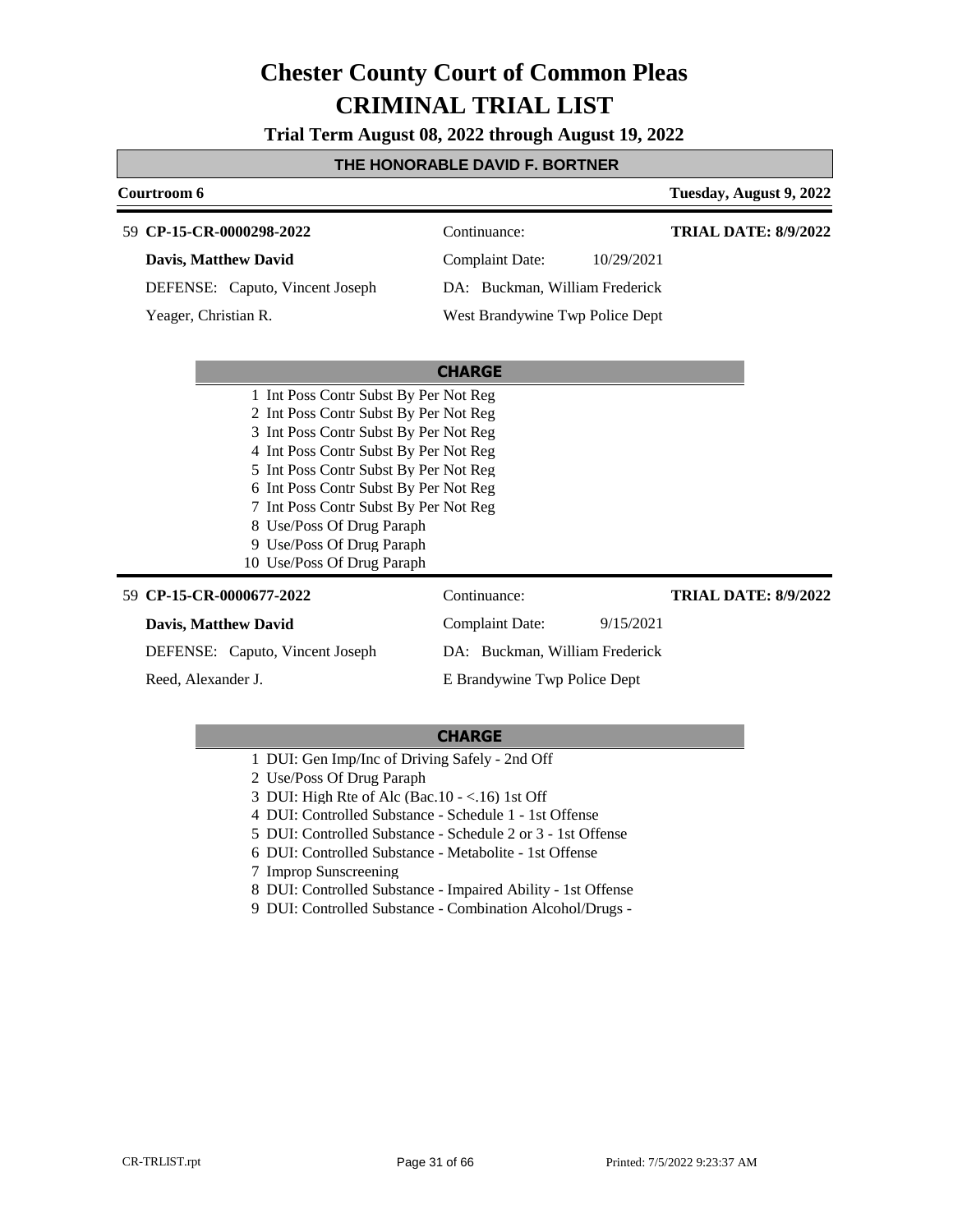# Chester County Court of Common Pleas

# CRIMINAL TRIAL LIST

**Trial Term August 08, 2022 through August 19, 2022**

**THE HONORABLE DAVID F. BORTNER**

**Courtroom 6** | **Tuesday, August 9, 2022**

---

59 **CP-15-CR-0000298-2022** | Continuance: | **TRIAL DATE: 8/9/2022**

**Davis, Matthew David** | Complaint Date: 10/29/2021

DEFENSE: Caputo, Vincent Joseph | DA: Buckman, William Frederick

Yeager, Christian R. | West Brandywine Twp Police Dept

**CHARGE**

1 Int Poss Contr Subst By Per Not Reg
2 Int Poss Contr Subst By Per Not Reg
3 Int Poss Contr Subst By Per Not Reg
4 Int Poss Contr Subst By Per Not Reg
5 Int Poss Contr Subst By Per Not Reg
6 Int Poss Contr Subst By Per Not Reg
7 Int Poss Contr Subst By Per Not Reg
8 Use/Poss Of Drug Paraph
9 Use/Poss Of Drug Paraph
10 Use/Poss Of Drug Paraph

---

59 **CP-15-CR-0000677-2022** | Continuance: | **TRIAL DATE: 8/9/2022**

**Davis, Matthew David** | Complaint Date: 9/15/2021

DEFENSE: Caputo, Vincent Joseph | DA: Buckman, William Frederick

Reed, Alexander J. | E Brandywine Twp Police Dept

**CHARGE**

1 DUI: Gen Imp/Inc of Driving Safely - 2nd Off
2 Use/Poss Of Drug Paraph
3 DUI: High Rte of Alc (Bac.10 - <.16) 1st Off
4 DUI: Controlled Substance - Schedule 1 - 1st Offense
5 DUI: Controlled Substance - Schedule 2 or 3 - 1st Offense
6 DUI: Controlled Substance - Metabolite - 1st Offense
7 Improp Sunscreening
8 DUI: Controlled Substance - Impaired Ability - 1st Offense
9 DUI: Controlled Substance - Combination Alcohol/Drugs -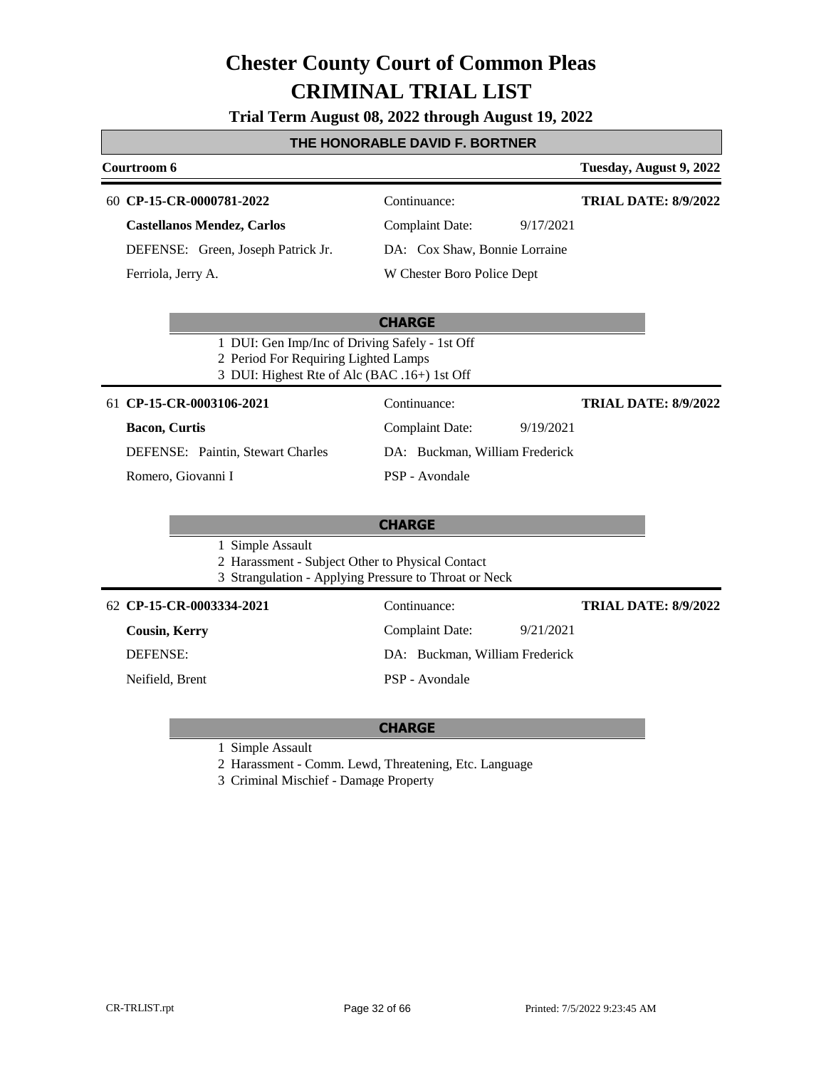# Chester County Court of Common Pleas

# CRIMINAL TRIAL LIST

**Trial Term August 08, 2022 through August 19, 2022**

## THE HONORABLE DAVID F. BORTNER

**Courtroom 6** — **Tuesday, August 9, 2022**

---

60 **CP-15-CR-0000781-2022** | Continuance: | **TRIAL DATE: 8/9/2022**

**Castellanos Mendez, Carlos** | Complaint Date: 9/17/2021

DEFENSE: Green, Joseph Patrick Jr. | DA: Cox Shaw, Bonnie Lorraine

Ferriola, Jerry A. | W Chester Boro Police Dept

**CHARGE**

1 DUI: Gen Imp/Inc of Driving Safely - 1st Off
2 Period For Requiring Lighted Lamps
3 DUI: Highest Rte of Alc (BAC .16+) 1st Off

---

61 **CP-15-CR-0003106-2021** | Continuance: | **TRIAL DATE: 8/9/2022**

**Bacon, Curtis** | Complaint Date: 9/19/2021

DEFENSE: Paintin, Stewart Charles | DA: Buckman, William Frederick

Romero, Giovanni I | PSP - Avondale

**CHARGE**

1 Simple Assault
2 Harassment - Subject Other to Physical Contact
3 Strangulation - Applying Pressure to Throat or Neck

---

62 **CP-15-CR-0003334-2021** | Continuance: | **TRIAL DATE: 8/9/2022**

**Cousin, Kerry** | Complaint Date: 9/21/2021

DEFENSE: | DA: Buckman, William Frederick

Neifield, Brent | PSP - Avondale

**CHARGE**

1 Simple Assault
2 Harassment - Comm. Lewd, Threatening, Etc. Language
3 Criminal Mischief - Damage Property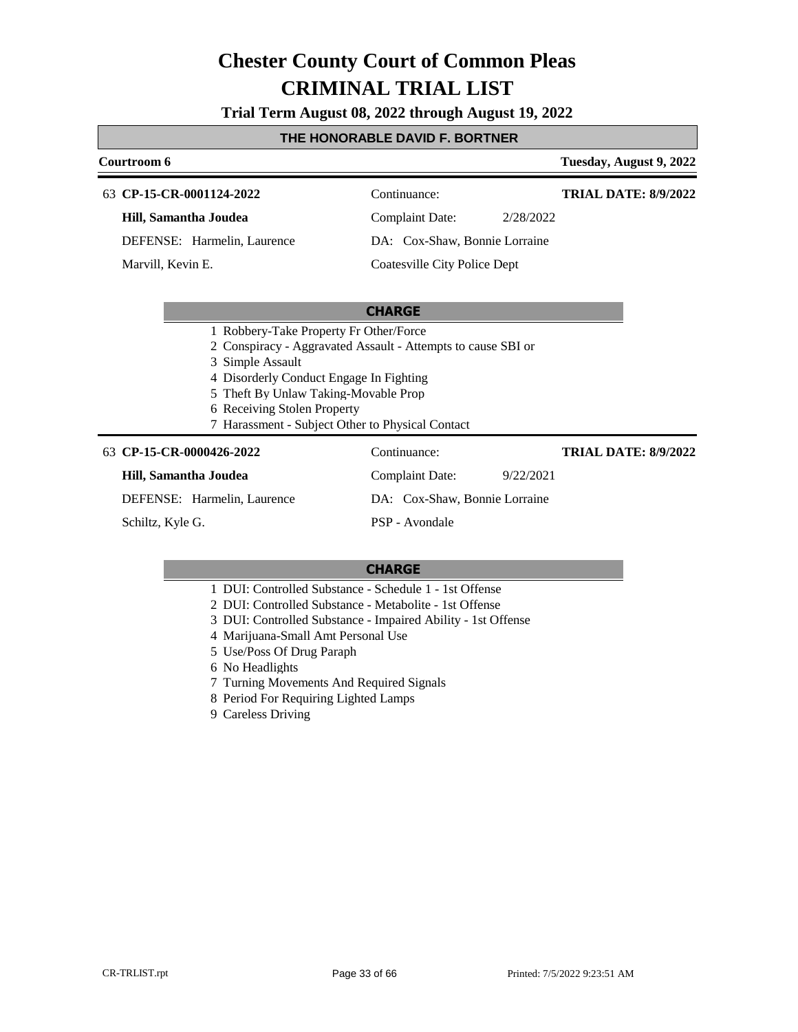# Chester County Court of Common Pleas
# CRIMINAL TRIAL LIST

### Trial Term August 08, 2022 through August 19, 2022

**THE HONORABLE DAVID F. BORTNER**

**Courtroom 6** | **Tuesday, August 9, 2022**

---

63 **CP-15-CR-0001124-2022** | Continuance: | **TRIAL DATE: 8/9/2022**

**Hill, Samantha Joudea** | Complaint Date: 2/28/2022

DEFENSE: Harmelin, Laurence | DA: Cox-Shaw, Bonnie Lorraine

Marvill, Kevin E. | Coatesville City Police Dept

**CHARGE**

1 Robbery-Take Property Fr Other/Force
2 Conspiracy - Aggravated Assault - Attempts to cause SBI or
3 Simple Assault
4 Disorderly Conduct Engage In Fighting
5 Theft By Unlaw Taking-Movable Prop
6 Receiving Stolen Property
7 Harassment - Subject Other to Physical Contact

---

63 **CP-15-CR-0000426-2022** | Continuance: | **TRIAL DATE: 8/9/2022**

**Hill, Samantha Joudea** | Complaint Date: 9/22/2021

DEFENSE: Harmelin, Laurence | DA: Cox-Shaw, Bonnie Lorraine

Schiltz, Kyle G. | PSP - Avondale

**CHARGE**

1 DUI: Controlled Substance - Schedule 1 - 1st Offense
2 DUI: Controlled Substance - Metabolite - 1st Offense
3 DUI: Controlled Substance - Impaired Ability - 1st Offense
4 Marijuana-Small Amt Personal Use
5 Use/Poss Of Drug Paraph
6 No Headlights
7 Turning Movements And Required Signals
8 Period For Requiring Lighted Lamps
9 Careless Driving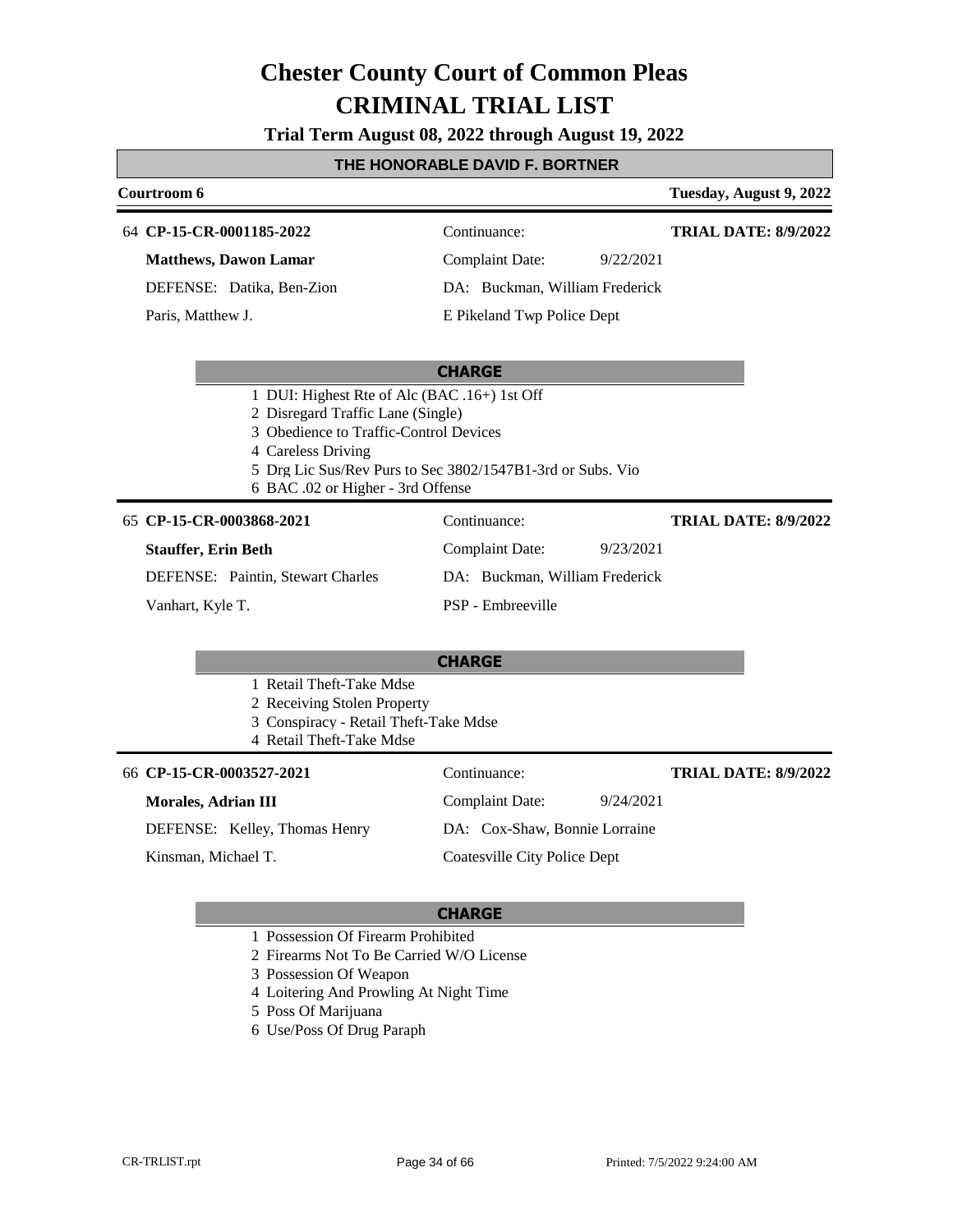# Chester County Court of Common Pleas
# CRIMINAL TRIAL LIST

**Trial Term August 08, 2022 through August 19, 2022**

**THE HONORABLE DAVID F. BORTNER**

**Courtroom 6** — **Tuesday, August 9, 2022**

---

64 **CP-15-CR-0001185-2022**
Continuance:
**TRIAL DATE: 8/9/2022**

**Matthews, Dawon Lamar**
Complaint Date: 9/22/2021

DEFENSE: Datika, Ben-Zion
DA: Buckman, William Frederick

Paris, Matthew J.
E Pikeland Twp Police Dept

**CHARGE**

1 DUI: Highest Rte of Alc (BAC .16+) 1st Off
2 Disregard Traffic Lane (Single)
3 Obedience to Traffic-Control Devices
4 Careless Driving
5 Drg Lic Sus/Rev Purs to Sec 3802/1547B1-3rd or Subs. Vio
6 BAC .02 or Higher - 3rd Offense

---

65 **CP-15-CR-0003868-2021**
Continuance:
**TRIAL DATE: 8/9/2022**

**Stauffer, Erin Beth**
Complaint Date: 9/23/2021

DEFENSE: Paintin, Stewart Charles
DA: Buckman, William Frederick

Vanhart, Kyle T.
PSP - Embreeville

**CHARGE**

1 Retail Theft-Take Mdse
2 Receiving Stolen Property
3 Conspiracy - Retail Theft-Take Mdse
4 Retail Theft-Take Mdse

---

66 **CP-15-CR-0003527-2021**
Continuance:
**TRIAL DATE: 8/9/2022**

**Morales, Adrian III**
Complaint Date: 9/24/2021

DEFENSE: Kelley, Thomas Henry
DA: Cox-Shaw, Bonnie Lorraine

Kinsman, Michael T.
Coatesville City Police Dept

**CHARGE**

1 Possession Of Firearm Prohibited
2 Firearms Not To Be Carried W/O License
3 Possession Of Weapon
4 Loitering And Prowling At Night Time
5 Poss Of Marijuana
6 Use/Poss Of Drug Paraph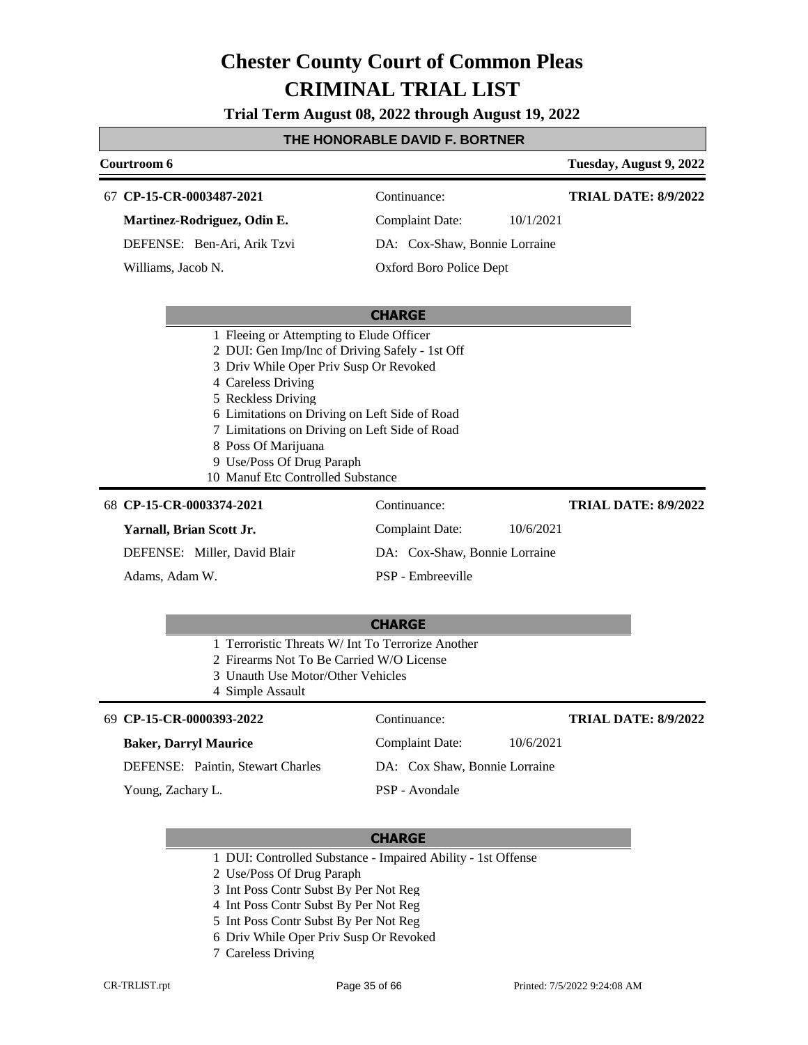# Chester County Court of Common Pleas
# CRIMINAL TRIAL LIST

**Trial Term August 08, 2022 through August 19, 2022**

**THE HONORABLE DAVID F. BORTNER**

**Courtroom 6** — **Tuesday, August 9, 2022**

---

67 **CP-15-CR-0003487-2021** — Continuance: — **TRIAL DATE: 8/9/2022**

**Martinez-Rodriguez, Odin E.** — Complaint Date: 10/1/2021

DEFENSE: Ben-Ari, Arik Tzvi — DA: Cox-Shaw, Bonnie Lorraine

Williams, Jacob N. — Oxford Boro Police Dept

**CHARGE**

1. Fleeing or Attempting to Elude Officer
2. DUI: Gen Imp/Inc of Driving Safely - 1st Off
3. Driv While Oper Priv Susp Or Revoked
4. Careless Driving
5. Reckless Driving
6. Limitations on Driving on Left Side of Road
7. Limitations on Driving on Left Side of Road
8. Poss Of Marijuana
9. Use/Poss Of Drug Paraph
10. Manuf Etc Controlled Substance

---

68 **CP-15-CR-0003374-2021** — Continuance: — **TRIAL DATE: 8/9/2022**

**Yarnall, Brian Scott Jr.** — Complaint Date: 10/6/2021

DEFENSE: Miller, David Blair — DA: Cox-Shaw, Bonnie Lorraine

Adams, Adam W. — PSP - Embreeville

**CHARGE**

1. Terroristic Threats W/ Int To Terrorize Another
2. Firearms Not To Be Carried W/O License
3. Unauth Use Motor/Other Vehicles
4. Simple Assault

---

69 **CP-15-CR-0000393-2022** — Continuance: — **TRIAL DATE: 8/9/2022**

**Baker, Darryl Maurice** — Complaint Date: 10/6/2021

DEFENSE: Paintin, Stewart Charles — DA: Cox Shaw, Bonnie Lorraine

Young, Zachary L. — PSP - Avondale

**CHARGE**

1. DUI: Controlled Substance - Impaired Ability - 1st Offense
2. Use/Poss Of Drug Paraph
3. Int Poss Contr Subst By Per Not Reg
4. Int Poss Contr Subst By Per Not Reg
5. Int Poss Contr Subst By Per Not Reg
6. Driv While Oper Priv Susp Or Revoked
7. Careless Driving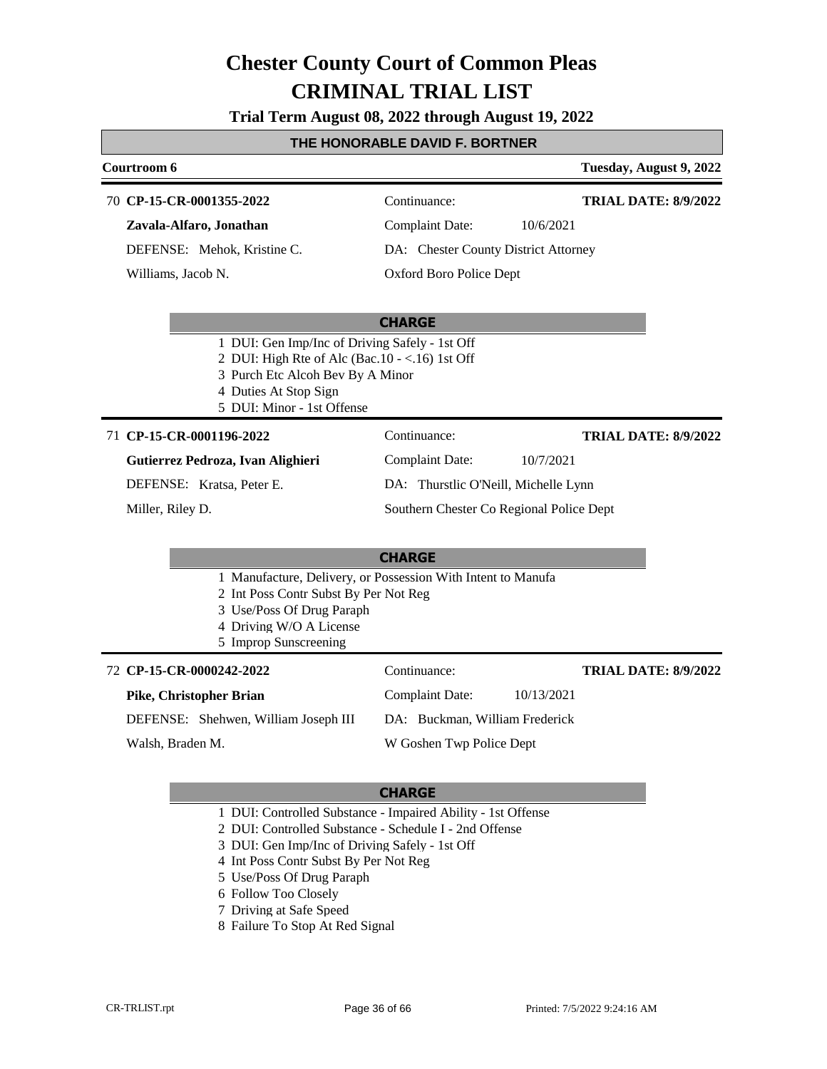# Chester County Court of Common Pleas
# CRIMINAL TRIAL LIST

**Trial Term August 08, 2022 through August 19, 2022**

**THE HONORABLE DAVID F. BORTNER**

**Courtroom 6** | **Tuesday, August 9, 2022**

---

70 **CP-15-CR-0001355-2022** | Continuance: | **TRIAL DATE: 8/9/2022**

**Zavala-Alfaro, Jonathan** | Complaint Date: 10/6/2021

DEFENSE: Mehok, Kristine C. | DA: Chester County District Attorney

Williams, Jacob N. | Oxford Boro Police Dept

**CHARGE**

1 DUI: Gen Imp/Inc of Driving Safely - 1st Off
2 DUI: High Rte of Alc (Bac.10 - <.16) 1st Off
3 Purch Etc Alcoh Bev By A Minor
4 Duties At Stop Sign
5 DUI: Minor - 1st Offense

---

71 **CP-15-CR-0001196-2022** | Continuance: | **TRIAL DATE: 8/9/2022**

**Gutierrez Pedroza, Ivan Alighieri** | Complaint Date: 10/7/2021

DEFENSE: Kratsa, Peter E. | DA: Thurstlic O'Neill, Michelle Lynn

Miller, Riley D. | Southern Chester Co Regional Police Dept

**CHARGE**

1 Manufacture, Delivery, or Possession With Intent to Manufa
2 Int Poss Contr Subst By Per Not Reg
3 Use/Poss Of Drug Paraph
4 Driving W/O A License
5 Improp Sunscreening

---

72 **CP-15-CR-0000242-2022** | Continuance: | **TRIAL DATE: 8/9/2022**

**Pike, Christopher Brian** | Complaint Date: 10/13/2021

DEFENSE: Shehwen, William Joseph III | DA: Buckman, William Frederick

Walsh, Braden M. | W Goshen Twp Police Dept

**CHARGE**

1 DUI: Controlled Substance - Impaired Ability - 1st Offense
2 DUI: Controlled Substance - Schedule I - 2nd Offense
3 DUI: Gen Imp/Inc of Driving Safely - 1st Off
4 Int Poss Contr Subst By Per Not Reg
5 Use/Poss Of Drug Paraph
6 Follow Too Closely
7 Driving at Safe Speed
8 Failure To Stop At Red Signal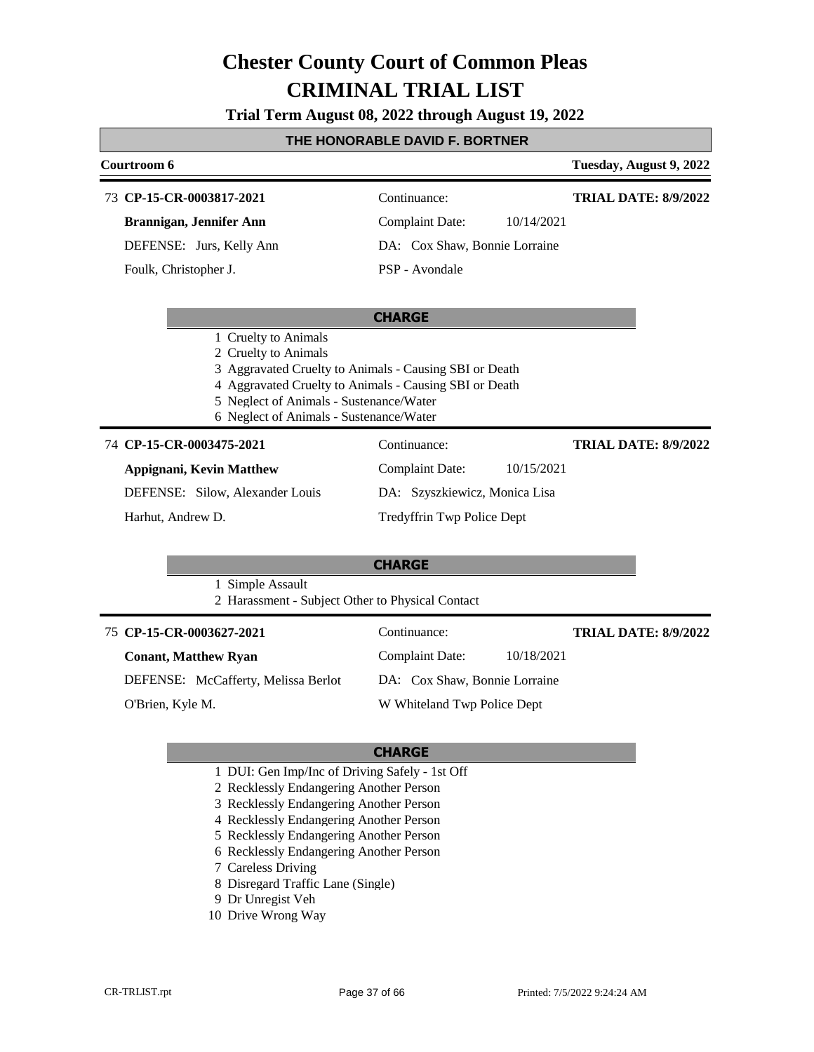# Chester County Court of Common Pleas
# CRIMINAL TRIAL LIST

**Trial Term August 08, 2022 through August 19, 2022**

**THE HONORABLE DAVID F. BORTNER**

**Courtroom 6** — **Tuesday, August 9, 2022**

---

73 **CP-15-CR-0003817-2021** | Continuance: | **TRIAL DATE: 8/9/2022**

**Brannigan, Jennifer Ann** | Complaint Date: 10/14/2021

DEFENSE: Jurs, Kelly Ann | DA: Cox Shaw, Bonnie Lorraine

Foulk, Christopher J. | PSP - Avondale

**CHARGE**

1 Cruelty to Animals
2 Cruelty to Animals
3 Aggravated Cruelty to Animals - Causing SBI or Death
4 Aggravated Cruelty to Animals - Causing SBI or Death
5 Neglect of Animals - Sustenance/Water
6 Neglect of Animals - Sustenance/Water

---

74 **CP-15-CR-0003475-2021** | Continuance: | **TRIAL DATE: 8/9/2022**

**Appignani, Kevin Matthew** | Complaint Date: 10/15/2021

DEFENSE: Silow, Alexander Louis | DA: Szyszkiewicz, Monica Lisa

Harhut, Andrew D. | Tredyffrin Twp Police Dept

**CHARGE**

1 Simple Assault
2 Harassment - Subject Other to Physical Contact

---

75 **CP-15-CR-0003627-2021** | Continuance: | **TRIAL DATE: 8/9/2022**

**Conant, Matthew Ryan** | Complaint Date: 10/18/2021

DEFENSE: McCafferty, Melissa Berlot | DA: Cox Shaw, Bonnie Lorraine

O'Brien, Kyle M. | W Whiteland Twp Police Dept

**CHARGE**

1 DUI: Gen Imp/Inc of Driving Safely - 1st Off
2 Recklessly Endangering Another Person
3 Recklessly Endangering Another Person
4 Recklessly Endangering Another Person
5 Recklessly Endangering Another Person
6 Recklessly Endangering Another Person
7 Careless Driving
8 Disregard Traffic Lane (Single)
9 Dr Unregist Veh
10 Drive Wrong Way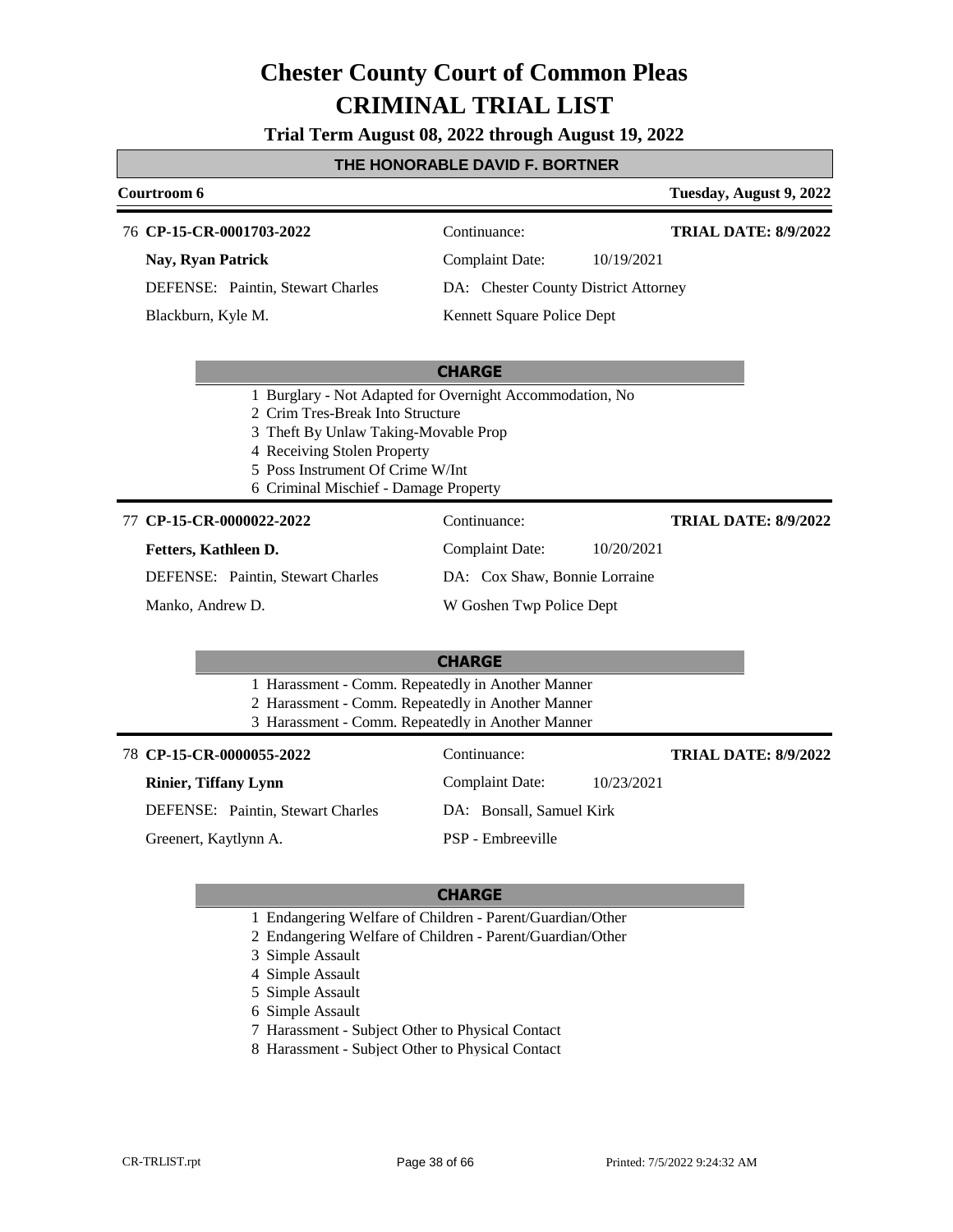# Chester County Court of Common Pleas
# CRIMINAL TRIAL LIST

**Trial Term August 08, 2022 through August 19, 2022**

## THE HONORABLE DAVID F. BORTNER

**Courtroom 6** — **Tuesday, August 9, 2022**

---

76 **CP-15-CR-0001703-2022** — Continuance: — **TRIAL DATE: 8/9/2022**

**Nay, Ryan Patrick** — Complaint Date: 10/19/2021

DEFENSE: Paintin, Stewart Charles — DA: Chester County District Attorney

Blackburn, Kyle M. — Kennett Square Police Dept

**CHARGE**

1 Burglary - Not Adapted for Overnight Accommodation, No
2 Crim Tres-Break Into Structure
3 Theft By Unlaw Taking-Movable Prop
4 Receiving Stolen Property
5 Poss Instrument Of Crime W/Int
6 Criminal Mischief - Damage Property

---

77 **CP-15-CR-0000022-2022** — Continuance: — **TRIAL DATE: 8/9/2022**

**Fetters, Kathleen D.** — Complaint Date: 10/20/2021

DEFENSE: Paintin, Stewart Charles — DA: Cox Shaw, Bonnie Lorraine

Manko, Andrew D. — W Goshen Twp Police Dept

**CHARGE**

1 Harassment - Comm. Repeatedly in Another Manner
2 Harassment - Comm. Repeatedly in Another Manner
3 Harassment - Comm. Repeatedly in Another Manner

---

78 **CP-15-CR-0000055-2022** — Continuance: — **TRIAL DATE: 8/9/2022**

**Rinier, Tiffany Lynn** — Complaint Date: 10/23/2021

DEFENSE: Paintin, Stewart Charles — DA: Bonsall, Samuel Kirk

Greenert, Kaytlynn A. — PSP - Embreeville

**CHARGE**

1 Endangering Welfare of Children - Parent/Guardian/Other
2 Endangering Welfare of Children - Parent/Guardian/Other
3 Simple Assault
4 Simple Assault
5 Simple Assault
6 Simple Assault
7 Harassment - Subject Other to Physical Contact
8 Harassment - Subject Other to Physical Contact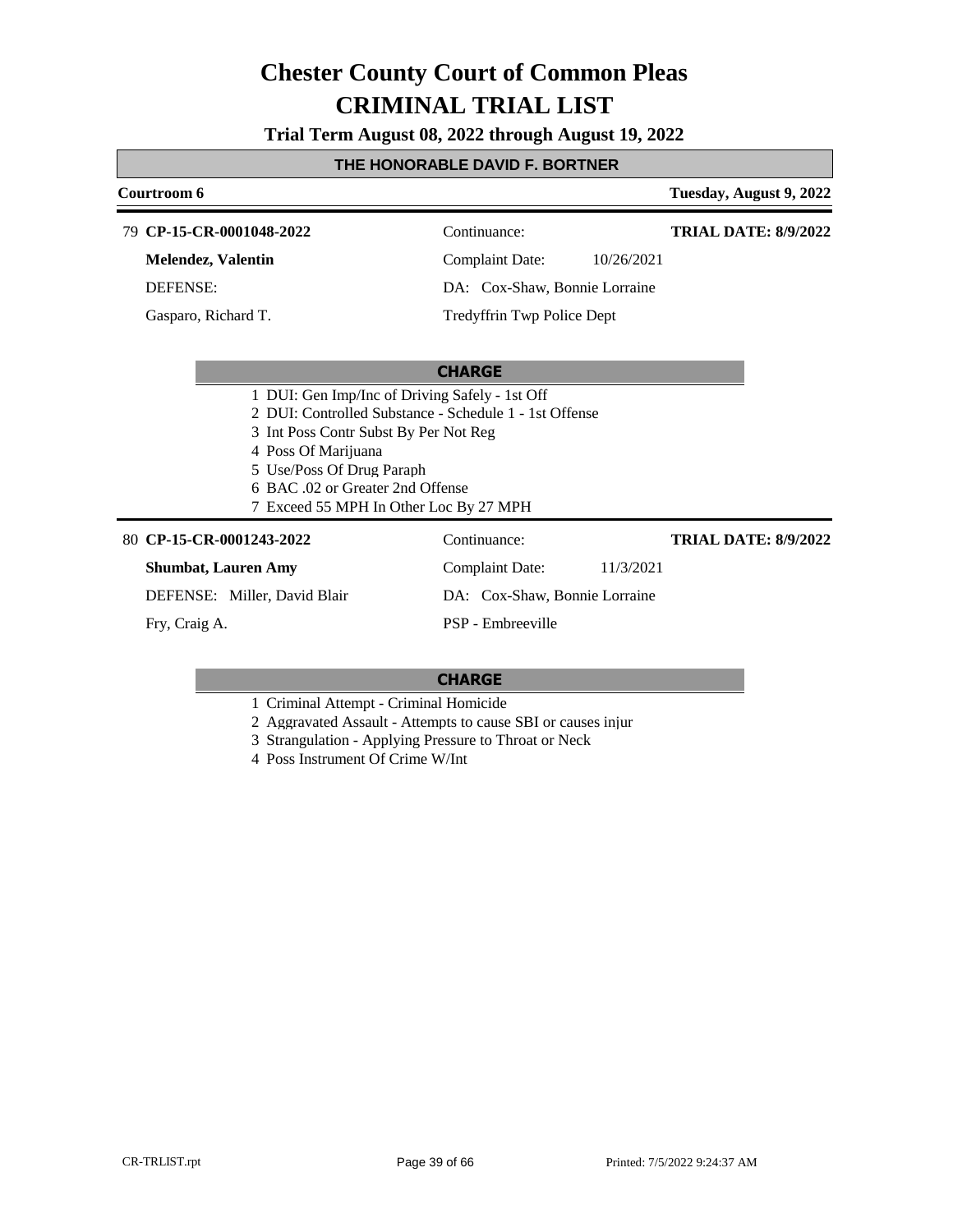# Chester County Court of Common Pleas
# CRIMINAL TRIAL LIST

**Trial Term August 08, 2022 through August 19, 2022**

## THE HONORABLE DAVID F. BORTNER

**Courtroom 6** — **Tuesday, August 9, 2022**

---

79 **CP-15-CR-0001048-2022** | Continuance: | **TRIAL DATE: 8/9/2022**

**Melendez, Valentin** | Complaint Date: 10/26/2021

DEFENSE: | DA: Cox-Shaw, Bonnie Lorraine

Gasparo, Richard T. | Tredyffrin Twp Police Dept

**CHARGE**

1 DUI: Gen Imp/Inc of Driving Safely - 1st Off
2 DUI: Controlled Substance - Schedule 1 - 1st Offense
3 Int Poss Contr Subst By Per Not Reg
4 Poss Of Marijuana
5 Use/Poss Of Drug Paraph
6 BAC .02 or Greater 2nd Offense
7 Exceed 55 MPH In Other Loc By 27 MPH

---

80 **CP-15-CR-0001243-2022** | Continuance: | **TRIAL DATE: 8/9/2022**

**Shumbat, Lauren Amy** | Complaint Date: 11/3/2021

DEFENSE: Miller, David Blair | DA: Cox-Shaw, Bonnie Lorraine

Fry, Craig A. | PSP - Embreeville

**CHARGE**

1 Criminal Attempt - Criminal Homicide
2 Aggravated Assault - Attempts to cause SBI or causes injur
3 Strangulation - Applying Pressure to Throat or Neck
4 Poss Instrument Of Crime W/Int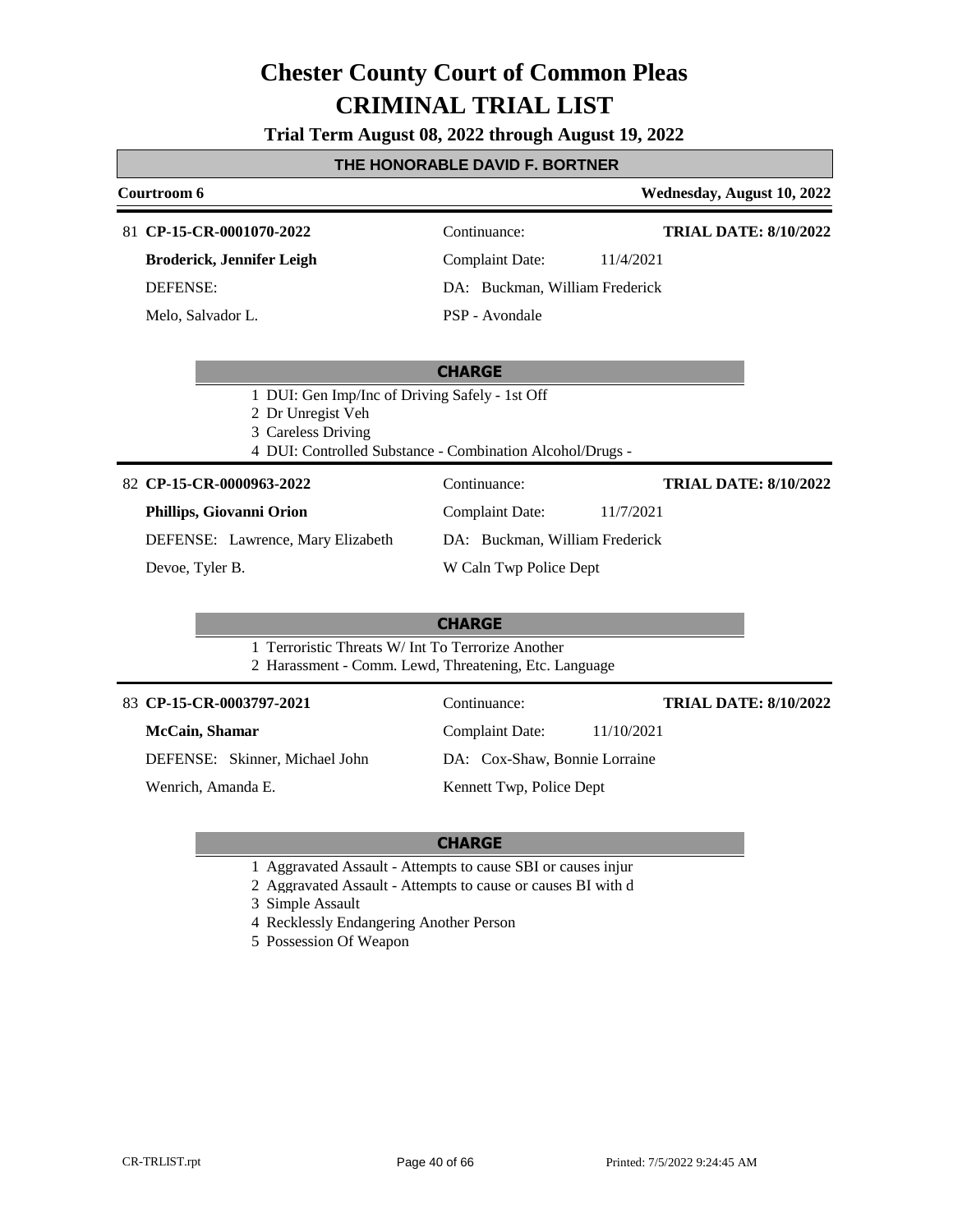# Chester County Court of Common Pleas
# CRIMINAL TRIAL LIST

**Trial Term August 08, 2022 through August 19, 2022**

## THE HONORABLE DAVID F. BORTNER

**Courtroom 6** — **Wednesday, August 10, 2022**

---

81 **CP-15-CR-0001070-2022** — Continuance: — **TRIAL DATE: 8/10/2022**

**Broderick, Jennifer Leigh** — Complaint Date: 11/4/2021

DEFENSE: — DA: Buckman, William Frederick

Melo, Salvador L. — PSP - Avondale

**CHARGE**

1 DUI: Gen Imp/Inc of Driving Safely - 1st Off
2 Dr Unregist Veh
3 Careless Driving
4 DUI: Controlled Substance - Combination Alcohol/Drugs -

---

82 **CP-15-CR-0000963-2022** — Continuance: — **TRIAL DATE: 8/10/2022**

**Phillips, Giovanni Orion** — Complaint Date: 11/7/2021

DEFENSE: Lawrence, Mary Elizabeth — DA: Buckman, William Frederick

Devoe, Tyler B. — W Caln Twp Police Dept

**CHARGE**

1 Terroristic Threats W/ Int To Terrorize Another
2 Harassment - Comm. Lewd, Threatening, Etc. Language

---

83 **CP-15-CR-0003797-2021** — Continuance: — **TRIAL DATE: 8/10/2022**

**McCain, Shamar** — Complaint Date: 11/10/2021

DEFENSE: Skinner, Michael John — DA: Cox-Shaw, Bonnie Lorraine

Wenrich, Amanda E. — Kennett Twp, Police Dept

**CHARGE**

1 Aggravated Assault - Attempts to cause SBI or causes injur
2 Aggravated Assault - Attempts to cause or causes BI with d
3 Simple Assault
4 Recklessly Endangering Another Person
5 Possession Of Weapon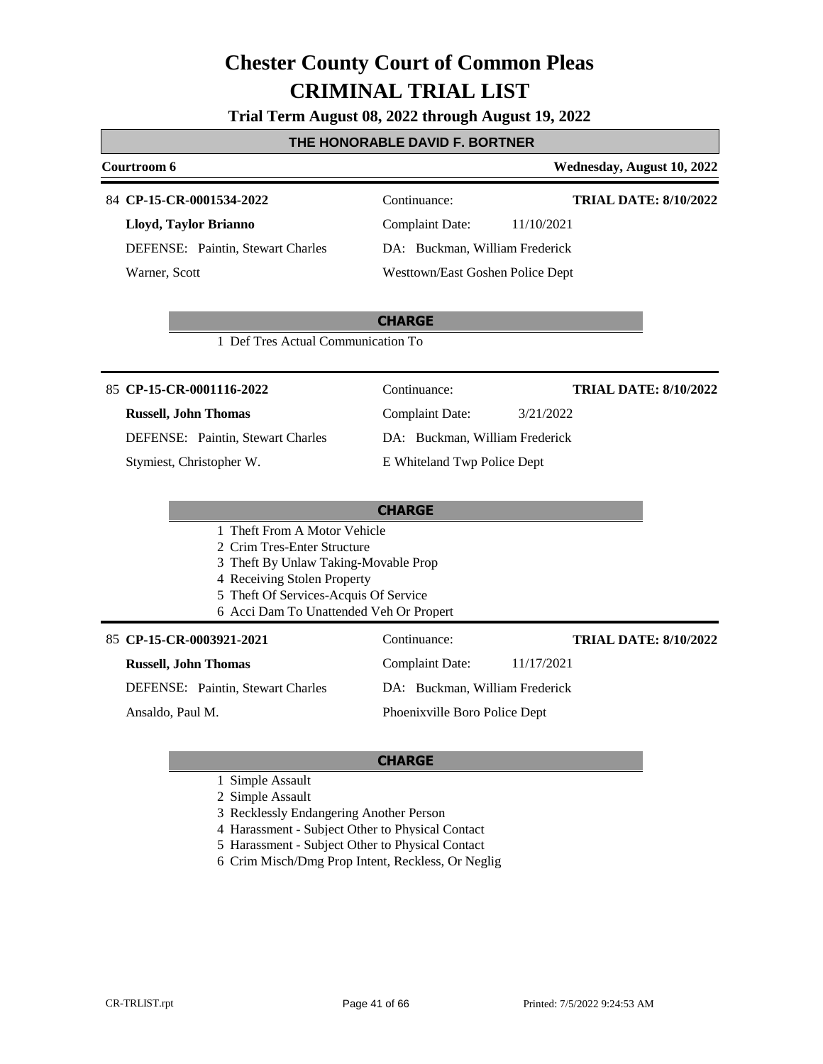# Chester County Court of Common Pleas
# CRIMINAL TRIAL LIST

**Trial Term August 08, 2022 through August 19, 2022**

## THE HONORABLE DAVID F. BORTNER

**Courtroom 6** — **Wednesday, August 10, 2022**

---

84 **CP-15-CR-0001534-2022** | Continuance: | **TRIAL DATE: 8/10/2022**

**Lloyd, Taylor Brianno** | Complaint Date: 11/10/2021

DEFENSE: Paintin, Stewart Charles | DA: Buckman, William Frederick

Warner, Scott | Westtown/East Goshen Police Dept

**CHARGE**

1 Def Tres Actual Communication To

---

85 **CP-15-CR-0001116-2022** | Continuance: | **TRIAL DATE: 8/10/2022**

**Russell, John Thomas** | Complaint Date: 3/21/2022

DEFENSE: Paintin, Stewart Charles | DA: Buckman, William Frederick

Stymiest, Christopher W. | E Whiteland Twp Police Dept

**CHARGE**

1 Theft From A Motor Vehicle
2 Crim Tres-Enter Structure
3 Theft By Unlaw Taking-Movable Prop
4 Receiving Stolen Property
5 Theft Of Services-Acquis Of Service
6 Acci Dam To Unattended Veh Or Propert

---

85 **CP-15-CR-0003921-2021** | Continuance: | **TRIAL DATE: 8/10/2022**

**Russell, John Thomas** | Complaint Date: 11/17/2021

DEFENSE: Paintin, Stewart Charles | DA: Buckman, William Frederick

Ansaldo, Paul M. | Phoenixville Boro Police Dept

**CHARGE**

1 Simple Assault
2 Simple Assault
3 Recklessly Endangering Another Person
4 Harassment - Subject Other to Physical Contact
5 Harassment - Subject Other to Physical Contact
6 Crim Misch/Dmg Prop Intent, Reckless, Or Neglig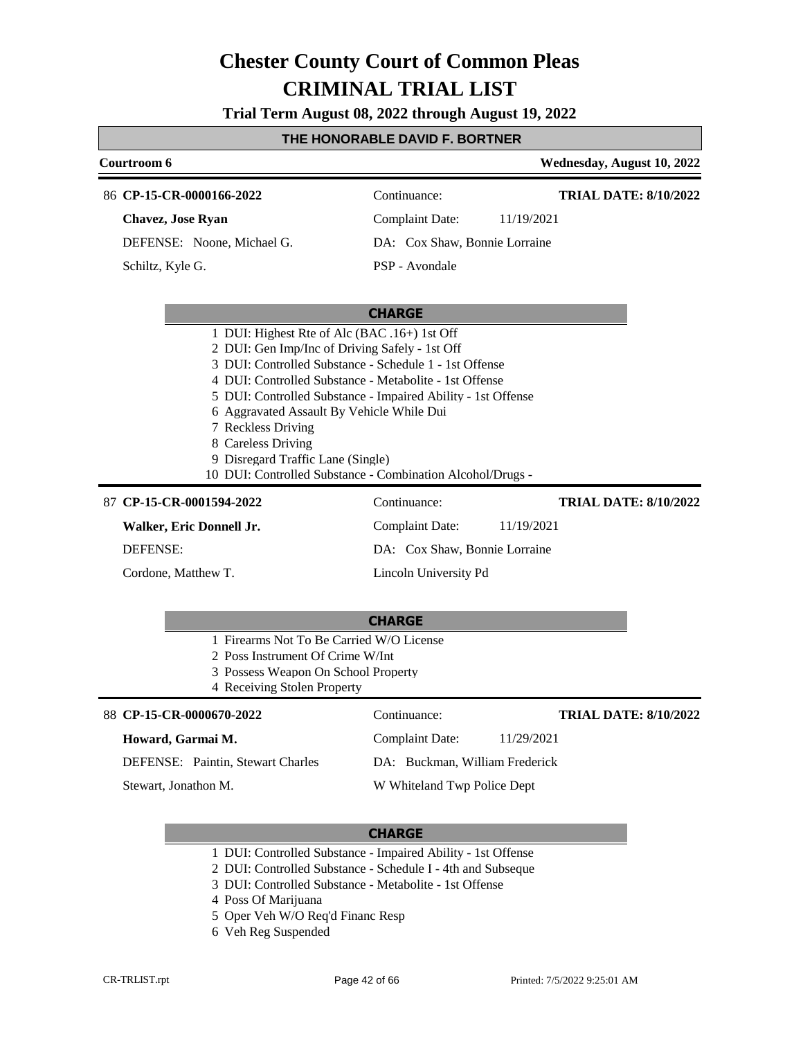# Chester County Court of Common Pleas
# CRIMINAL TRIAL LIST

**Trial Term August 08, 2022 through August 19, 2022**

**THE HONORABLE DAVID F. BORTNER**

**Courtroom 6** — **Wednesday, August 10, 2022**

---

86 **CP-15-CR-0000166-2022**
Continuance:
**TRIAL DATE: 8/10/2022**

**Chavez, Jose Ryan**
Complaint Date: 11/19/2021

DEFENSE: Noone, Michael G.
DA: Cox Shaw, Bonnie Lorraine

Schiltz, Kyle G.
PSP - Avondale

**CHARGE**

1. DUI: Highest Rte of Alc (BAC .16+) 1st Off
2. DUI: Gen Imp/Inc of Driving Safely - 1st Off
3. DUI: Controlled Substance - Schedule 1 - 1st Offense
4. DUI: Controlled Substance - Metabolite - 1st Offense
5. DUI: Controlled Substance - Impaired Ability - 1st Offense
6. Aggravated Assault By Vehicle While Dui
7. Reckless Driving
8. Careless Driving
9. Disregard Traffic Lane (Single)
10. DUI: Controlled Substance - Combination Alcohol/Drugs -

---

87 **CP-15-CR-0001594-2022**
Continuance:
**TRIAL DATE: 8/10/2022**

**Walker, Eric Donnell Jr.**
Complaint Date: 11/19/2021

DEFENSE:
DA: Cox Shaw, Bonnie Lorraine

Cordone, Matthew T.
Lincoln University Pd

**CHARGE**

1. Firearms Not To Be Carried W/O License
2. Poss Instrument Of Crime W/Int
3. Possess Weapon On School Property
4. Receiving Stolen Property

---

88 **CP-15-CR-0000670-2022**
Continuance:
**TRIAL DATE: 8/10/2022**

**Howard, Garmai M.**
Complaint Date: 11/29/2021

DEFENSE: Paintin, Stewart Charles
DA: Buckman, William Frederick

Stewart, Jonathon M.
W Whiteland Twp Police Dept

**CHARGE**

1. DUI: Controlled Substance - Impaired Ability - 1st Offense
2. DUI: Controlled Substance - Schedule I - 4th and Subseque
3. DUI: Controlled Substance - Metabolite - 1st Offense
4. Poss Of Marijuana
5. Oper Veh W/O Req'd Financ Resp
6. Veh Reg Suspended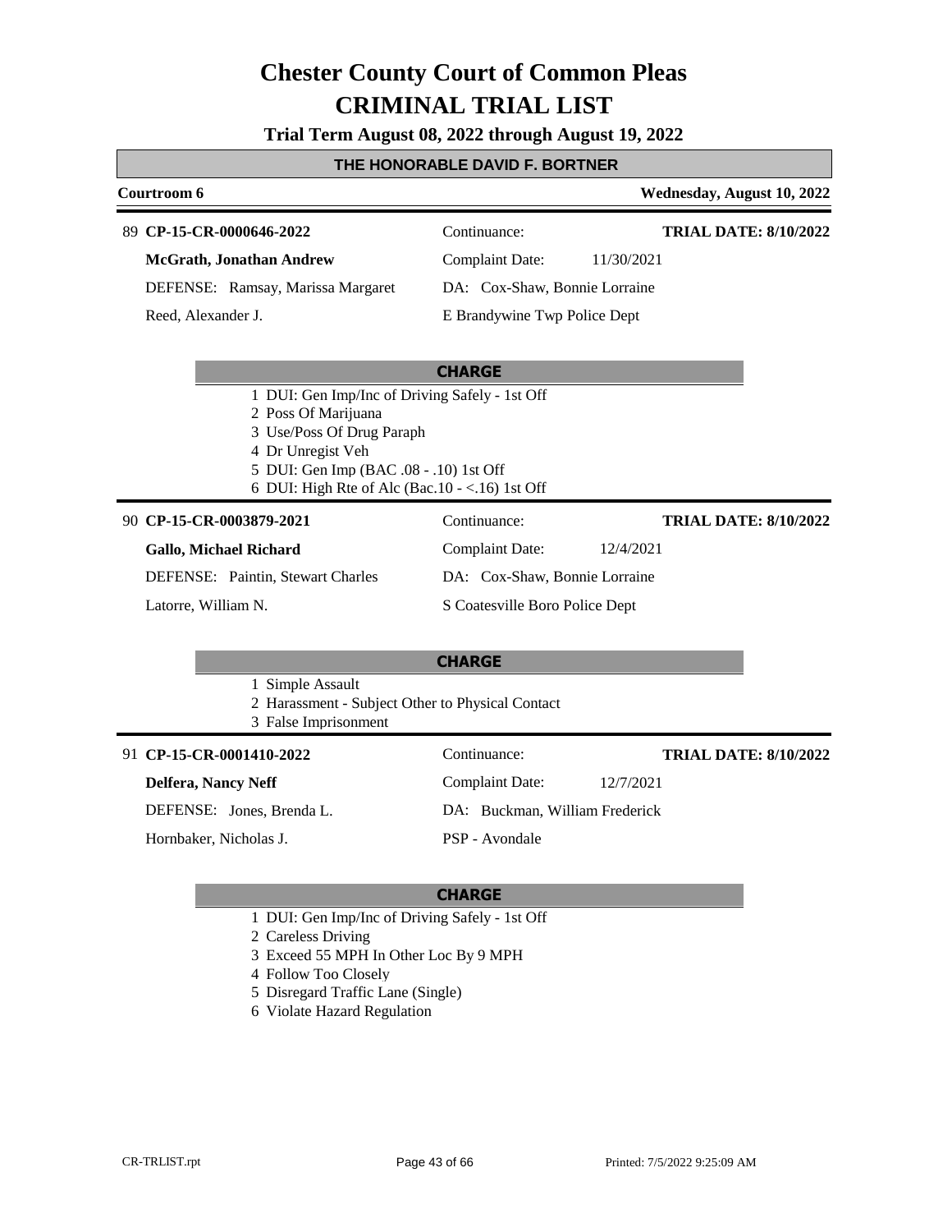# Chester County Court of Common Pleas
# CRIMINAL TRIAL LIST

**Trial Term August 08, 2022 through August 19, 2022**

**THE HONORABLE DAVID F. BORTNER**

**Courtroom 6** — **Wednesday, August 10, 2022**

---

89 **CP-15-CR-0000646-2022** | Continuance: | **TRIAL DATE: 8/10/2022**

**McGrath, Jonathan Andrew** | Complaint Date: 11/30/2021

DEFENSE: Ramsay, Marissa Margaret | DA: Cox-Shaw, Bonnie Lorraine

Reed, Alexander J. | E Brandywine Twp Police Dept

**CHARGE**

1. DUI: Gen Imp/Inc of Driving Safely - 1st Off
2. Poss Of Marijuana
3. Use/Poss Of Drug Paraph
4. Dr Unregist Veh
5. DUI: Gen Imp (BAC .08 - .10) 1st Off
6. DUI: High Rte of Alc (Bac.10 - <.16) 1st Off

---

90 **CP-15-CR-0003879-2021** | Continuance: | **TRIAL DATE: 8/10/2022**

**Gallo, Michael Richard** | Complaint Date: 12/4/2021

DEFENSE: Paintin, Stewart Charles | DA: Cox-Shaw, Bonnie Lorraine

Latorre, William N. | S Coatesville Boro Police Dept

**CHARGE**

1. Simple Assault
2. Harassment - Subject Other to Physical Contact
3. False Imprisonment

---

91 **CP-15-CR-0001410-2022** | Continuance: | **TRIAL DATE: 8/10/2022**

**Delfera, Nancy Neff** | Complaint Date: 12/7/2021

DEFENSE: Jones, Brenda L. | DA: Buckman, William Frederick

Hornbaker, Nicholas J. | PSP - Avondale

**CHARGE**

1. DUI: Gen Imp/Inc of Driving Safely - 1st Off
2. Careless Driving
3. Exceed 55 MPH In Other Loc By 9 MPH
4. Follow Too Closely
5. Disregard Traffic Lane (Single)
6. Violate Hazard Regulation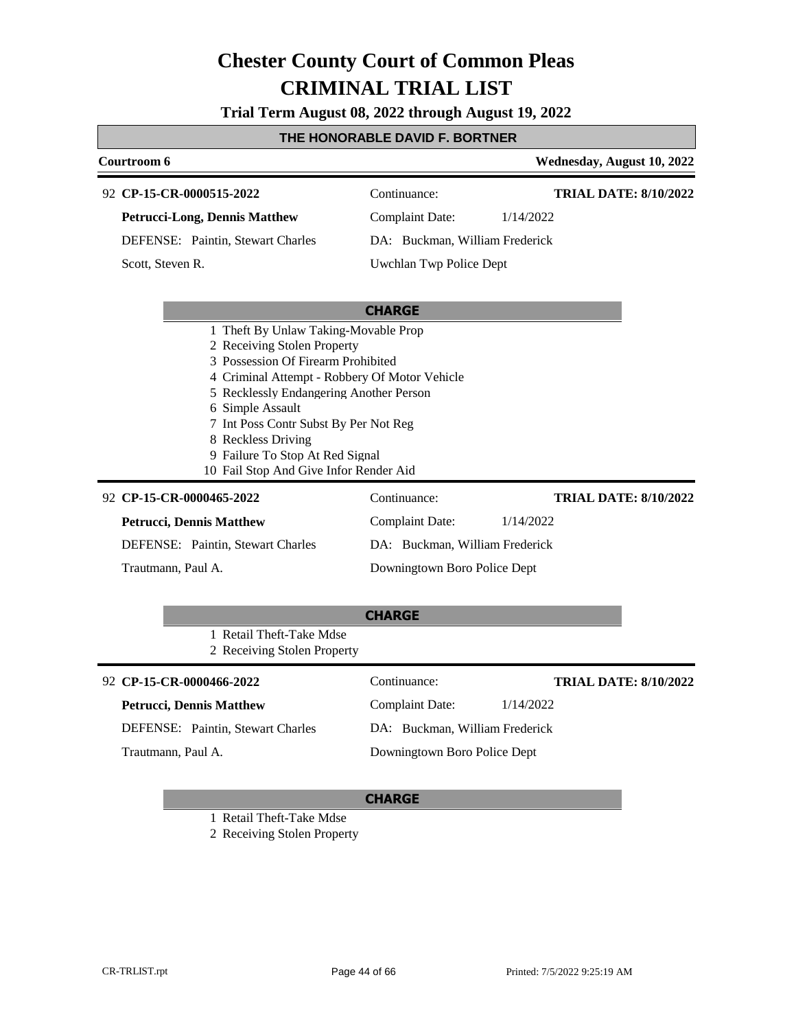# Chester County Court of Common Pleas
# CRIMINAL TRIAL LIST

**Trial Term August 08, 2022 through August 19, 2022**

**THE HONORABLE DAVID F. BORTNER**

**Courtroom 6** — **Wednesday, August 10, 2022**

---

92 **CP-15-CR-0000515-2022** — Continuance: — **TRIAL DATE: 8/10/2022**

**Petrucci-Long, Dennis Matthew** — Complaint Date: 1/14/2022

DEFENSE: Paintin, Stewart Charles — DA: Buckman, William Frederick

Scott, Steven R. — Uwchlan Twp Police Dept

**CHARGE**

1. Theft By Unlaw Taking-Movable Prop
2. Receiving Stolen Property
3. Possession Of Firearm Prohibited
4. Criminal Attempt - Robbery Of Motor Vehicle
5. Recklessly Endangering Another Person
6. Simple Assault
7. Int Poss Contr Subst By Per Not Reg
8. Reckless Driving
9. Failure To Stop At Red Signal
10. Fail Stop And Give Infor Render Aid

---

92 **CP-15-CR-0000465-2022** — Continuance: — **TRIAL DATE: 8/10/2022**

**Petrucci, Dennis Matthew** — Complaint Date: 1/14/2022

DEFENSE: Paintin, Stewart Charles — DA: Buckman, William Frederick

Trautmann, Paul A. — Downingtown Boro Police Dept

**CHARGE**

1. Retail Theft-Take Mdse
2. Receiving Stolen Property

---

92 **CP-15-CR-0000466-2022** — Continuance: — **TRIAL DATE: 8/10/2022**

**Petrucci, Dennis Matthew** — Complaint Date: 1/14/2022

DEFENSE: Paintin, Stewart Charles — DA: Buckman, William Frederick

Trautmann, Paul A. — Downingtown Boro Police Dept

**CHARGE**

1. Retail Theft-Take Mdse
2. Receiving Stolen Property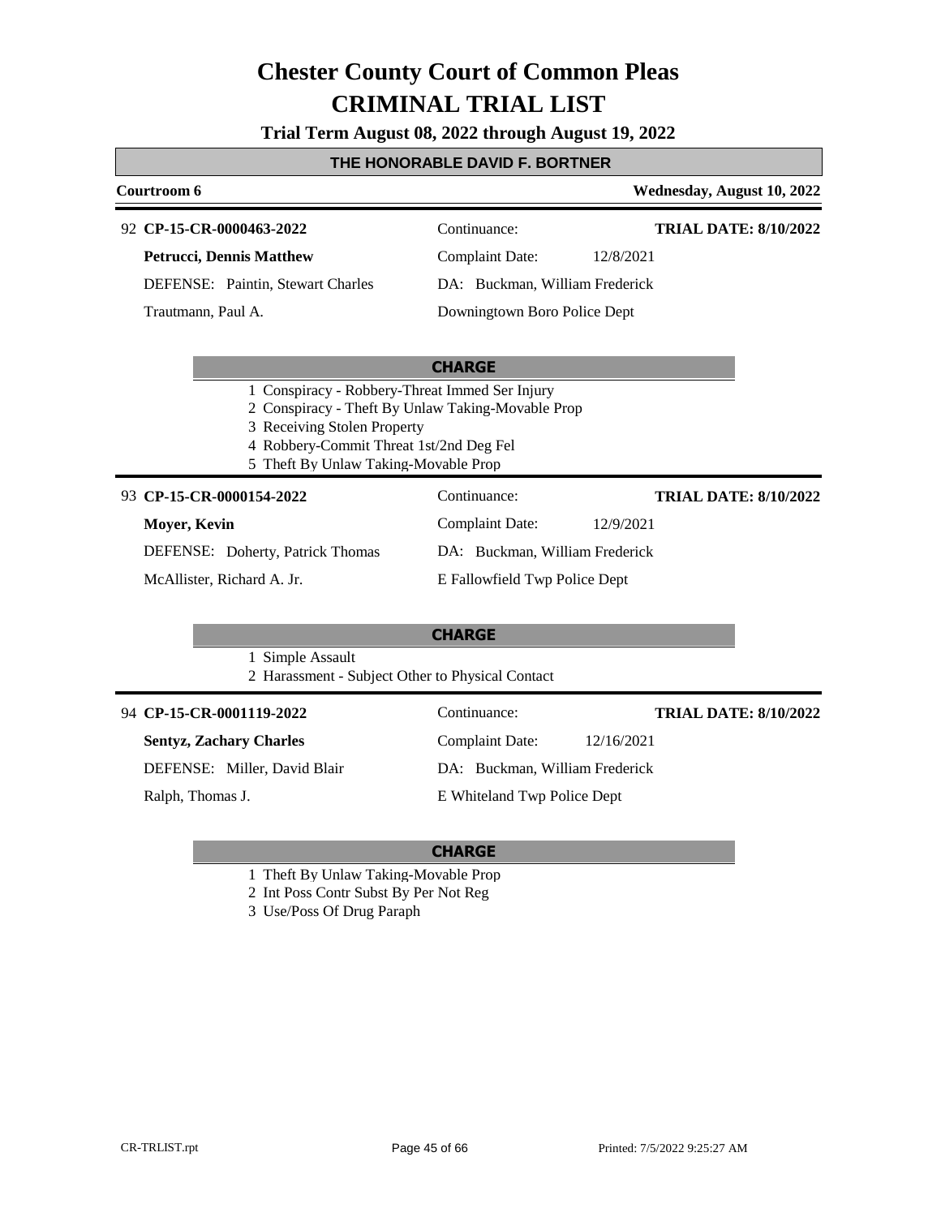# Chester County Court of Common Pleas

# CRIMINAL TRIAL LIST

**Trial Term August 08, 2022 through August 19, 2022**

## THE HONORABLE DAVID F. BORTNER

**Courtroom 6** — **Wednesday, August 10, 2022**

---

92 **CP-15-CR-0000463-2022** — Continuance: — **TRIAL DATE: 8/10/2022**

**Petrucci, Dennis Matthew** — Complaint Date: 12/8/2021

DEFENSE: Paintin, Stewart Charles — DA: Buckman, William Frederick

Trautmann, Paul A. — Downingtown Boro Police Dept

**CHARGE**

1 Conspiracy - Robbery-Threat Immed Ser Injury
2 Conspiracy - Theft By Unlaw Taking-Movable Prop
3 Receiving Stolen Property
4 Robbery-Commit Threat 1st/2nd Deg Fel
5 Theft By Unlaw Taking-Movable Prop

---

93 **CP-15-CR-0000154-2022** — Continuance: — **TRIAL DATE: 8/10/2022**

**Moyer, Kevin** — Complaint Date: 12/9/2021

DEFENSE: Doherty, Patrick Thomas — DA: Buckman, William Frederick

McAllister, Richard A. Jr. — E Fallowfield Twp Police Dept

**CHARGE**

1 Simple Assault
2 Harassment - Subject Other to Physical Contact

---

94 **CP-15-CR-0001119-2022** — Continuance: — **TRIAL DATE: 8/10/2022**

**Sentyz, Zachary Charles** — Complaint Date: 12/16/2021

DEFENSE: Miller, David Blair — DA: Buckman, William Frederick

Ralph, Thomas J. — E Whiteland Twp Police Dept

**CHARGE**

1 Theft By Unlaw Taking-Movable Prop
2 Int Poss Contr Subst By Per Not Reg
3 Use/Poss Of Drug Paraph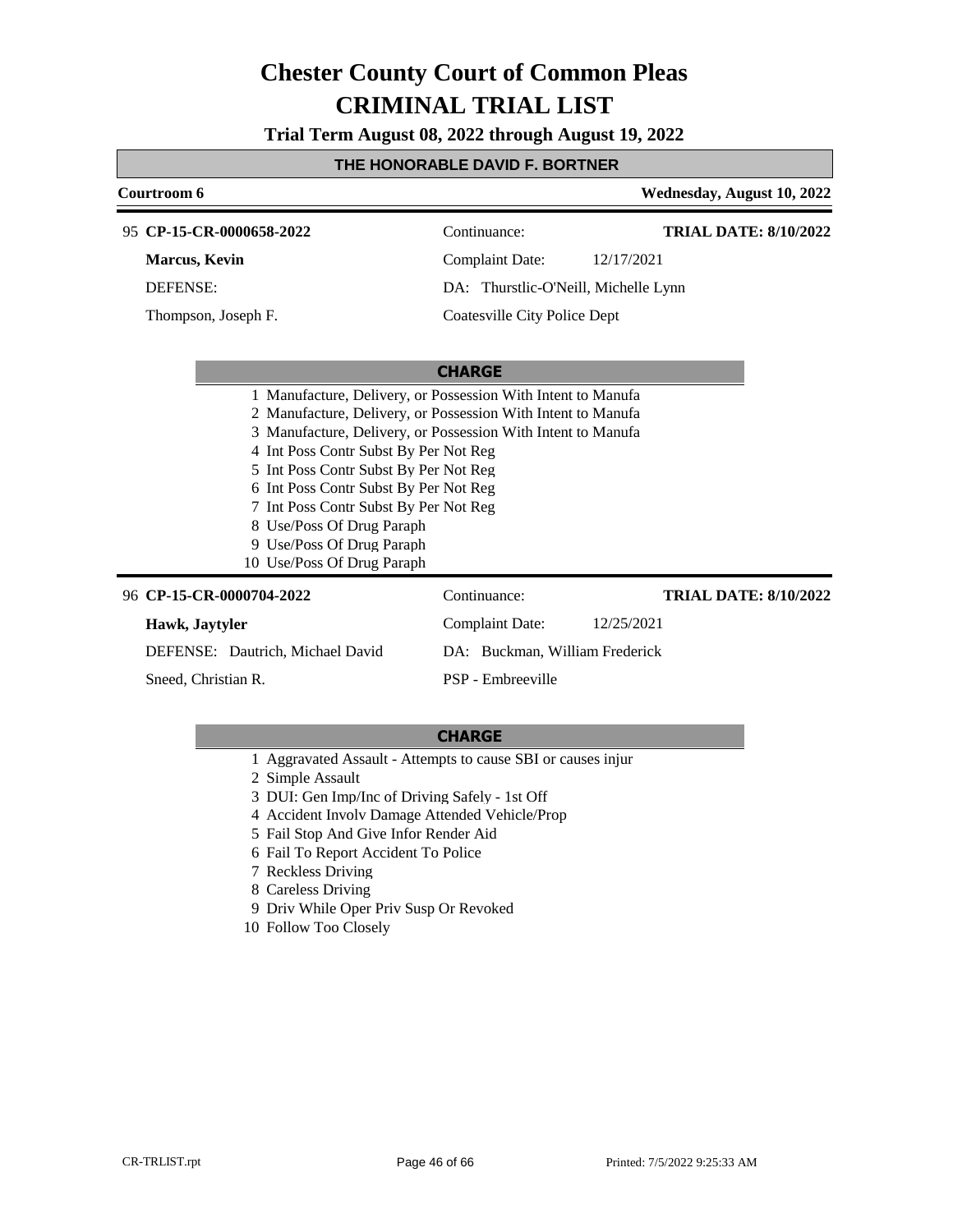# Chester County Court of Common Pleas
# CRIMINAL TRIAL LIST

**Trial Term August 08, 2022 through August 19, 2022**

**THE HONORABLE DAVID F. BORTNER**

**Courtroom 6** — **Wednesday, August 10, 2022**

---

95 **CP-15-CR-0000658-2022** — Continuance: — **TRIAL DATE: 8/10/2022**

**Marcus, Kevin** — Complaint Date: 12/17/2021

DEFENSE: — DA: Thurstlic-O'Neill, Michelle Lynn

Thompson, Joseph F. — Coatesville City Police Dept

**CHARGE**

1 Manufacture, Delivery, or Possession With Intent to Manufa
2 Manufacture, Delivery, or Possession With Intent to Manufa
3 Manufacture, Delivery, or Possession With Intent to Manufa
4 Int Poss Contr Subst By Per Not Reg
5 Int Poss Contr Subst By Per Not Reg
6 Int Poss Contr Subst By Per Not Reg
7 Int Poss Contr Subst By Per Not Reg
8 Use/Poss Of Drug Paraph
9 Use/Poss Of Drug Paraph
10 Use/Poss Of Drug Paraph

---

96 **CP-15-CR-0000704-2022** — Continuance: — **TRIAL DATE: 8/10/2022**

**Hawk, Jaytyler** — Complaint Date: 12/25/2021

DEFENSE: Dautrich, Michael David — DA: Buckman, William Frederick

Sneed, Christian R. — PSP - Embreeville

**CHARGE**

1 Aggravated Assault - Attempts to cause SBI or causes injur
2 Simple Assault
3 DUI: Gen Imp/Inc of Driving Safely - 1st Off
4 Accident Involv Damage Attended Vehicle/Prop
5 Fail Stop And Give Infor Render Aid
6 Fail To Report Accident To Police
7 Reckless Driving
8 Careless Driving
9 Driv While Oper Priv Susp Or Revoked
10 Follow Too Closely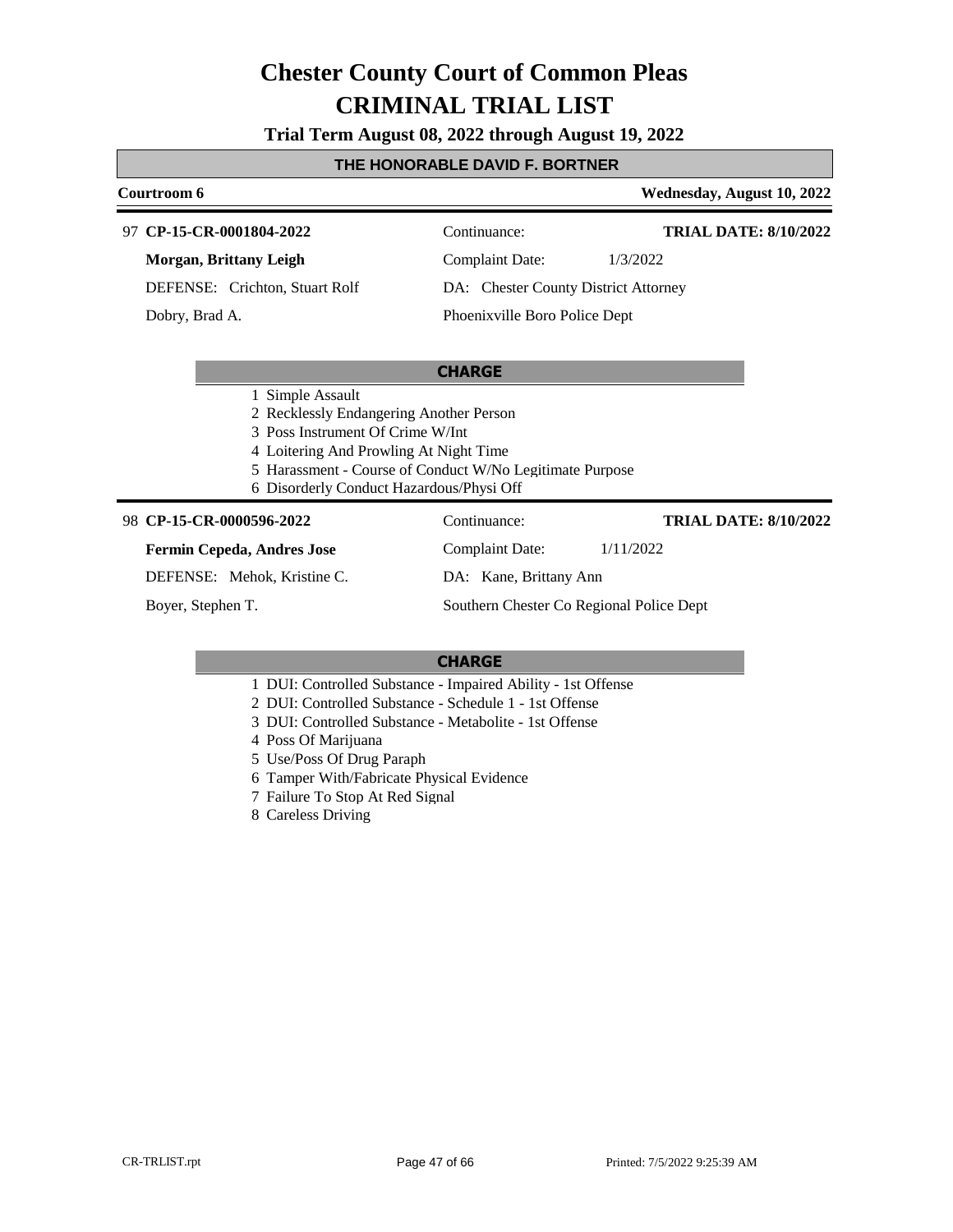# Chester County Court of Common Pleas
# CRIMINAL TRIAL LIST

**Trial Term August 08, 2022 through August 19, 2022**

**THE HONORABLE DAVID F. BORTNER**

**Courtroom 6** — **Wednesday, August 10, 2022**

---

97 **CP-15-CR-0001804-2022** — Continuance: — **TRIAL DATE: 8/10/2022**

**Morgan, Brittany Leigh** — Complaint Date: 1/3/2022

DEFENSE: Crichton, Stuart Rolf — DA: Chester County District Attorney

Dobry, Brad A. — Phoenixville Boro Police Dept

**CHARGE**

1 Simple Assault
2 Recklessly Endangering Another Person
3 Poss Instrument Of Crime W/Int
4 Loitering And Prowling At Night Time
5 Harassment - Course of Conduct W/No Legitimate Purpose
6 Disorderly Conduct Hazardous/Physi Off

---

98 **CP-15-CR-0000596-2022** — Continuance: — **TRIAL DATE: 8/10/2022**

**Fermin Cepeda, Andres Jose** — Complaint Date: 1/11/2022

DEFENSE: Mehok, Kristine C. — DA: Kane, Brittany Ann

Boyer, Stephen T. — Southern Chester Co Regional Police Dept

**CHARGE**

1 DUI: Controlled Substance - Impaired Ability - 1st Offense
2 DUI: Controlled Substance - Schedule 1 - 1st Offense
3 DUI: Controlled Substance - Metabolite - 1st Offense
4 Poss Of Marijuana
5 Use/Poss Of Drug Paraph
6 Tamper With/Fabricate Physical Evidence
7 Failure To Stop At Red Signal
8 Careless Driving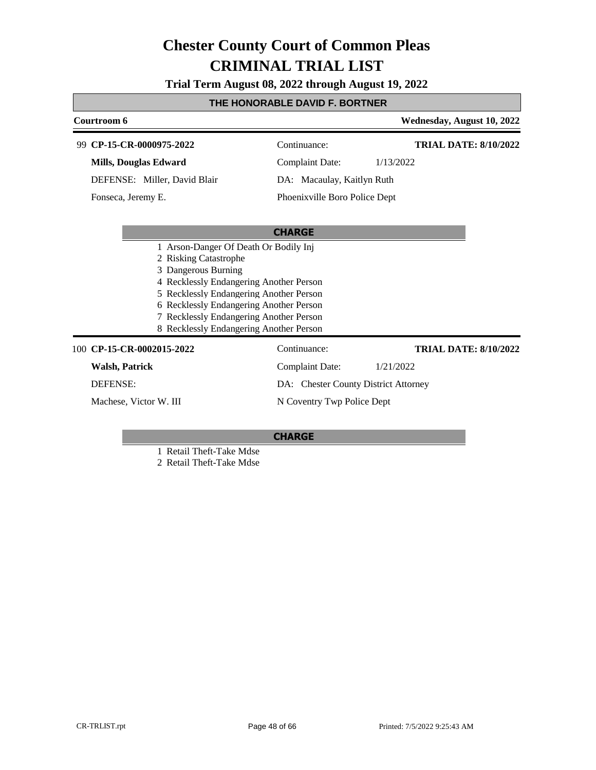# Chester County Court of Common Pleas
# CRIMINAL TRIAL LIST

**Trial Term August 08, 2022 through August 19, 2022**

**THE HONORABLE DAVID F. BORTNER**

**Courtroom 6** — **Wednesday, August 10, 2022**

---

99 **CP-15-CR-0000975-2022** — Continuance: — **TRIAL DATE: 8/10/2022**

**Mills, Douglas Edward** — Complaint Date: 1/13/2022

DEFENSE: Miller, David Blair — DA: Macaulay, Kaitlyn Ruth

Fonseca, Jeremy E. — Phoenixville Boro Police Dept

**CHARGE**

1 Arson-Danger Of Death Or Bodily Inj
2 Risking Catastrophe
3 Dangerous Burning
4 Recklessly Endangering Another Person
5 Recklessly Endangering Another Person
6 Recklessly Endangering Another Person
7 Recklessly Endangering Another Person
8 Recklessly Endangering Another Person

---

100 **CP-15-CR-0002015-2022** — Continuance: — **TRIAL DATE: 8/10/2022**

**Walsh, Patrick** — Complaint Date: 1/21/2022

DEFENSE: — DA: Chester County District Attorney

Machese, Victor W. III — N Coventry Twp Police Dept

**CHARGE**

1 Retail Theft-Take Mdse
2 Retail Theft-Take Mdse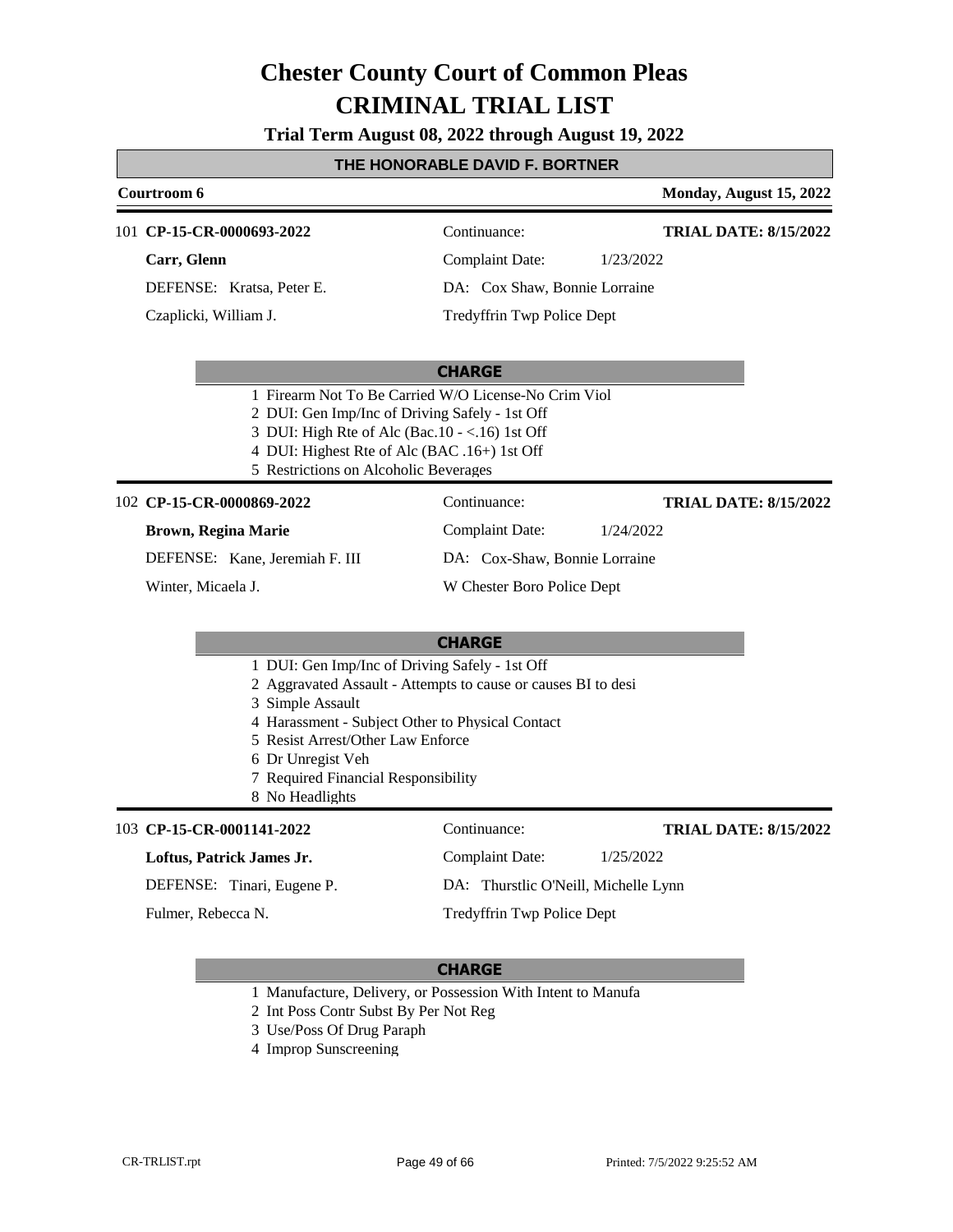# Chester County Court of Common Pleas

# CRIMINAL TRIAL LIST

**Trial Term August 08, 2022 through August 19, 2022**

## THE HONORABLE DAVID F. BORTNER

**Courtroom 6** — **Monday, August 15, 2022**

---

101 **CP-15-CR-0000693-2022** — Continuance: — **TRIAL DATE: 8/15/2022**

**Carr, Glenn** — Complaint Date: 1/23/2022

DEFENSE: Kratsa, Peter E. — DA: Cox Shaw, Bonnie Lorraine

Czaplicki, William J. — Tredyffrin Twp Police Dept

**CHARGE**

1. Firearm Not To Be Carried W/O License-No Crim Viol
2. DUI: Gen Imp/Inc of Driving Safely - 1st Off
3. DUI: High Rte of Alc (Bac.10 - <.16) 1st Off
4. DUI: Highest Rte of Alc (BAC .16+) 1st Off
5. Restrictions on Alcoholic Beverages

---

102 **CP-15-CR-0000869-2022** — Continuance: — **TRIAL DATE: 8/15/2022**

**Brown, Regina Marie** — Complaint Date: 1/24/2022

DEFENSE: Kane, Jeremiah F. III — DA: Cox-Shaw, Bonnie Lorraine

Winter, Micaela J. — W Chester Boro Police Dept

**CHARGE**

1. DUI: Gen Imp/Inc of Driving Safely - 1st Off
2. Aggravated Assault - Attempts to cause or causes BI to desi
3. Simple Assault
4. Harassment - Subject Other to Physical Contact
5. Resist Arrest/Other Law Enforce
6. Dr Unregist Veh
7. Required Financial Responsibility
8. No Headlights

---

103 **CP-15-CR-0001141-2022** — Continuance: — **TRIAL DATE: 8/15/2022**

**Loftus, Patrick James Jr.** — Complaint Date: 1/25/2022

DEFENSE: Tinari, Eugene P. — DA: Thurstlic O'Neill, Michelle Lynn

Fulmer, Rebecca N. — Tredyffrin Twp Police Dept

**CHARGE**

1. Manufacture, Delivery, or Possession With Intent to Manufa
2. Int Poss Contr Subst By Per Not Reg
3. Use/Poss Of Drug Paraph
4. Improp Sunscreening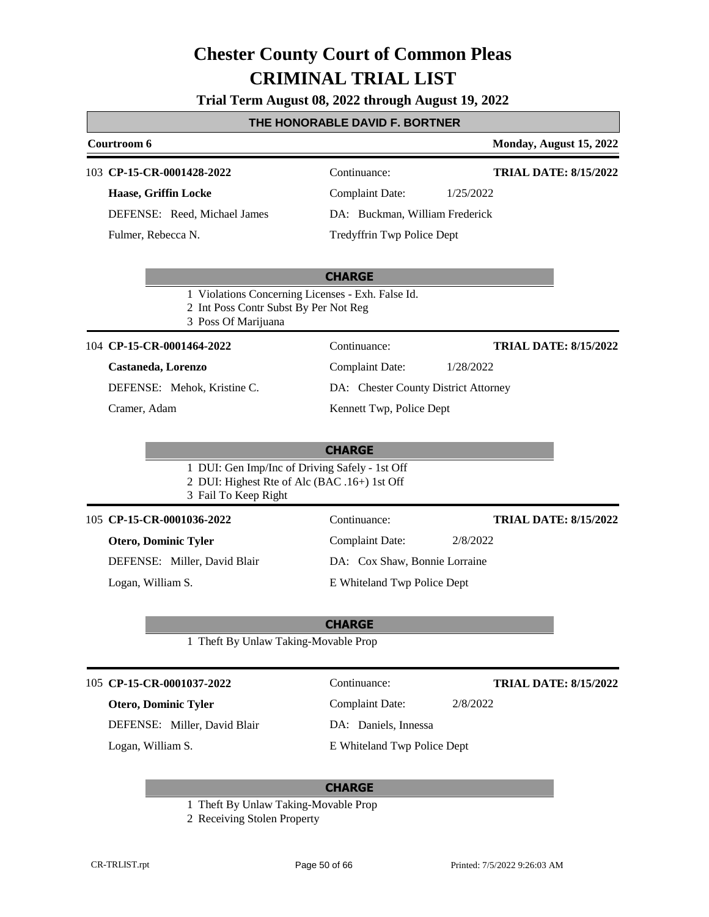# Chester County Court of Common Pleas

# CRIMINAL TRIAL LIST

**Trial Term August 08, 2022 through August 19, 2022**

## THE HONORABLE DAVID F. BORTNER

**Courtroom 6** — **Monday, August 15, 2022**

---

103 **CP-15-CR-0001428-2022** — Continuance: — **TRIAL DATE: 8/15/2022**

**Haase, Griffin Locke** — Complaint Date: 1/25/2022

DEFENSE: Reed, Michael James — DA: Buckman, William Frederick

Fulmer, Rebecca N. — Tredyffrin Twp Police Dept

**CHARGE**

1 Violations Concerning Licenses - Exh. False Id.
2 Int Poss Contr Subst By Per Not Reg
3 Poss Of Marijuana

---

104 **CP-15-CR-0001464-2022** — Continuance: — **TRIAL DATE: 8/15/2022**

**Castaneda, Lorenzo** — Complaint Date: 1/28/2022

DEFENSE: Mehok, Kristine C. — DA: Chester County District Attorney

Cramer, Adam — Kennett Twp, Police Dept

**CHARGE**

1 DUI: Gen Imp/Inc of Driving Safely - 1st Off
2 DUI: Highest Rte of Alc (BAC .16+) 1st Off
3 Fail To Keep Right

---

105 **CP-15-CR-0001036-2022** — Continuance: — **TRIAL DATE: 8/15/2022**

**Otero, Dominic Tyler** — Complaint Date: 2/8/2022

DEFENSE: Miller, David Blair — DA: Cox Shaw, Bonnie Lorraine

Logan, William S. — E Whiteland Twp Police Dept

**CHARGE**

1 Theft By Unlaw Taking-Movable Prop

---

105 **CP-15-CR-0001037-2022** — Continuance: — **TRIAL DATE: 8/15/2022**

**Otero, Dominic Tyler** — Complaint Date: 2/8/2022

DEFENSE: Miller, David Blair — DA: Daniels, Innessa

Logan, William S. — E Whiteland Twp Police Dept

**CHARGE**

1 Theft By Unlaw Taking-Movable Prop
2 Receiving Stolen Property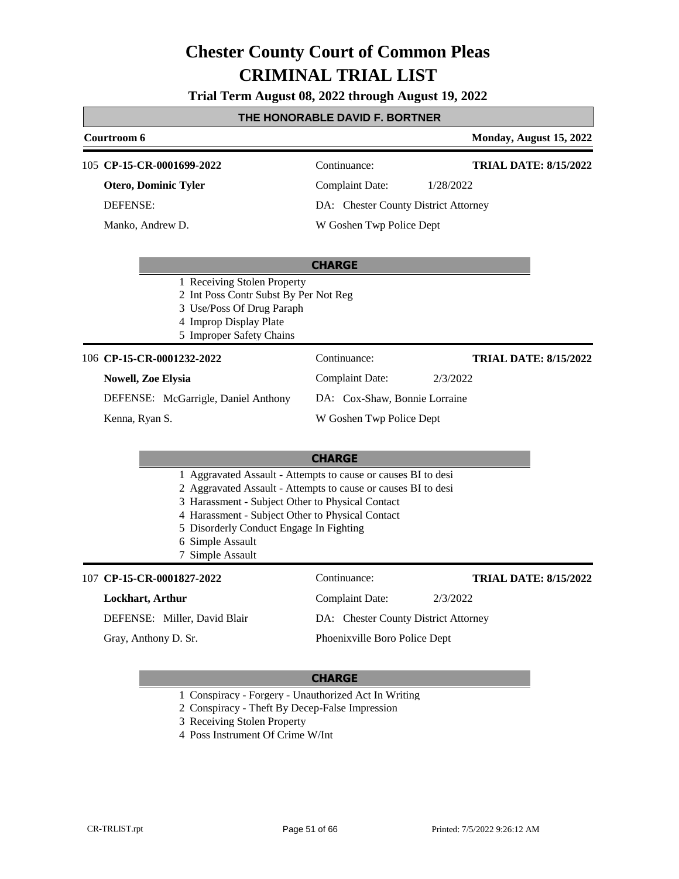# Chester County Court of Common Pleas
# CRIMINAL TRIAL LIST

**Trial Term August 08, 2022 through August 19, 2022**

**THE HONORABLE DAVID F. BORTNER**

**Courtroom 6** — **Monday, August 15, 2022**

---

105 **CP-15-CR-0001699-2022**

| | |
|---|---|
| **Otero, Dominic Tyler** | Continuance: **TRIAL DATE: 8/15/2022** |
| DEFENSE: | Complaint Date: 1/28/2022 |
| Manko, Andrew D. | DA: Chester County District Attorney |
| | W Goshen Twp Police Dept |

**CHARGE**

1. Receiving Stolen Property
2. Int Poss Contr Subst By Per Not Reg
3. Use/Poss Of Drug Paraph
4. Improp Display Plate
5. Improper Safety Chains

---

106 **CP-15-CR-0001232-2022**

| | |
|---|---|
| **Nowell, Zoe Elysia** | Continuance: **TRIAL DATE: 8/15/2022** |
| DEFENSE: McGarrigle, Daniel Anthony | Complaint Date: 2/3/2022 |
| Kenna, Ryan S. | DA: Cox-Shaw, Bonnie Lorraine |
| | W Goshen Twp Police Dept |

**CHARGE**

1. Aggravated Assault - Attempts to cause or causes BI to desi
2. Aggravated Assault - Attempts to cause or causes BI to desi
3. Harassment - Subject Other to Physical Contact
4. Harassment - Subject Other to Physical Contact
5. Disorderly Conduct Engage In Fighting
6. Simple Assault
7. Simple Assault

---

107 **CP-15-CR-0001827-2022**

| | |
|---|---|
| **Lockhart, Arthur** | Continuance: **TRIAL DATE: 8/15/2022** |
| DEFENSE: Miller, David Blair | Complaint Date: 2/3/2022 |
| Gray, Anthony D. Sr. | DA: Chester County District Attorney |
| | Phoenixville Boro Police Dept |

**CHARGE**

1. Conspiracy - Forgery - Unauthorized Act In Writing
2. Conspiracy - Theft By Decep-False Impression
3. Receiving Stolen Property
4. Poss Instrument Of Crime W/Int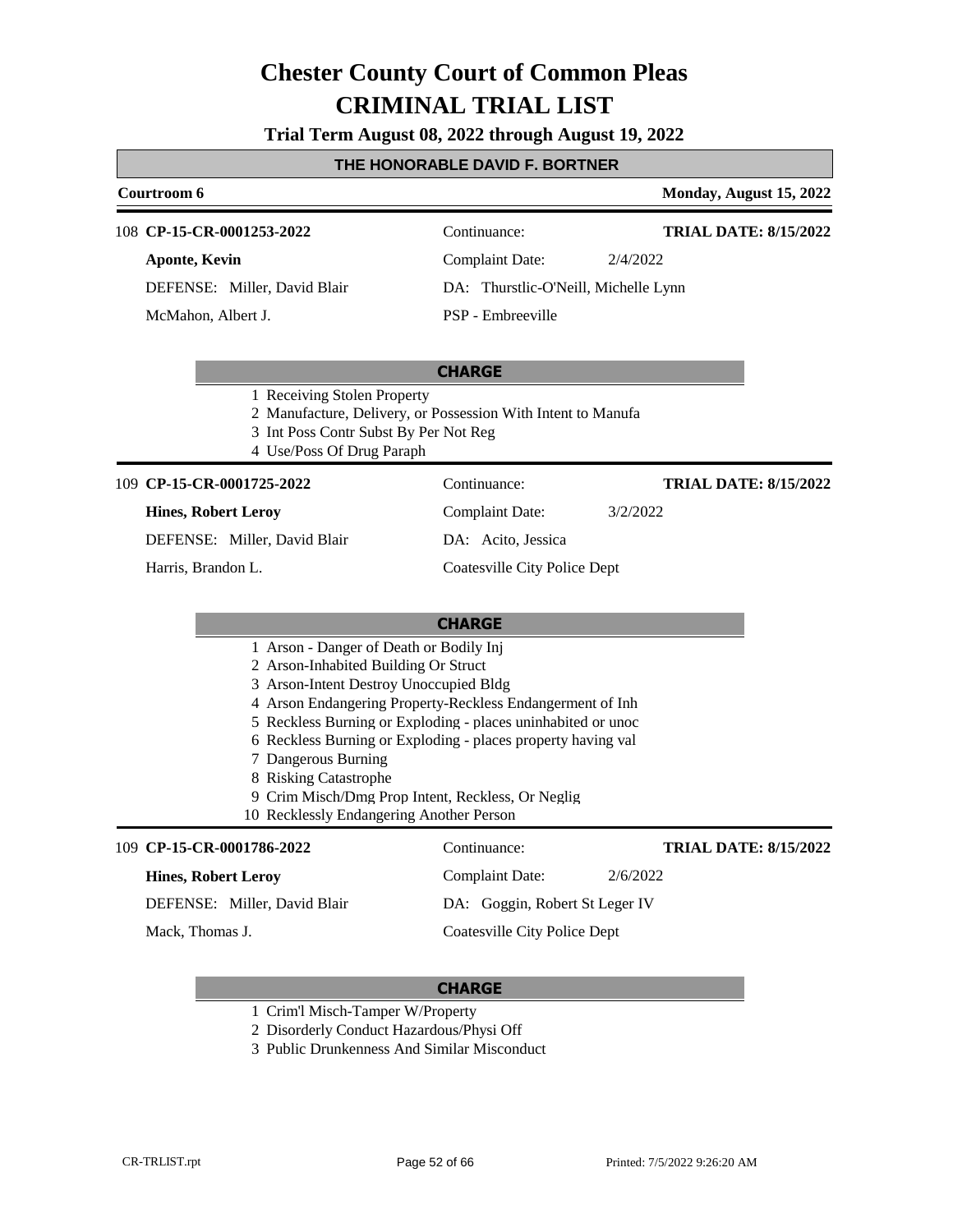# Chester County Court of Common Pleas
# CRIMINAL TRIAL LIST

**Trial Term August 08, 2022 through August 19, 2022**

## THE HONORABLE DAVID F. BORTNER

**Courtroom 6** — **Monday, August 15, 2022**

---

108 **CP-15-CR-0001253-2022** — Continuance: — **TRIAL DATE: 8/15/2022**

**Aponte, Kevin** — Complaint Date: 2/4/2022

DEFENSE: Miller, David Blair — DA: Thurstlic-O'Neill, Michelle Lynn

McMahon, Albert J. — PSP - Embreeville

**CHARGE**

1 Receiving Stolen Property
2 Manufacture, Delivery, or Possession With Intent to Manufa
3 Int Poss Contr Subst By Per Not Reg
4 Use/Poss Of Drug Paraph

---

109 **CP-15-CR-0001725-2022** — Continuance: — **TRIAL DATE: 8/15/2022**

**Hines, Robert Leroy** — Complaint Date: 3/2/2022

DEFENSE: Miller, David Blair — DA: Acito, Jessica

Harris, Brandon L. — Coatesville City Police Dept

**CHARGE**

1 Arson - Danger of Death or Bodily Inj
2 Arson-Inhabited Building Or Struct
3 Arson-Intent Destroy Unoccupied Bldg
4 Arson Endangering Property-Reckless Endangerment of Inh
5 Reckless Burning or Exploding - places uninhabited or unoc
6 Reckless Burning or Exploding - places property having val
7 Dangerous Burning
8 Risking Catastrophe
9 Crim Misch/Dmg Prop Intent, Reckless, Or Neglig
10 Recklessly Endangering Another Person

---

109 **CP-15-CR-0001786-2022** — Continuance: — **TRIAL DATE: 8/15/2022**

**Hines, Robert Leroy** — Complaint Date: 2/6/2022

DEFENSE: Miller, David Blair — DA: Goggin, Robert St Leger IV

Mack, Thomas J. — Coatesville City Police Dept

**CHARGE**

1 Crim'l Misch-Tamper W/Property
2 Disorderly Conduct Hazardous/Physi Off
3 Public Drunkenness And Similar Misconduct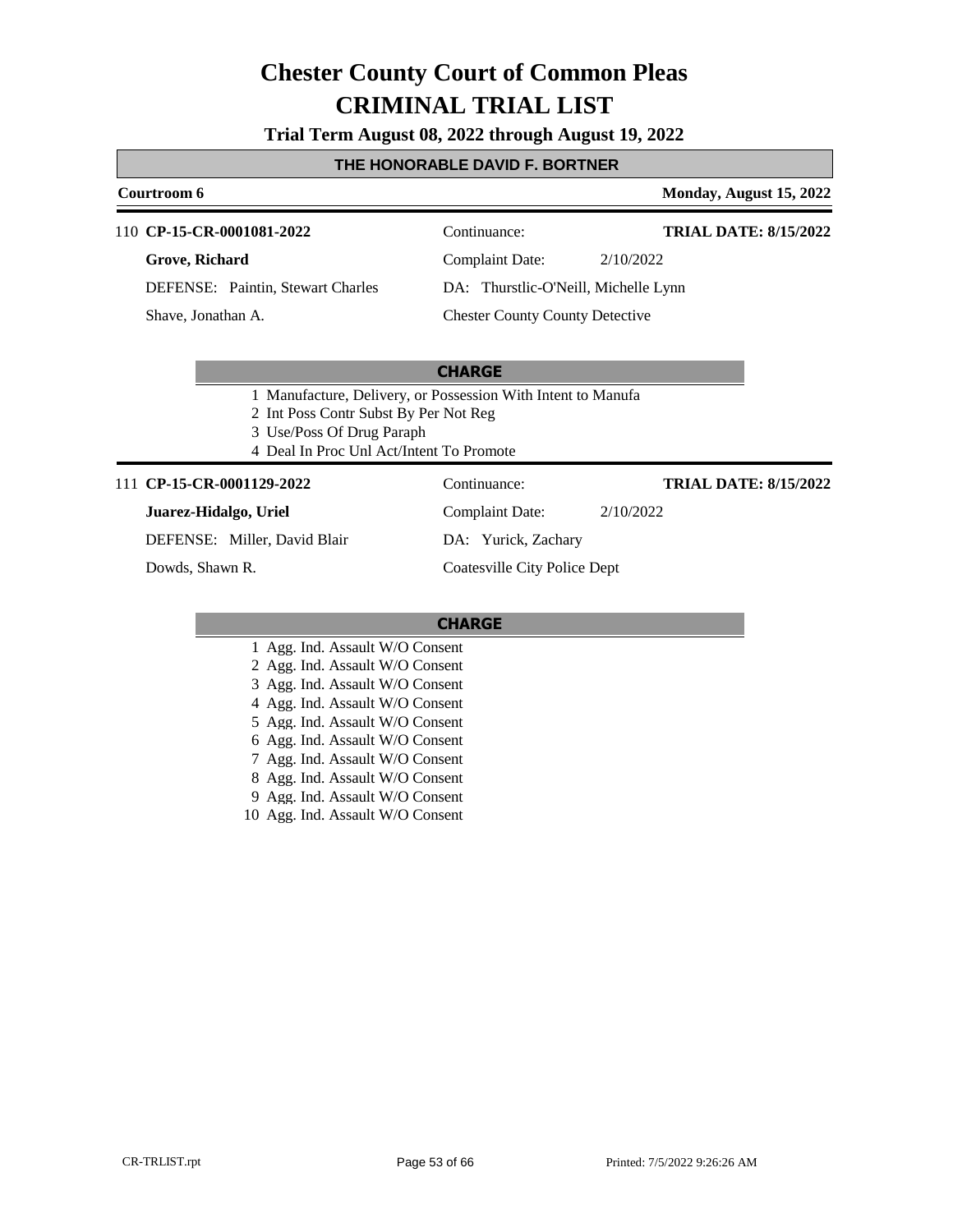# Chester County Court of Common Pleas
# CRIMINAL TRIAL LIST

**Trial Term August 08, 2022 through August 19, 2022**

**THE HONORABLE DAVID F. BORTNER**

**Courtroom 6** | **Monday, August 15, 2022**

---

110 **CP-15-CR-0001081-2022** | Continuance: | **TRIAL DATE: 8/15/2022**

**Grove, Richard** | Complaint Date: 2/10/2022

DEFENSE: Paintin, Stewart Charles | DA: Thurstlic-O'Neill, Michelle Lynn

Shave, Jonathan A. | Chester County County Detective

**CHARGE**

1 Manufacture, Delivery, or Possession With Intent to Manufa
2 Int Poss Contr Subst By Per Not Reg
3 Use/Poss Of Drug Paraph
4 Deal In Proc Unl Act/Intent To Promote

---

111 **CP-15-CR-0001129-2022** | Continuance: | **TRIAL DATE: 8/15/2022**

**Juarez-Hidalgo, Uriel** | Complaint Date: 2/10/2022

DEFENSE: Miller, David Blair | DA: Yurick, Zachary

Dowds, Shawn R. | Coatesville City Police Dept

**CHARGE**

1 Agg. Ind. Assault W/O Consent
2 Agg. Ind. Assault W/O Consent
3 Agg. Ind. Assault W/O Consent
4 Agg. Ind. Assault W/O Consent
5 Agg. Ind. Assault W/O Consent
6 Agg. Ind. Assault W/O Consent
7 Agg. Ind. Assault W/O Consent
8 Agg. Ind. Assault W/O Consent
9 Agg. Ind. Assault W/O Consent
10 Agg. Ind. Assault W/O Consent

CR-TRLIST.rpt | Printed: 7/5/2022 9:26:26 AM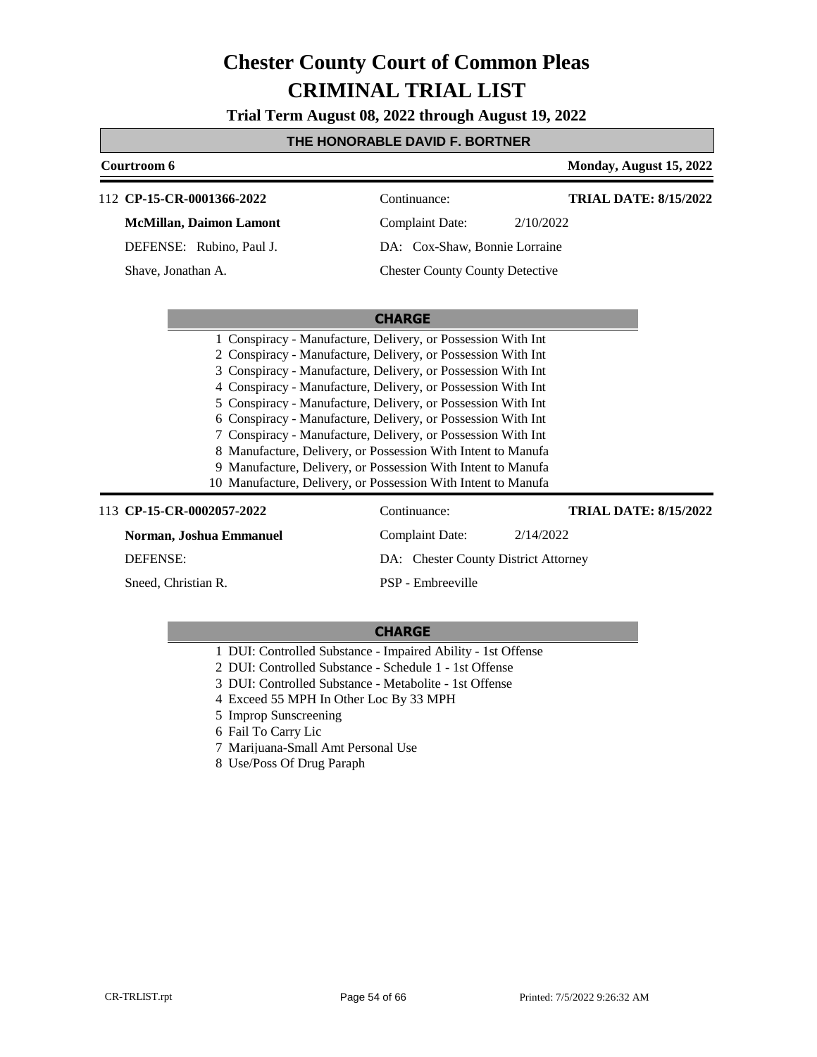# Chester County Court of Common Pleas
# CRIMINAL TRIAL LIST

**Trial Term August 08, 2022 through August 19, 2022**

**THE HONORABLE DAVID F. BORTNER**

**Courtroom 6** | **Monday, August 15, 2022**

112 **CP-15-CR-0001366-2022** | Continuance: | **TRIAL DATE: 8/15/2022**

**McMillan, Daimon Lamont** | Complaint Date: 2/10/2022

DEFENSE: Rubino, Paul J. | DA: Cox-Shaw, Bonnie Lorraine

Shave, Jonathan A. | Chester County County Detective

**CHARGE**

1 Conspiracy - Manufacture, Delivery, or Possession With Int
2 Conspiracy - Manufacture, Delivery, or Possession With Int
3 Conspiracy - Manufacture, Delivery, or Possession With Int
4 Conspiracy - Manufacture, Delivery, or Possession With Int
5 Conspiracy - Manufacture, Delivery, or Possession With Int
6 Conspiracy - Manufacture, Delivery, or Possession With Int
7 Conspiracy - Manufacture, Delivery, or Possession With Int
8 Manufacture, Delivery, or Possession With Intent to Manufa
9 Manufacture, Delivery, or Possession With Intent to Manufa
10 Manufacture, Delivery, or Possession With Intent to Manufa

113 **CP-15-CR-0002057-2022** | Continuance: | **TRIAL DATE: 8/15/2022**

**Norman, Joshua Emmanuel** | Complaint Date: 2/14/2022

DEFENSE: | DA: Chester County District Attorney

Sneed, Christian R. | PSP - Embreeville

**CHARGE**

1 DUI: Controlled Substance - Impaired Ability - 1st Offense
2 DUI: Controlled Substance - Schedule 1 - 1st Offense
3 DUI: Controlled Substance - Metabolite - 1st Offense
4 Exceed 55 MPH In Other Loc By 33 MPH
5 Improp Sunscreening
6 Fail To Carry Lic
7 Marijuana-Small Amt Personal Use
8 Use/Poss Of Drug Paraph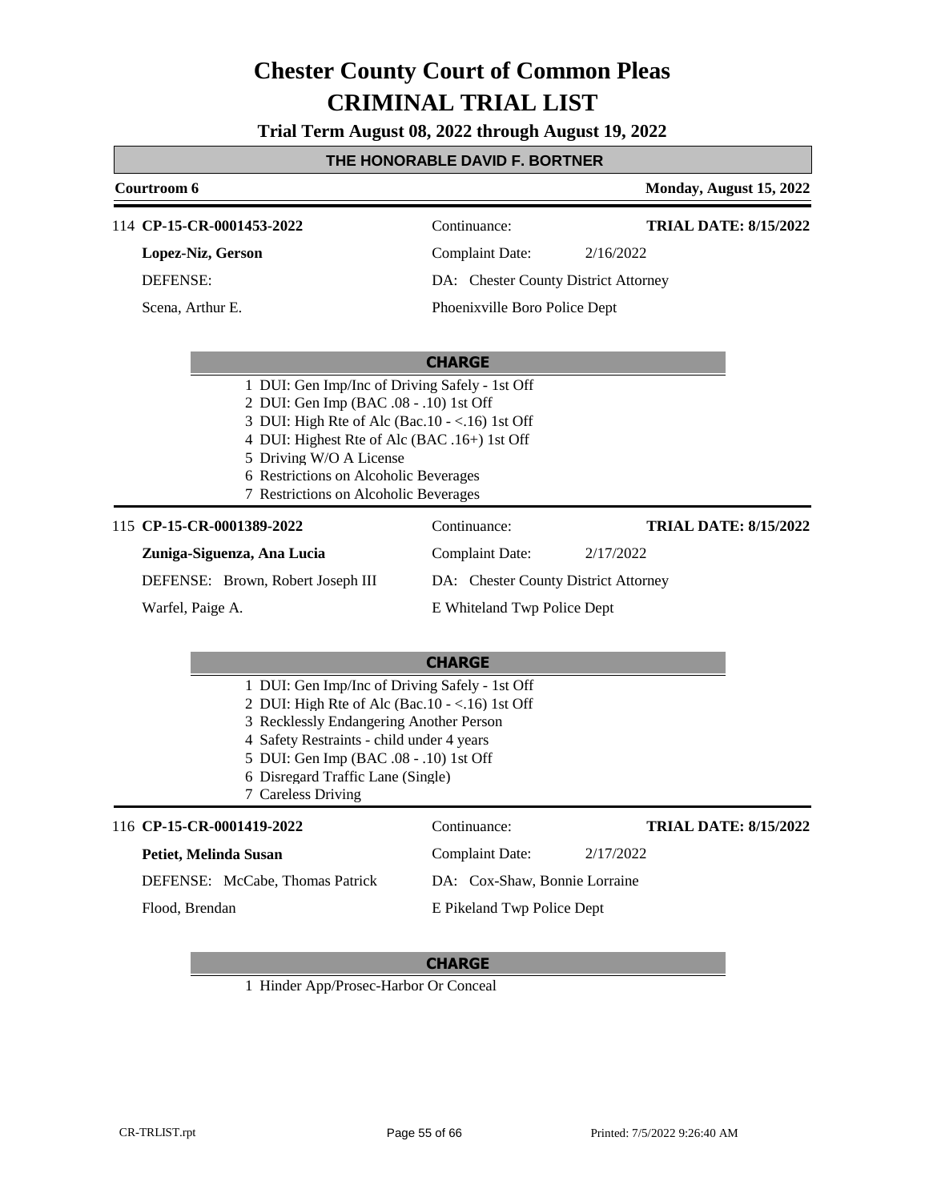# Chester County Court of Common Pleas
# CRIMINAL TRIAL LIST

**Trial Term August 08, 2022 through August 19, 2022**

## THE HONORABLE DAVID F. BORTNER

**Courtroom 6** — **Monday, August 15, 2022**

---

114 **CP-15-CR-0001453-2022** | Continuance: | **TRIAL DATE: 8/15/2022**

**Lopez-Niz, Gerson** | Complaint Date: 2/16/2022

DEFENSE: | DA: Chester County District Attorney

Scena, Arthur E. | Phoenixville Boro Police Dept

**CHARGE**

1. DUI: Gen Imp/Inc of Driving Safely - 1st Off
2. DUI: Gen Imp (BAC .08 - .10) 1st Off
3. DUI: High Rte of Alc (Bac.10 - <.16) 1st Off
4. DUI: Highest Rte of Alc (BAC .16+) 1st Off
5. Driving W/O A License
6. Restrictions on Alcoholic Beverages
7. Restrictions on Alcoholic Beverages

---

115 **CP-15-CR-0001389-2022** | Continuance: | **TRIAL DATE: 8/15/2022**

**Zuniga-Siguenza, Ana Lucia** | Complaint Date: 2/17/2022

DEFENSE: Brown, Robert Joseph III | DA: Chester County District Attorney

Warfel, Paige A. | E Whiteland Twp Police Dept

**CHARGE**

1. DUI: Gen Imp/Inc of Driving Safely - 1st Off
2. DUI: High Rte of Alc (Bac.10 - <.16) 1st Off
3. Recklessly Endangering Another Person
4. Safety Restraints - child under 4 years
5. DUI: Gen Imp (BAC .08 - .10) 1st Off
6. Disregard Traffic Lane (Single)
7. Careless Driving

---

116 **CP-15-CR-0001419-2022** | Continuance: | **TRIAL DATE: 8/15/2022**

**Petiet, Melinda Susan** | Complaint Date: 2/17/2022

DEFENSE: McCabe, Thomas Patrick | DA: Cox-Shaw, Bonnie Lorraine

Flood, Brendan | E Pikeland Twp Police Dept

**CHARGE**

1. Hinder App/Prosec-Harbor Or Conceal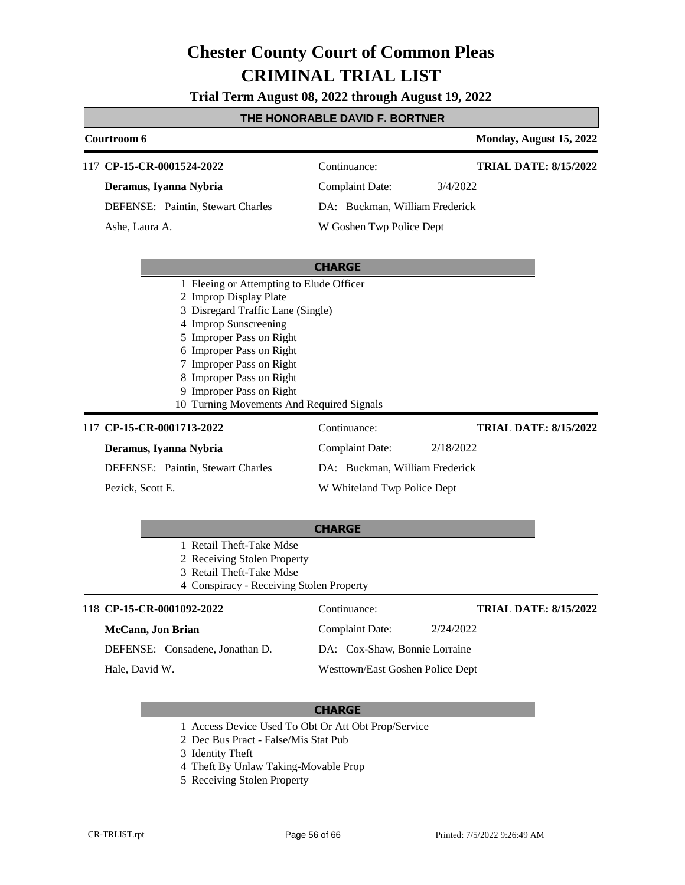# Chester County Court of Common Pleas
# CRIMINAL TRIAL LIST

**Trial Term August 08, 2022 through August 19, 2022**

## THE HONORABLE DAVID F. BORTNER

**Courtroom 6** — **Monday, August 15, 2022**

---

117 **CP-15-CR-0001524-2022** — Continuance: — **TRIAL DATE: 8/15/2022**

**Deramus, Iyanna Nybria** — Complaint Date: 3/4/2022

DEFENSE: Paintin, Stewart Charles — DA: Buckman, William Frederick

Ashe, Laura A. — W Goshen Twp Police Dept

**CHARGE**

1 Fleeing or Attempting to Elude Officer
2 Improp Display Plate
3 Disregard Traffic Lane (Single)
4 Improp Sunscreening
5 Improper Pass on Right
6 Improper Pass on Right
7 Improper Pass on Right
8 Improper Pass on Right
9 Improper Pass on Right
10 Turning Movements And Required Signals

---

117 **CP-15-CR-0001713-2022** — Continuance: — **TRIAL DATE: 8/15/2022**

**Deramus, Iyanna Nybria** — Complaint Date: 2/18/2022

DEFENSE: Paintin, Stewart Charles — DA: Buckman, William Frederick

Pezick, Scott E. — W Whiteland Twp Police Dept

**CHARGE**

1 Retail Theft-Take Mdse
2 Receiving Stolen Property
3 Retail Theft-Take Mdse
4 Conspiracy - Receiving Stolen Property

---

118 **CP-15-CR-0001092-2022** — Continuance: — **TRIAL DATE: 8/15/2022**

**McCann, Jon Brian** — Complaint Date: 2/24/2022

DEFENSE: Consadene, Jonathan D. — DA: Cox-Shaw, Bonnie Lorraine

Hale, David W. — Westtown/East Goshen Police Dept

**CHARGE**

1 Access Device Used To Obt Or Att Obt Prop/Service
2 Dec Bus Pract - False/Mis Stat Pub
3 Identity Theft
4 Theft By Unlaw Taking-Movable Prop
5 Receiving Stolen Property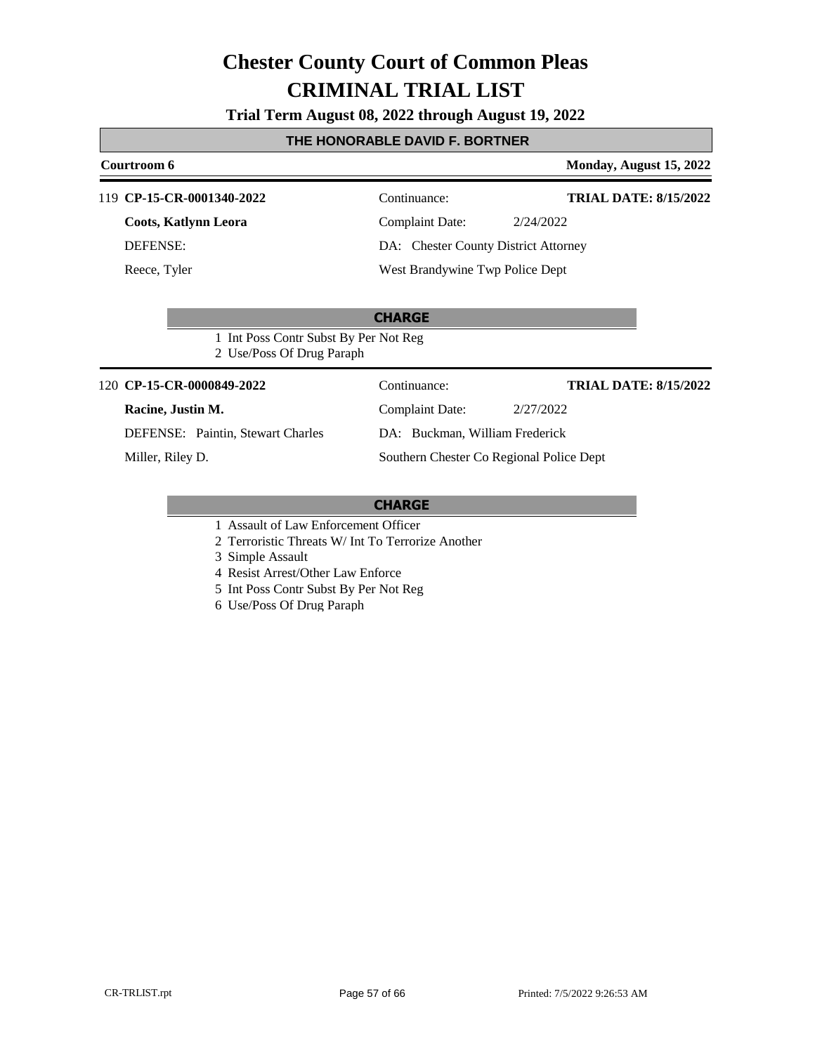# Chester County Court of Common Pleas

# CRIMINAL TRIAL LIST

**Trial Term August 08, 2022 through August 19, 2022**

**THE HONORABLE DAVID F. BORTNER**

**Courtroom 6** — **Monday, August 15, 2022**

---

119 **CP-15-CR-0001340-2022**

**Coots, Katlynn Leora**

DEFENSE:

Reece, Tyler

Continuance:

Complaint Date: 2/24/2022

DA: Chester County District Attorney

West Brandywine Twp Police Dept

**TRIAL DATE: 8/15/2022**

**CHARGE**

1 Int Poss Contr Subst By Per Not Reg
2 Use/Poss Of Drug Paraph

---

120 **CP-15-CR-0000849-2022**

**Racine, Justin M.**

DEFENSE: Paintin, Stewart Charles

Miller, Riley D.

Continuance:

Complaint Date: 2/27/2022

DA: Buckman, William Frederick

Southern Chester Co Regional Police Dept

**TRIAL DATE: 8/15/2022**

**CHARGE**

1 Assault of Law Enforcement Officer
2 Terroristic Threats W/ Int To Terrorize Another
3 Simple Assault
4 Resist Arrest/Other Law Enforce
5 Int Poss Contr Subst By Per Not Reg
6 Use/Poss Of Drug Paraph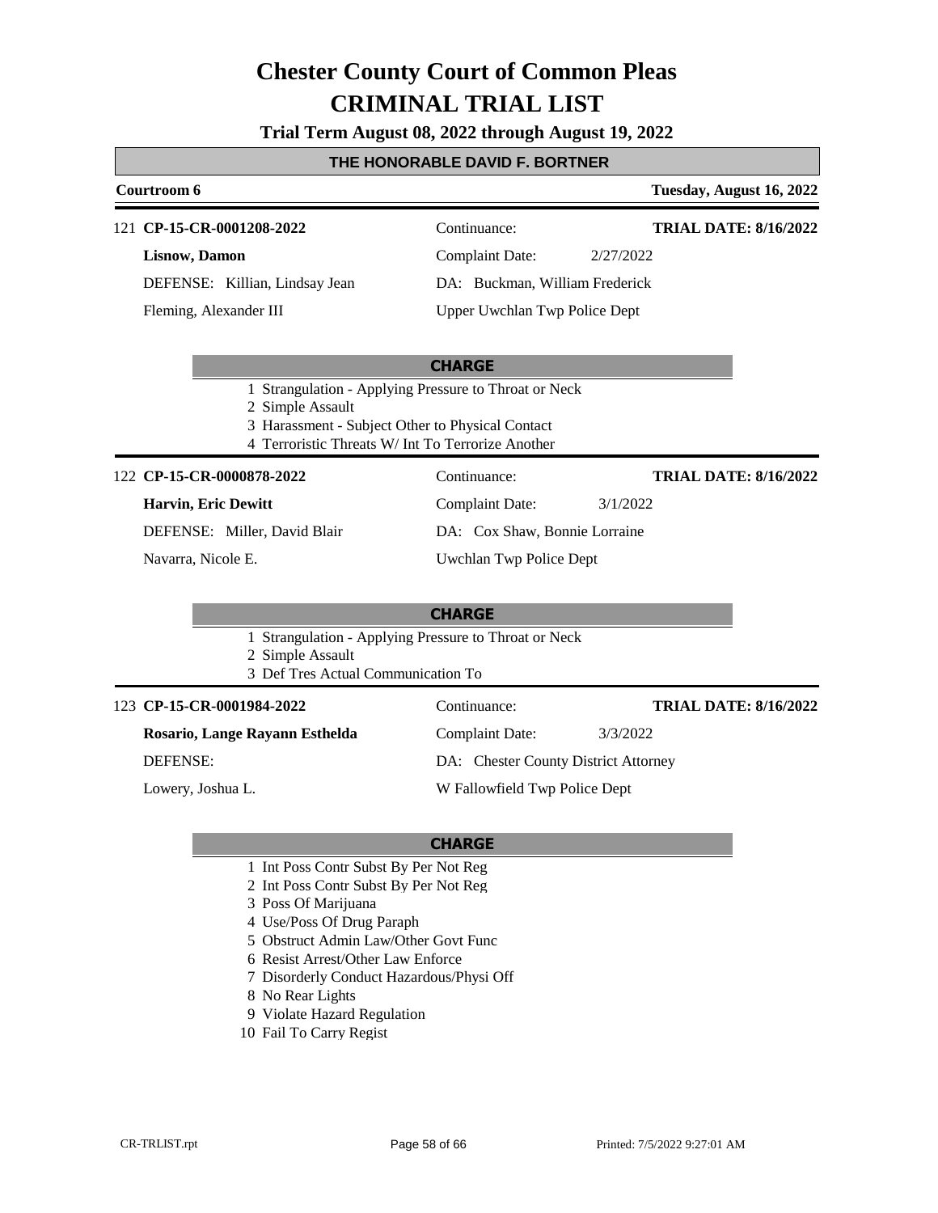# Chester County Court of Common Pleas
# CRIMINAL TRIAL LIST

**Trial Term August 08, 2022 through August 19, 2022**

## THE HONORABLE DAVID F. BORTNER

**Courtroom 6** — **Tuesday, August 16, 2022**

---

121 **CP-15-CR-0001208-2022**
Continuance:
**TRIAL DATE: 8/16/2022**

**Lisnow, Damon**
Complaint Date: 2/27/2022

DEFENSE: Killian, Lindsay Jean
DA: Buckman, William Frederick

Fleming, Alexander III
Upper Uwchlan Twp Police Dept

**CHARGE**

1 Strangulation - Applying Pressure to Throat or Neck
2 Simple Assault
3 Harassment - Subject Other to Physical Contact
4 Terroristic Threats W/ Int To Terrorize Another

---

122 **CP-15-CR-0000878-2022**
Continuance:
**TRIAL DATE: 8/16/2022**

**Harvin, Eric Dewitt**
Complaint Date: 3/1/2022

DEFENSE: Miller, David Blair
DA: Cox Shaw, Bonnie Lorraine

Navarra, Nicole E.
Uwchlan Twp Police Dept

**CHARGE**

1 Strangulation - Applying Pressure to Throat or Neck
2 Simple Assault
3 Def Tres Actual Communication To

---

123 **CP-15-CR-0001984-2022**
Continuance:
**TRIAL DATE: 8/16/2022**

**Rosario, Lange Rayann Esthelda**
Complaint Date: 3/3/2022

DEFENSE:
DA: Chester County District Attorney

Lowery, Joshua L.
W Fallowfield Twp Police Dept

**CHARGE**

1 Int Poss Contr Subst By Per Not Reg
2 Int Poss Contr Subst By Per Not Reg
3 Poss Of Marijuana
4 Use/Poss Of Drug Paraph
5 Obstruct Admin Law/Other Govt Func
6 Resist Arrest/Other Law Enforce
7 Disorderly Conduct Hazardous/Physi Off
8 No Rear Lights
9 Violate Hazard Regulation
10 Fail To Carry Regist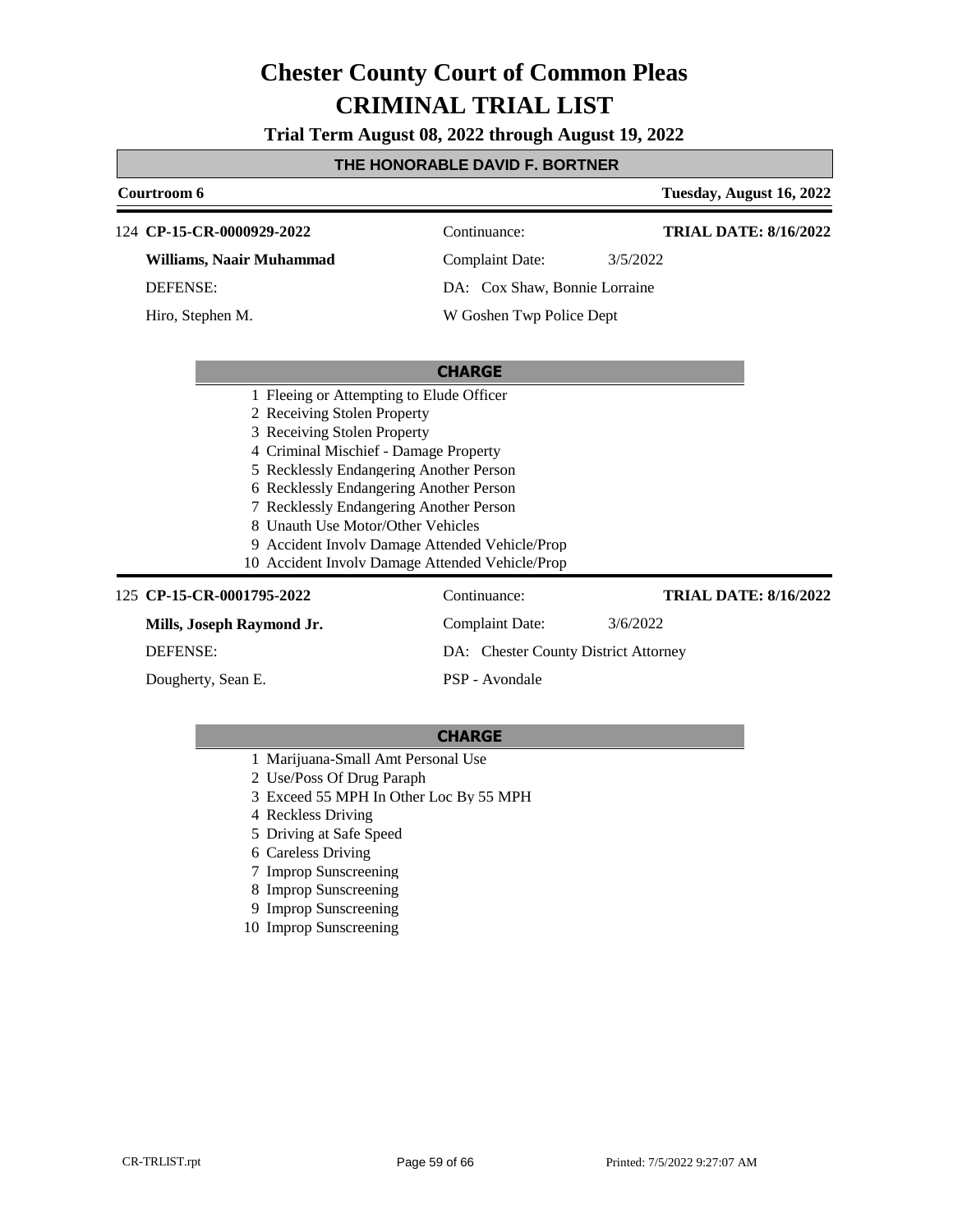# Chester County Court of Common Pleas
# CRIMINAL TRIAL LIST

**Trial Term August 08, 2022 through August 19, 2022**

**THE HONORABLE DAVID F. BORTNER**

**Courtroom 6** — **Tuesday, August 16, 2022**

---

124 **CP-15-CR-0000929-2022** — Continuance: — **TRIAL DATE: 8/16/2022**

**Williams, Naair Muhammad** — Complaint Date: 3/5/2022

DEFENSE: — DA: Cox Shaw, Bonnie Lorraine

Hiro, Stephen M. — W Goshen Twp Police Dept

**CHARGE**

1 Fleeing or Attempting to Elude Officer
2 Receiving Stolen Property
3 Receiving Stolen Property
4 Criminal Mischief - Damage Property
5 Recklessly Endangering Another Person
6 Recklessly Endangering Another Person
7 Recklessly Endangering Another Person
8 Unauth Use Motor/Other Vehicles
9 Accident Involv Damage Attended Vehicle/Prop
10 Accident Involv Damage Attended Vehicle/Prop

---

125 **CP-15-CR-0001795-2022** — Continuance: — **TRIAL DATE: 8/16/2022**

**Mills, Joseph Raymond Jr.** — Complaint Date: 3/6/2022

DEFENSE: — DA: Chester County District Attorney

Dougherty, Sean E. — PSP - Avondale

**CHARGE**

1 Marijuana-Small Amt Personal Use
2 Use/Poss Of Drug Paraph
3 Exceed 55 MPH In Other Loc By 55 MPH
4 Reckless Driving
5 Driving at Safe Speed
6 Careless Driving
7 Improp Sunscreening
8 Improp Sunscreening
9 Improp Sunscreening
10 Improp Sunscreening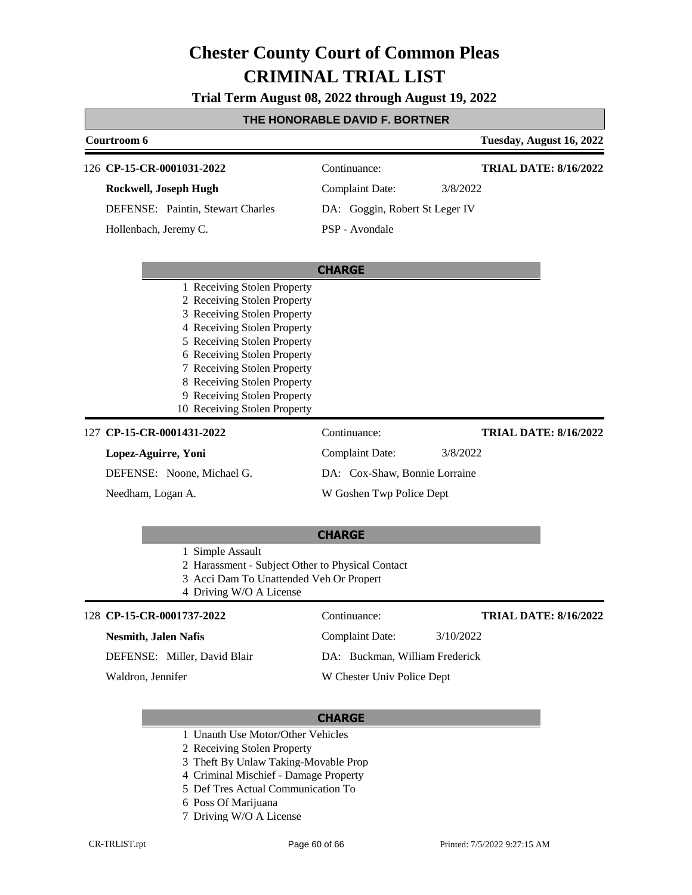# Chester County Court of Common Pleas
# CRIMINAL TRIAL LIST

**Trial Term August 08, 2022 through August 19, 2022**

**THE HONORABLE DAVID F. BORTNER**

**Courtroom 6** — **Tuesday, August 16, 2022**

---

126 **CP-15-CR-0001031-2022** — Continuance: — **TRIAL DATE: 8/16/2022**

**Rockwell, Joseph Hugh** — Complaint Date: 3/8/2022

DEFENSE: Paintin, Stewart Charles — DA: Goggin, Robert St Leger IV

Hollenbach, Jeremy C. — PSP - Avondale

**CHARGE**

1 Receiving Stolen Property
2 Receiving Stolen Property
3 Receiving Stolen Property
4 Receiving Stolen Property
5 Receiving Stolen Property
6 Receiving Stolen Property
7 Receiving Stolen Property
8 Receiving Stolen Property
9 Receiving Stolen Property
10 Receiving Stolen Property

---

127 **CP-15-CR-0001431-2022** — Continuance: — **TRIAL DATE: 8/16/2022**

**Lopez-Aguirre, Yoni** — Complaint Date: 3/8/2022

DEFENSE: Noone, Michael G. — DA: Cox-Shaw, Bonnie Lorraine

Needham, Logan A. — W Goshen Twp Police Dept

**CHARGE**

1 Simple Assault
2 Harassment - Subject Other to Physical Contact
3 Acci Dam To Unattended Veh Or Propert
4 Driving W/O A License

---

128 **CP-15-CR-0001737-2022** — Continuance: — **TRIAL DATE: 8/16/2022**

**Nesmith, Jalen Nafis** — Complaint Date: 3/10/2022

DEFENSE: Miller, David Blair — DA: Buckman, William Frederick

Waldron, Jennifer — W Chester Univ Police Dept

**CHARGE**

1 Unauth Use Motor/Other Vehicles
2 Receiving Stolen Property
3 Theft By Unlaw Taking-Movable Prop
4 Criminal Mischief - Damage Property
5 Def Tres Actual Communication To
6 Poss Of Marijuana
7 Driving W/O A License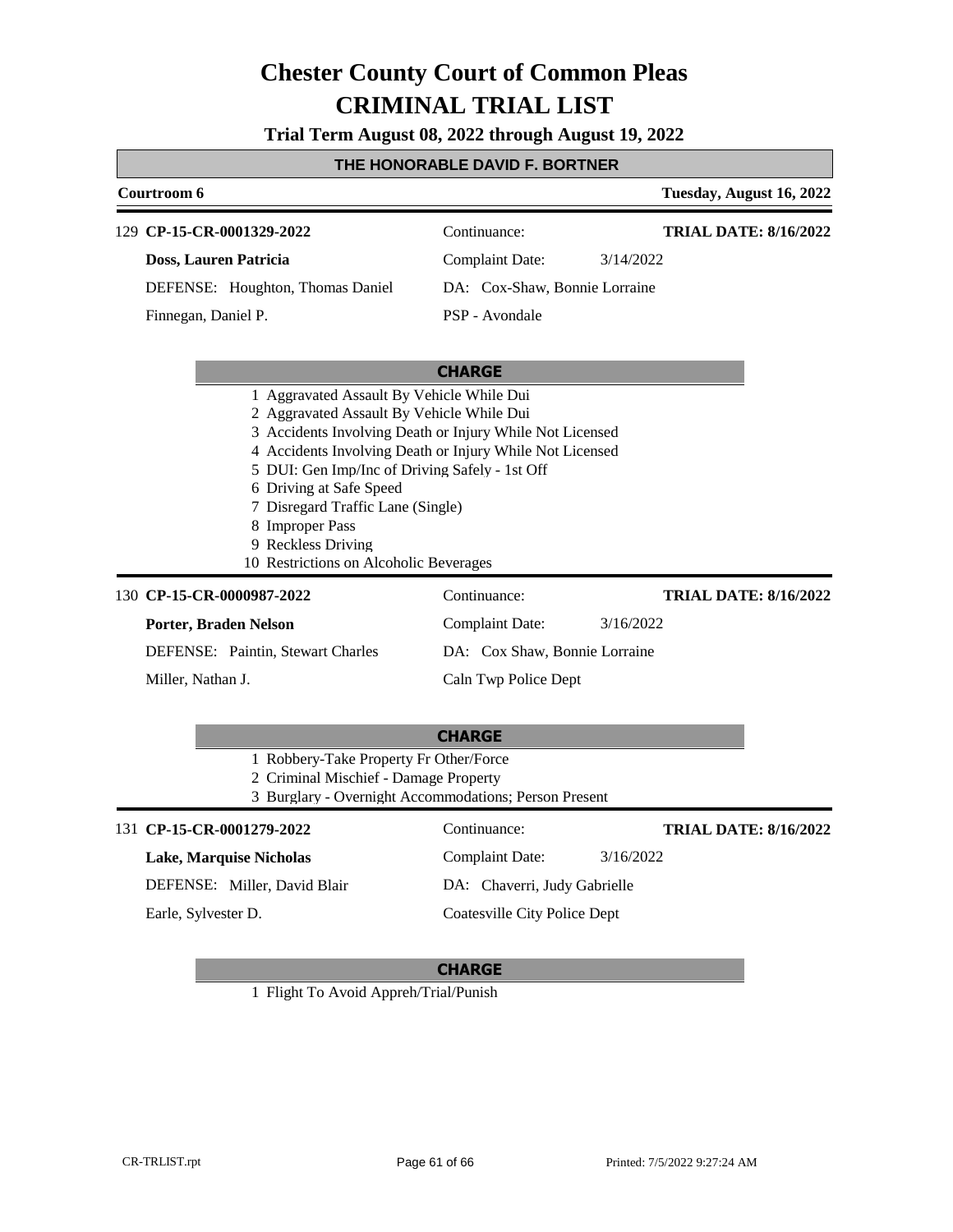# Chester County Court of Common Pleas
# CRIMINAL TRIAL LIST

**Trial Term August 08, 2022 through August 19, 2022**

## THE HONORABLE DAVID F. BORTNER

**Courtroom 6** — **Tuesday, August 16, 2022**

---

129 **CP-15-CR-0001329-2022** — Continuance: — **TRIAL DATE: 8/16/2022**

**Doss, Lauren Patricia** — Complaint Date: 3/14/2022

DEFENSE: Houghton, Thomas Daniel — DA: Cox-Shaw, Bonnie Lorraine

Finnegan, Daniel P. — PSP - Avondale

**CHARGE**

1 Aggravated Assault By Vehicle While Dui
2 Aggravated Assault By Vehicle While Dui
3 Accidents Involving Death or Injury While Not Licensed
4 Accidents Involving Death or Injury While Not Licensed
5 DUI: Gen Imp/Inc of Driving Safely - 1st Off
6 Driving at Safe Speed
7 Disregard Traffic Lane (Single)
8 Improper Pass
9 Reckless Driving
10 Restrictions on Alcoholic Beverages

---

130 **CP-15-CR-0000987-2022** — Continuance: — **TRIAL DATE: 8/16/2022**

**Porter, Braden Nelson** — Complaint Date: 3/16/2022

DEFENSE: Paintin, Stewart Charles — DA: Cox Shaw, Bonnie Lorraine

Miller, Nathan J. — Caln Twp Police Dept

**CHARGE**

1 Robbery-Take Property Fr Other/Force
2 Criminal Mischief - Damage Property
3 Burglary - Overnight Accommodations; Person Present

---

131 **CP-15-CR-0001279-2022** — Continuance: — **TRIAL DATE: 8/16/2022**

**Lake, Marquise Nicholas** — Complaint Date: 3/16/2022

DEFENSE: Miller, David Blair — DA: Chaverri, Judy Gabrielle

Earle, Sylvester D. — Coatesville City Police Dept

**CHARGE**

1 Flight To Avoid Appreh/Trial/Punish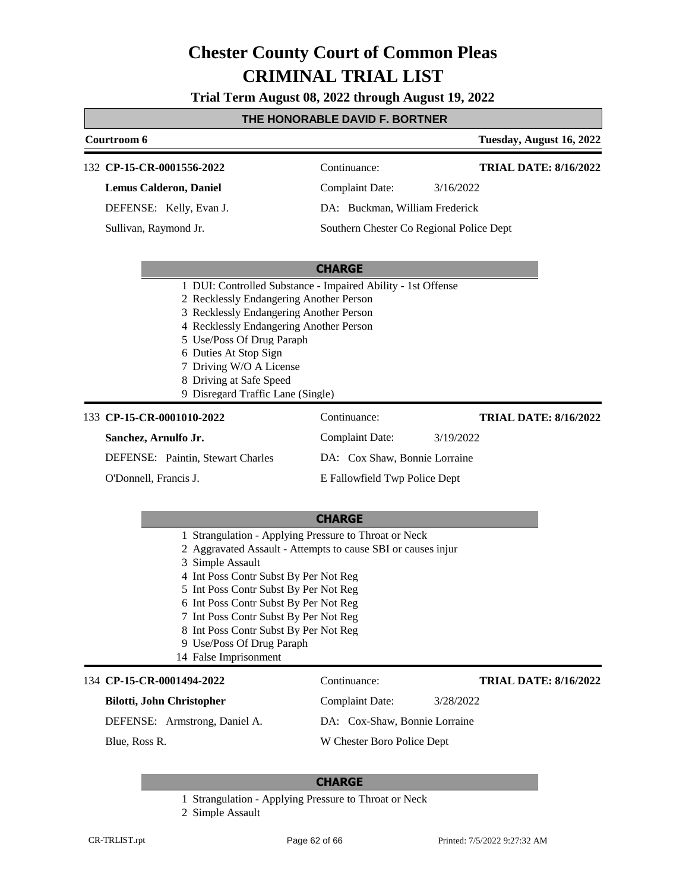# Chester County Court of Common Pleas
# CRIMINAL TRIAL LIST

**Trial Term August 08, 2022 through August 19, 2022**

**THE HONORABLE DAVID F. BORTNER**

**Courtroom 6** — **Tuesday, August 16, 2022**

---

132 **CP-15-CR-0001556-2022** — Continuance: — **TRIAL DATE: 8/16/2022**

**Lemus Calderon, Daniel** — Complaint Date: 3/16/2022

DEFENSE: Kelly, Evan J. — DA: Buckman, William Frederick

Sullivan, Raymond Jr. — Southern Chester Co Regional Police Dept

**CHARGE**

1 DUI: Controlled Substance - Impaired Ability - 1st Offense
2 Recklessly Endangering Another Person
3 Recklessly Endangering Another Person
4 Recklessly Endangering Another Person
5 Use/Poss Of Drug Paraph
6 Duties At Stop Sign
7 Driving W/O A License
8 Driving at Safe Speed
9 Disregard Traffic Lane (Single)

---

133 **CP-15-CR-0001010-2022** — Continuance: — **TRIAL DATE: 8/16/2022**

**Sanchez, Arnulfo Jr.** — Complaint Date: 3/19/2022

DEFENSE: Paintin, Stewart Charles — DA: Cox Shaw, Bonnie Lorraine

O'Donnell, Francis J. — E Fallowfield Twp Police Dept

**CHARGE**

1 Strangulation - Applying Pressure to Throat or Neck
2 Aggravated Assault - Attempts to cause SBI or causes injur
3 Simple Assault
4 Int Poss Contr Subst By Per Not Reg
5 Int Poss Contr Subst By Per Not Reg
6 Int Poss Contr Subst By Per Not Reg
7 Int Poss Contr Subst By Per Not Reg
8 Int Poss Contr Subst By Per Not Reg
9 Use/Poss Of Drug Paraph
14 False Imprisonment

---

134 **CP-15-CR-0001494-2022** — Continuance: — **TRIAL DATE: 8/16/2022**

**Bilotti, John Christopher** — Complaint Date: 3/28/2022

DEFENSE: Armstrong, Daniel A. — DA: Cox-Shaw, Bonnie Lorraine

Blue, Ross R. — W Chester Boro Police Dept

**CHARGE**

1 Strangulation - Applying Pressure to Throat or Neck
2 Simple Assault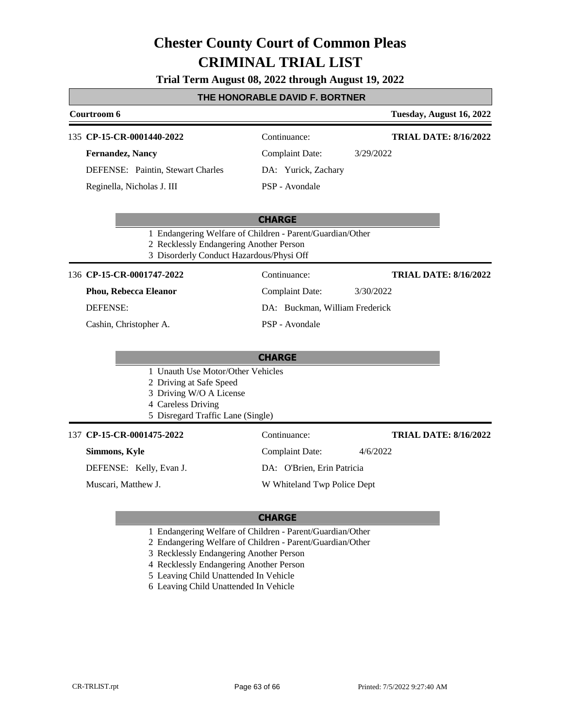# Chester County Court of Common Pleas
# CRIMINAL TRIAL LIST

**Trial Term August 08, 2022 through August 19, 2022**

## THE HONORABLE DAVID F. BORTNER

**Courtroom 6** — **Tuesday, August 16, 2022**

---

135 **CP-15-CR-0001440-2022**

| | | |
|---|---|---|
| **Fernandez, Nancy** | Continuance: | **TRIAL DATE: 8/16/2022** |
| DEFENSE: Paintin, Stewart Charles | Complaint Date: 3/29/2022 | |
| Reginella, Nicholas J. III | DA: Yurick, Zachary | |
| | PSP - Avondale | |

**CHARGE**

1 Endangering Welfare of Children - Parent/Guardian/Other
2 Recklessly Endangering Another Person
3 Disorderly Conduct Hazardous/Physi Off

---

136 **CP-15-CR-0001747-2022**

| | | |
|---|---|---|
| **Phou, Rebecca Eleanor** | Continuance: | **TRIAL DATE: 8/16/2022** |
| DEFENSE: | Complaint Date: 3/30/2022 | |
| Cashin, Christopher A. | DA: Buckman, William Frederick | |
| | PSP - Avondale | |

**CHARGE**

1 Unauth Use Motor/Other Vehicles
2 Driving at Safe Speed
3 Driving W/O A License
4 Careless Driving
5 Disregard Traffic Lane (Single)

---

137 **CP-15-CR-0001475-2022**

| | | |
|---|---|---|
| **Simmons, Kyle** | Continuance: | **TRIAL DATE: 8/16/2022** |
| DEFENSE: Kelly, Evan J. | Complaint Date: 4/6/2022 | |
| Muscari, Matthew J. | DA: O'Brien, Erin Patricia | |
| | W Whiteland Twp Police Dept | |

**CHARGE**

1 Endangering Welfare of Children - Parent/Guardian/Other
2 Endangering Welfare of Children - Parent/Guardian/Other
3 Recklessly Endangering Another Person
4 Recklessly Endangering Another Person
5 Leaving Child Unattended In Vehicle
6 Leaving Child Unattended In Vehicle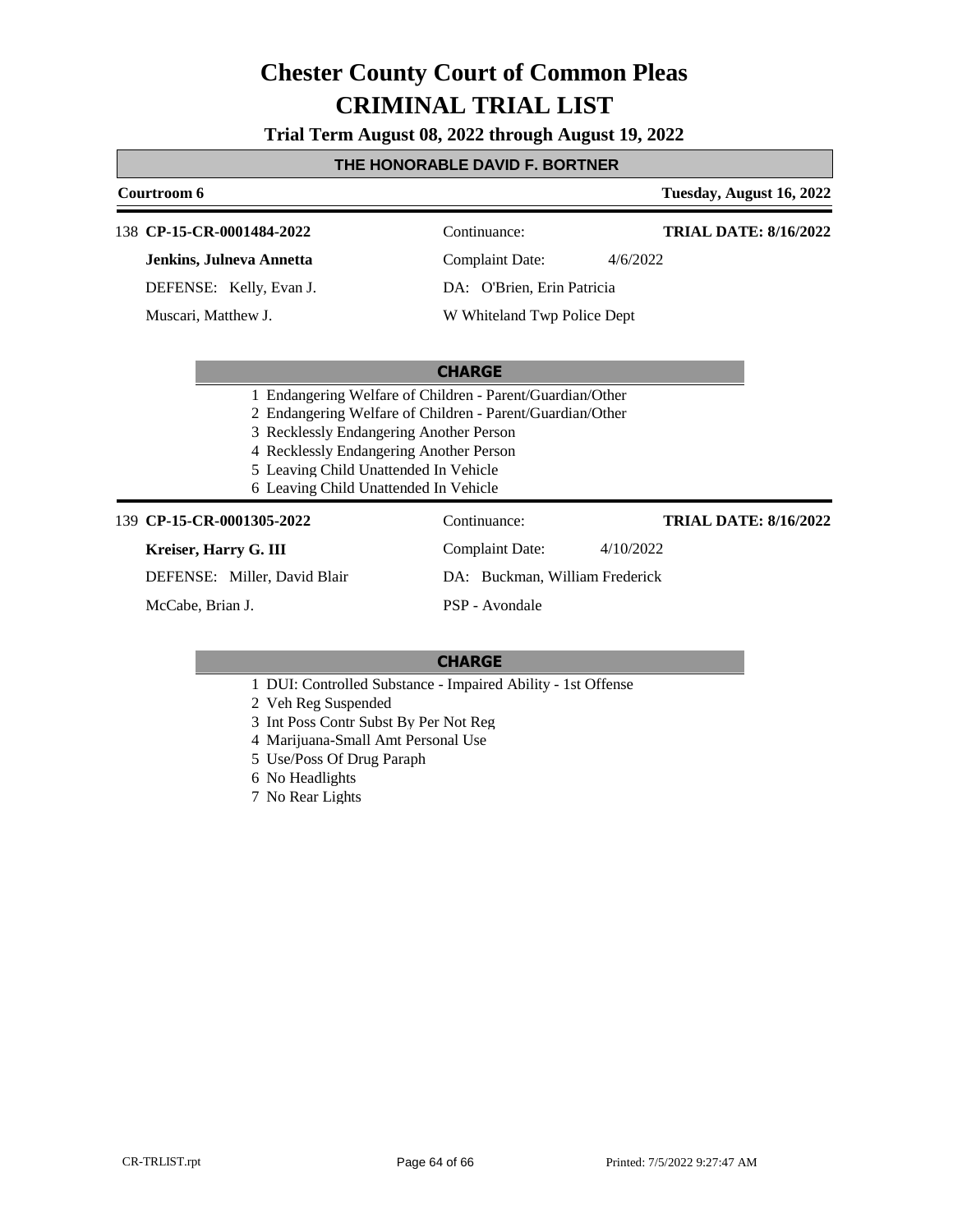# Chester County Court of Common Pleas
# CRIMINAL TRIAL LIST

**Trial Term August 08, 2022 through August 19, 2022**

## THE HONORABLE DAVID F. BORTNER

**Courtroom 6** — **Tuesday, August 16, 2022**

138 **CP-15-CR-0001484-2022** | Continuance: | **TRIAL DATE: 8/16/2022**

**Jenkins, Julneva Annetta** | Complaint Date: 4/6/2022

DEFENSE: Kelly, Evan J. | DA: O'Brien, Erin Patricia

Muscari, Matthew J. | W Whiteland Twp Police Dept

**CHARGE**

1 Endangering Welfare of Children - Parent/Guardian/Other
2 Endangering Welfare of Children - Parent/Guardian/Other
3 Recklessly Endangering Another Person
4 Recklessly Endangering Another Person
5 Leaving Child Unattended In Vehicle
6 Leaving Child Unattended In Vehicle

139 **CP-15-CR-0001305-2022** | Continuance: | **TRIAL DATE: 8/16/2022**

**Kreiser, Harry G. III** | Complaint Date: 4/10/2022

DEFENSE: Miller, David Blair | DA: Buckman, William Frederick

McCabe, Brian J. | PSP - Avondale

**CHARGE**

1 DUI: Controlled Substance - Impaired Ability - 1st Offense
2 Veh Reg Suspended
3 Int Poss Contr Subst By Per Not Reg
4 Marijuana-Small Amt Personal Use
5 Use/Poss Of Drug Paraph
6 No Headlights
7 No Rear Lights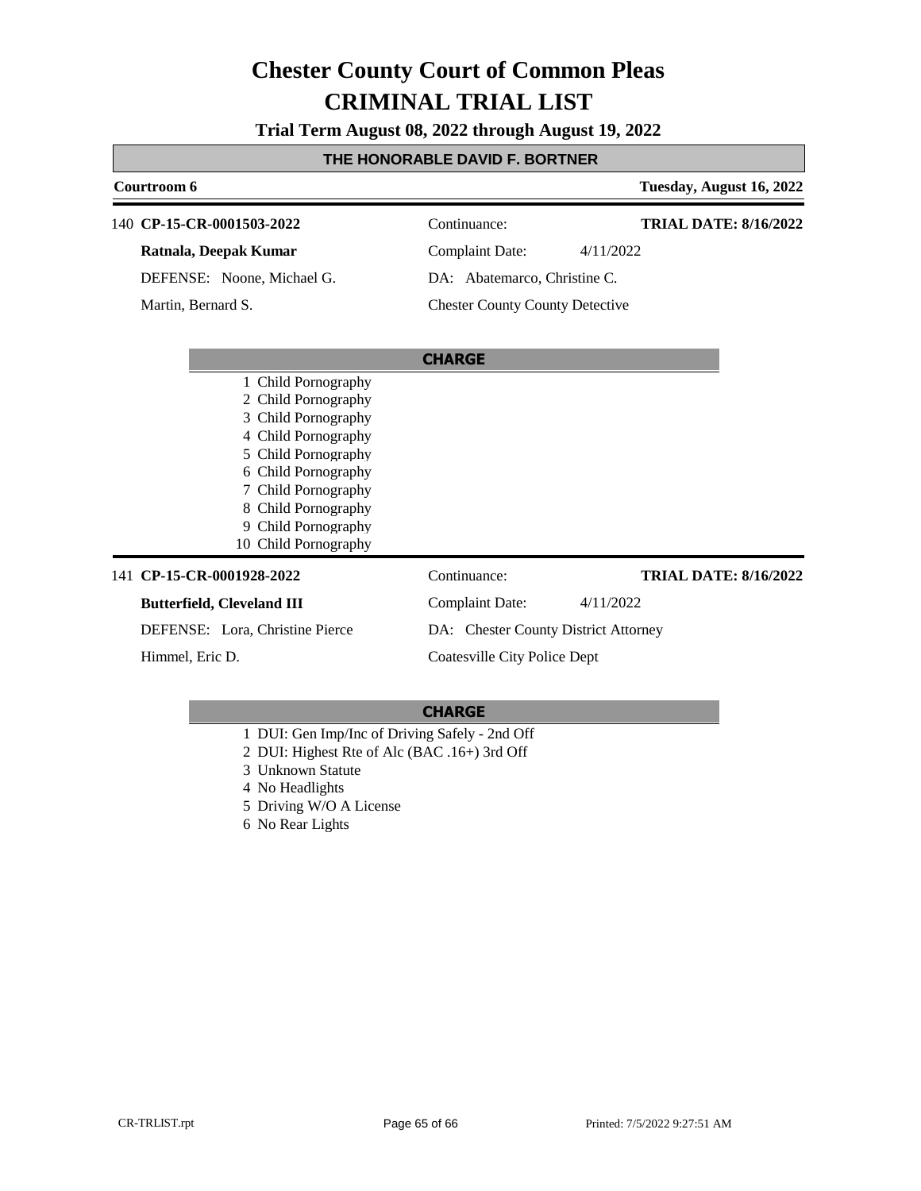# Chester County Court of Common Pleas
# CRIMINAL TRIAL LIST

**Trial Term August 08, 2022 through August 19, 2022**

**THE HONORABLE DAVID F. BORTNER**

**Courtroom 6** — **Tuesday, August 16, 2022**

---

140 **CP-15-CR-0001503-2022** — Continuance: — **TRIAL DATE: 8/16/2022**

**Ratnala, Deepak Kumar** — Complaint Date: 4/11/2022

DEFENSE: Noone, Michael G. — DA: Abatemarco, Christine C.

Martin, Bernard S. — Chester County County Detective

**CHARGE**

1 Child Pornography
2 Child Pornography
3 Child Pornography
4 Child Pornography
5 Child Pornography
6 Child Pornography
7 Child Pornography
8 Child Pornography
9 Child Pornography
10 Child Pornography

---

141 **CP-15-CR-0001928-2022** — Continuance: — **TRIAL DATE: 8/16/2022**

**Butterfield, Cleveland III** — Complaint Date: 4/11/2022

DEFENSE: Lora, Christine Pierce — DA: Chester County District Attorney

Himmel, Eric D. — Coatesville City Police Dept

**CHARGE**

1 DUI: Gen Imp/Inc of Driving Safely - 2nd Off
2 DUI: Highest Rte of Alc (BAC .16+) 3rd Off
3 Unknown Statute
4 No Headlights
5 Driving W/O A License
6 No Rear Lights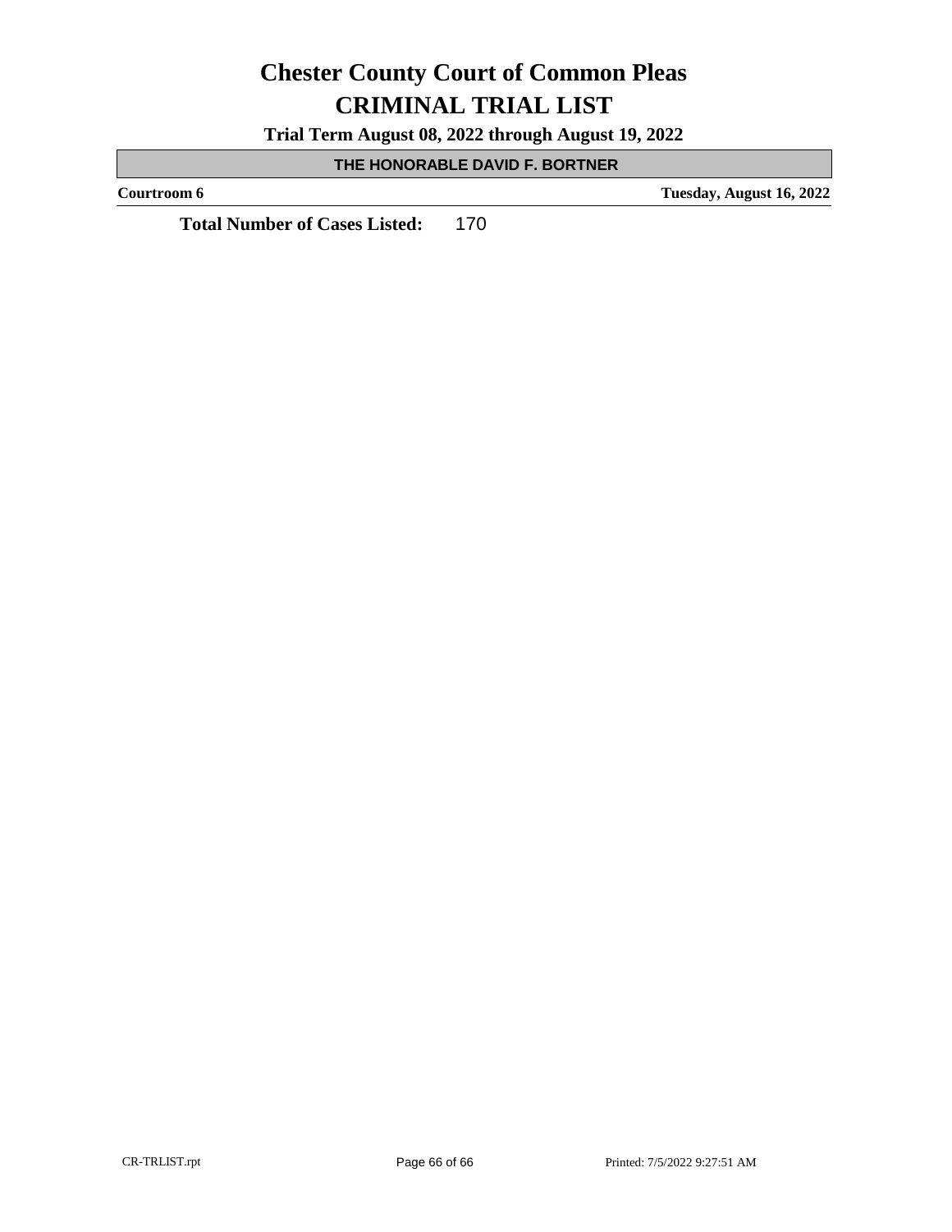# Chester County Court of Common Pleas
# CRIMINAL TRIAL LIST

**Trial Term August 08, 2022 through August 19, 2022**

**THE HONORABLE DAVID F. BORTNER**

**Courtroom 6** **Tuesday, August 16, 2022**

**Total Number of Cases Listed:** 170